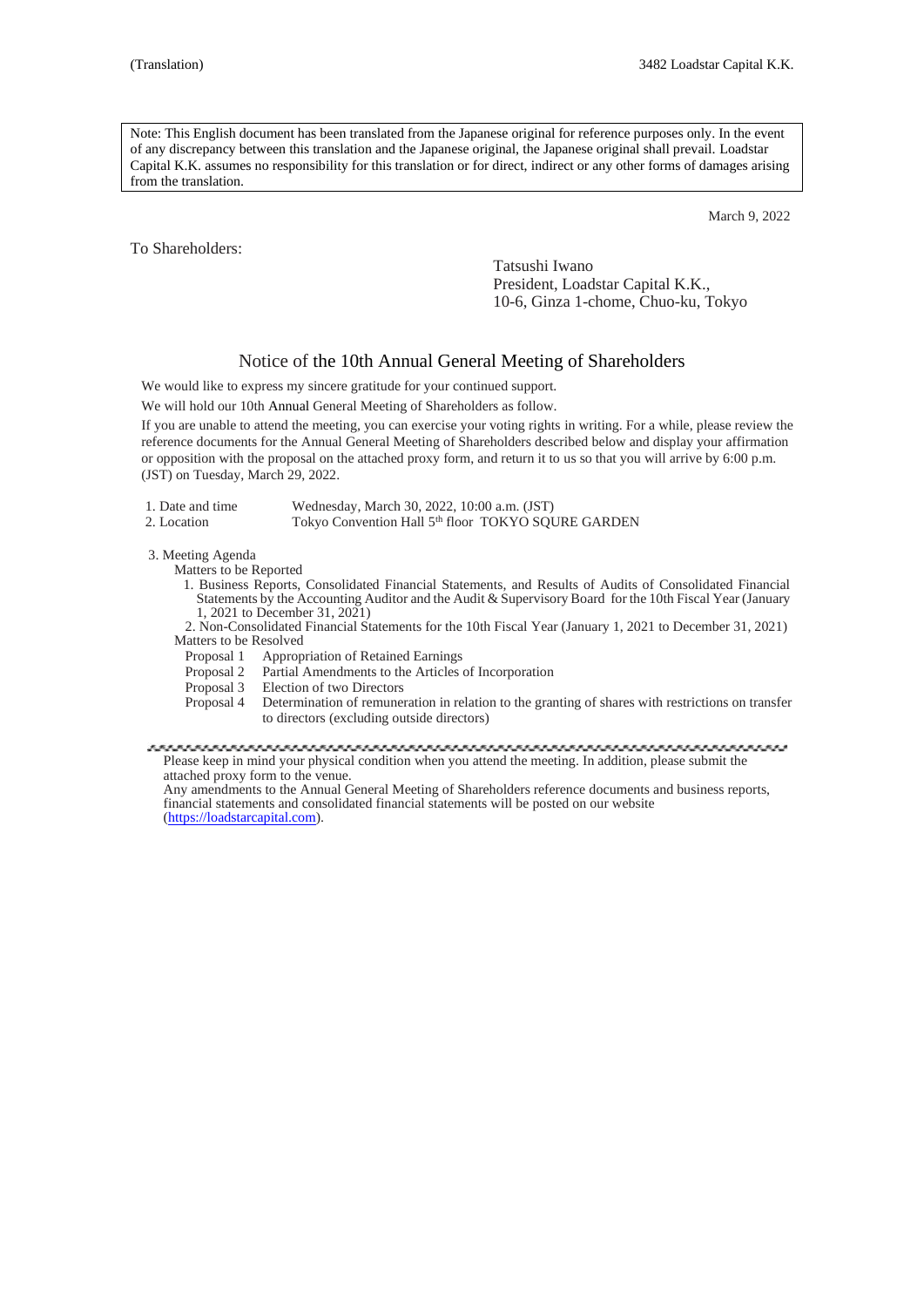(Translation) 3482 Loadstar Capital K.K.

Note: This English document has been translated from the Japanese original for reference purposes only. In the event of any discrepancy between this translation and the Japanese original, the Japanese original shall prevail. Loadstar Capital K.K. assumes no responsibility for this translation or for direct, indirect or any other forms of damages arising from the translation.

March 9, 2022

To Shareholders:

Tatsushi Iwano
President, Loadstar Capital K.K.,
10-6, Ginza 1-chome, Chuo-ku, Tokyo

# Notice of the 10th Annual General Meeting of Shareholders

We would like to express my sincere gratitude for your continued support.

We will hold our 10th Annual General Meeting of Shareholders as follow.

If you are unable to attend the meeting, you can exercise your voting rights in writing. For a while, please review the reference documents for the Annual General Meeting of Shareholders described below and display your affirmation or opposition with the proposal on the attached proxy form, and return it to us so that you will arrive by 6:00 p.m. (JST) on Tuesday, March 29, 2022.

1. Date and time Wednesday, March 30, 2022, 10:00 a.m. (JST)
2. Location Tokyo Convention Hall 5th floor TOKYO SQURE GARDEN

3. Meeting Agenda

Matters to be Reported

1. Business Reports, Consolidated Financial Statements, and Results of Audits of Consolidated Financial Statements by the Accounting Auditor and the Audit & Supervisory Board for the 10th Fiscal Year (January 1, 2021 to December 31, 2021)
2. Non-Consolidated Financial Statements for the 10th Fiscal Year (January 1, 2021 to December 31, 2021)

Matters to be Resolved

Proposal 1 Appropriation of Retained Earnings
Proposal 2 Partial Amendments to the Articles of Incorporation
Proposal 3 Election of two Directors
Proposal 4 Determination of remuneration in relation to the granting of shares with restrictions on transfer to directors (excluding outside directors)

Please keep in mind your physical condition when you attend the meeting. In addition, please submit the attached proxy form to the venue.

Any amendments to the Annual General Meeting of Shareholders reference documents and business reports, financial statements and consolidated financial statements will be posted on our website (https://loadstarcapital.com).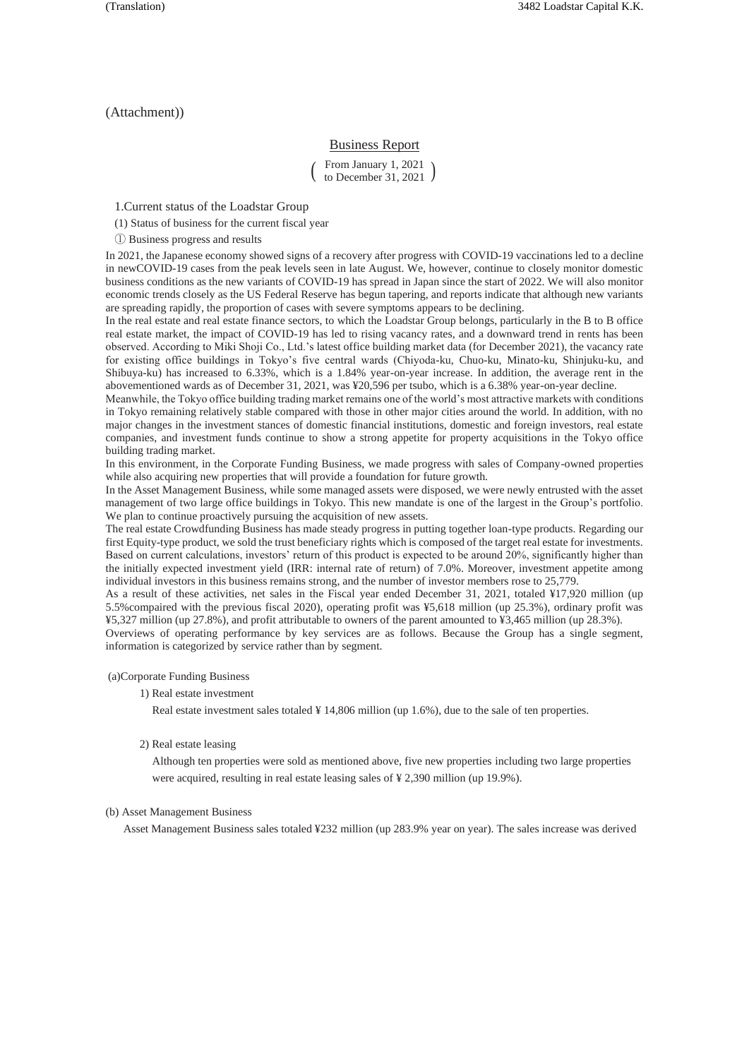(Attachment))

## Business Report

( From January 1, 2021 to December 31, 2021 )

### 1.Current status of the Loadstar Group

#### (1) Status of business for the current fiscal year

##### ① Business progress and results

In 2021, the Japanese economy showed signs of a recovery after progress with COVID-19 vaccinations led to a decline in newCOVID-19 cases from the peak levels seen in late August. We, however, continue to closely monitor domestic business conditions as the new variants of COVID-19 has spread in Japan since the start of 2022. We will also monitor economic trends closely as the US Federal Reserve has begun tapering, and reports indicate that although new variants are spreading rapidly, the proportion of cases with severe symptoms appears to be declining.

In the real estate and real estate finance sectors, to which the Loadstar Group belongs, particularly in the B to B office real estate market, the impact of COVID-19 has led to rising vacancy rates, and a downward trend in rents has been observed. According to Miki Shoji Co., Ltd.'s latest office building market data (for December 2021), the vacancy rate for existing office buildings in Tokyo's five central wards (Chiyoda-ku, Chuo-ku, Minato-ku, Shinjuku-ku, and Shibuya-ku) has increased to 6.33%, which is a 1.84% year-on-year increase. In addition, the average rent in the abovementioned wards as of December 31, 2021, was ¥20,596 per tsubo, which is a 6.38% year-on-year decline.

Meanwhile, the Tokyo office building trading market remains one of the world's most attractive markets with conditions in Tokyo remaining relatively stable compared with those in other major cities around the world. In addition, with no major changes in the investment stances of domestic financial institutions, domestic and foreign investors, real estate companies, and investment funds continue to show a strong appetite for property acquisitions in the Tokyo office building trading market.

In this environment, in the Corporate Funding Business, we made progress with sales of Company-owned properties while also acquiring new properties that will provide a foundation for future growth.

In the Asset Management Business, while some managed assets were disposed, we were newly entrusted with the asset management of two large office buildings in Tokyo. This new mandate is one of the largest in the Group's portfolio. We plan to continue proactively pursuing the acquisition of new assets.

The real estate Crowdfunding Business has made steady progress in putting together loan-type products. Regarding our first Equity-type product, we sold the trust beneficiary rights which is composed of the target real estate for investments. Based on current calculations, investors' return of this product is expected to be around 20%, significantly higher than the initially expected investment yield (IRR: internal rate of return) of 7.0%. Moreover, investment appetite among individual investors in this business remains strong, and the number of investor members rose to 25,779.

As a result of these activities, net sales in the Fiscal year ended December 31, 2021, totaled ¥17,920 million (up 5.5%compaired with the previous fiscal 2020), operating profit was ¥5,618 million (up 25.3%), ordinary profit was ¥5,327 million (up 27.8%), and profit attributable to owners of the parent amounted to ¥3,465 million (up 28.3%).

Overviews of operating performance by key services are as follows. Because the Group has a single segment, information is categorized by service rather than by segment.

(a)Corporate Funding Business

1) Real estate investment

Real estate investment sales totaled ¥ 14,806 million (up 1.6%), due to the sale of ten properties.

2) Real estate leasing

Although ten properties were sold as mentioned above, five new properties including two large properties were acquired, resulting in real estate leasing sales of ¥ 2,390 million (up 19.9%).

(b) Asset Management Business

Asset Management Business sales totaled ¥232 million (up 283.9% year on year). The sales increase was derived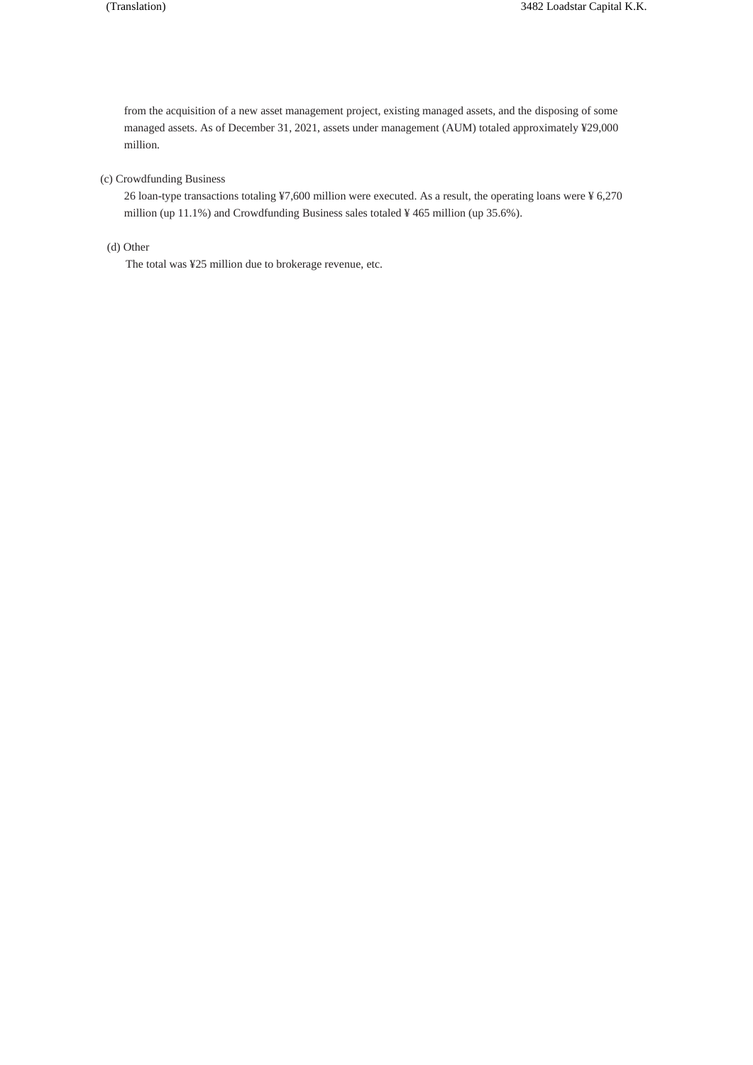from the acquisition of a new asset management project, existing managed assets, and the disposing of some managed assets. As of December 31, 2021, assets under management (AUM) totaled approximately ¥29,000 million.

(c) Crowdfunding Business

26 loan-type transactions totaling ¥7,600 million were executed. As a result, the operating loans were ¥ 6,270 million (up 11.1%) and Crowdfunding Business sales totaled ¥ 465 million (up 35.6%).

(d) Other

The total was ¥25 million due to brokerage revenue, etc.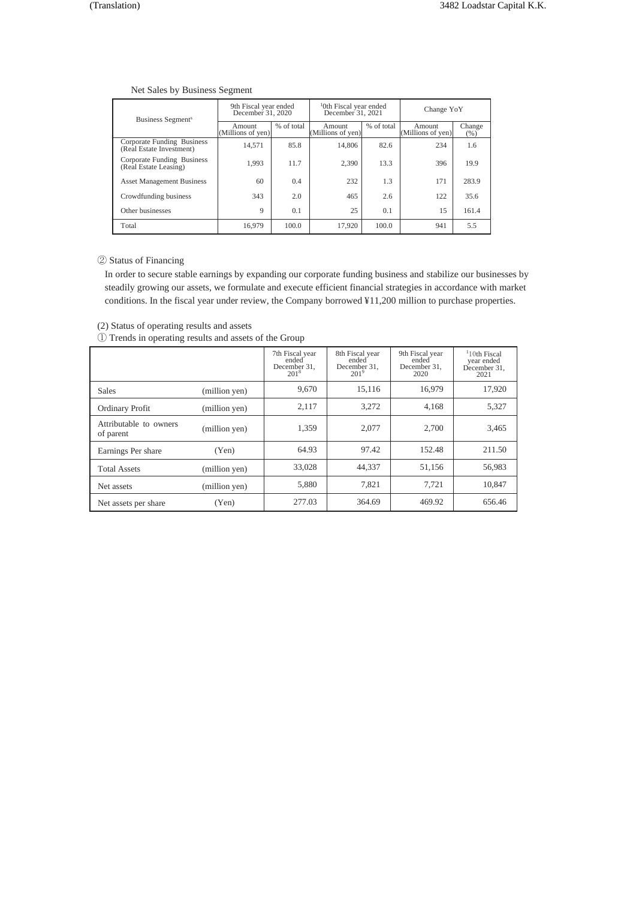Net Sales by Business Segment

| Business Segment[6] | 9th Fiscal year ended December 31, 2020 | | 10th Fiscal year ended December 31, 2021 | | Change YoY | |
|---|---|---|---|---|---|---|
| | Amount (Millions of yen) | % of total | Amount (Millions of yen) | % of total | Amount (Millions of yen) | Change (%) |
| Corporate Funding Business (Real Estate Investment) | 14,571 | 85.8 | 14,806 | 82.6 | 234 | 1.6 |
| Corporate Funding Business (Real Estate Leasing) | 1,993 | 11.7 | 2,390 | 13.3 | 396 | 19.9 |
| Asset Management Business | 60 | 0.4 | 232 | 1.3 | 171 | 283.9 |
| Crowdfunding business | 343 | 2.0 | 465 | 2.6 | 122 | 35.6 |
| Other businesses | 9 | 0.1 | 25 | 0.1 | 15 | 161.4 |
| Total | 16,979 | 100.0 | 17,920 | 100.0 | 941 | 5.5 |

② Status of Financing

In order to secure stable earnings by expanding our corporate funding business and stabilize our businesses by steadily growing our assets, we formulate and execute efficient financial strategies in accordance with market conditions. In the fiscal year under review, the Company borrowed ¥11,200 million to purchase properties.

(2) Status of operating results and assets

① Trends in operating results and assets of the Group

| | | 7th Fiscal year ended December 31, 2018 | 8th Fiscal year ended December 31, 2019 | 9th Fiscal year ended December 31, 2020 | 10th Fiscal year ended December 31, 2021 |
|---|---|---|---|---|---|
| Sales | (million yen) | 9,670 | 15,116 | 16,979 | 17,920 |
| Ordinary Profit | (million yen) | 2,117 | 3,272 | 4,168 | 5,327 |
| Attributable to owners of parent | (million yen) | 1,359 | 2,077 | 2,700 | 3,465 |
| Earnings Per share | (Yen) | 64.93 | 97.42 | 152.48 | 211.50 |
| Total Assets | (million yen) | 33,028 | 44,337 | 51,156 | 56,983 |
| Net assets | (million yen) | 5,880 | 7,821 | 7,721 | 10,847 |
| Net assets per share | (Yen) | 277.03 | 364.69 | 469.92 | 656.46 |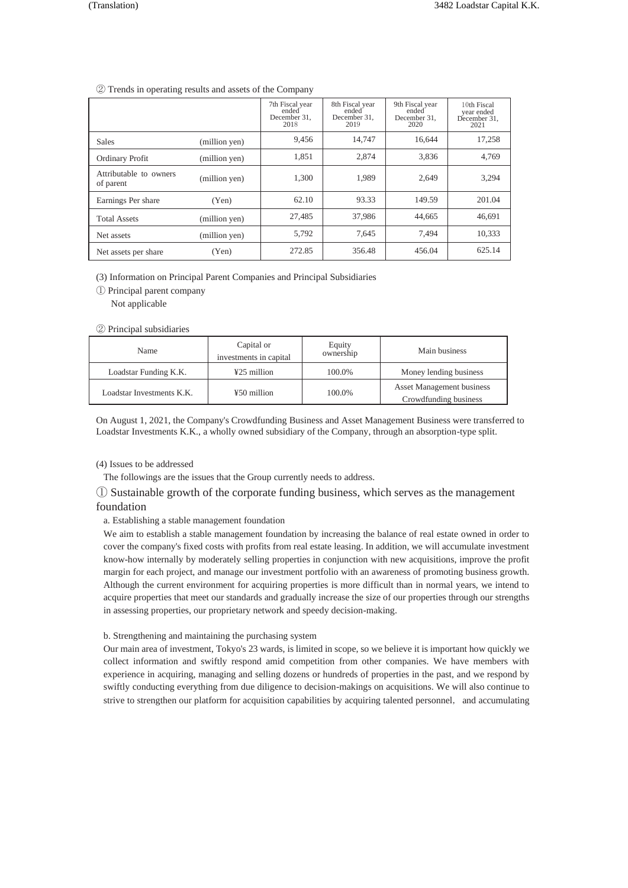② Trends in operating results and assets of the Company

| | | 7th Fiscal year ended December 31, 2018 | 8th Fiscal year ended December 31, 2019 | 9th Fiscal year ended December 31, 2020 | 10th Fiscal year ended December 31, 2021 |
|---|---|---|---|---|---|
| Sales | (million yen) | 9,456 | 14,747 | 16,644 | 17,258 |
| Ordinary Profit | (million yen) | 1,851 | 2,874 | 3,836 | 4,769 |
| Attributable to owners of parent | (million yen) | 1,300 | 1,989 | 2,649 | 3,294 |
| Earnings Per share | (Yen) | 62.10 | 93.33 | 149.59 | 201.04 |
| Total Assets | (million yen) | 27,485 | 37,986 | 44,665 | 46,691 |
| Net assets | (million yen) | 5,792 | 7,645 | 7,494 | 10,333 |
| Net assets per share | (Yen) | 272.85 | 356.48 | 456.04 | 625.14 |

(3) Information on Principal Parent Companies and Principal Subsidiaries

① Principal parent company

Not applicable

② Principal subsidiaries

| Name | Capital or investments in capital | Equity ownership | Main business |
|---|---|---|---|
| Loadstar Funding K.K. | ¥25 million | 100.0% | Money lending business |
| Loadstar Investments K.K. | ¥50 million | 100.0% | Asset Management business<br>Crowdfunding business |

On August 1, 2021, the Company's Crowdfunding Business and Asset Management Business were transferred to Loadstar Investments K.K., a wholly owned subsidiary of the Company, through an absorption-type split.

(4) Issues to be addressed

The followings are the issues that the Group currently needs to address.

① Sustainable growth of the corporate funding business, which serves as the management foundation

a. Establishing a stable management foundation

We aim to establish a stable management foundation by increasing the balance of real estate owned in order to cover the company's fixed costs with profits from real estate leasing. In addition, we will accumulate investment know-how internally by moderately selling properties in conjunction with new acquisitions, improve the profit margin for each project, and manage our investment portfolio with an awareness of promoting business growth. Although the current environment for acquiring properties is more difficult than in normal years, we intend to acquire properties that meet our standards and gradually increase the size of our properties through our strengths in assessing properties, our proprietary network and speedy decision-making.

b. Strengthening and maintaining the purchasing system

Our main area of investment, Tokyo's 23 wards, is limited in scope, so we believe it is important how quickly we collect information and swiftly respond amid competition from other companies. We have members with experience in acquiring, managing and selling dozens or hundreds of properties in the past, and we respond by swiftly conducting everything from due diligence to decision-makings on acquisitions. We will also continue to strive to strengthen our platform for acquisition capabilities by acquiring talented personnel, and accumulating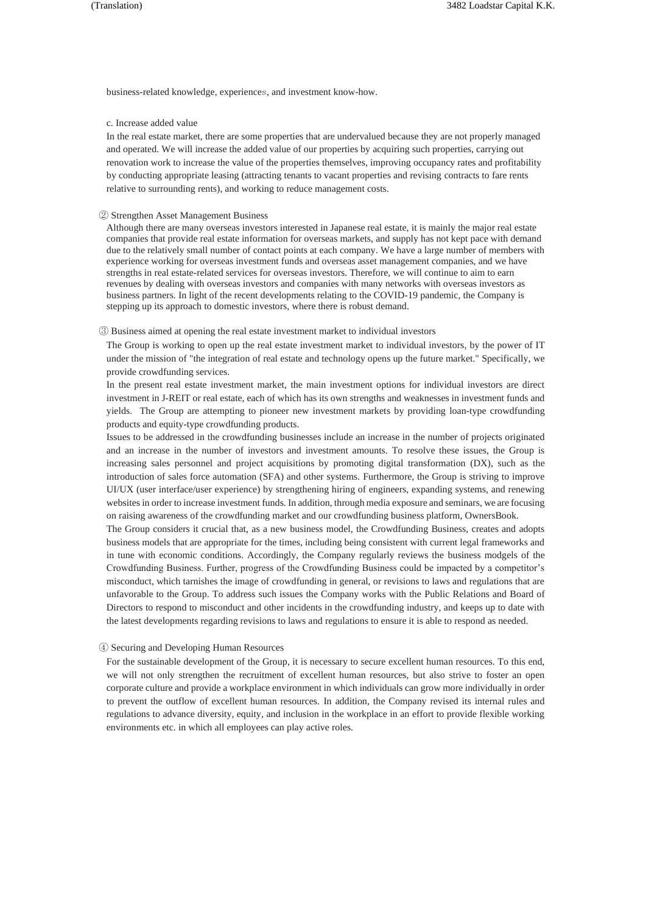business-related knowledge, experiences, and investment know-how.

c. Increase added value

In the real estate market, there are some properties that are undervalued because they are not properly managed and operated. We will increase the added value of our properties by acquiring such properties, carrying out renovation work to increase the value of the properties themselves, improving occupancy rates and profitability by conducting appropriate leasing (attracting tenants to vacant properties and revising contracts to fare rents relative to surrounding rents), and working to reduce management costs.

② Strengthen Asset Management Business

Although there are many overseas investors interested in Japanese real estate, it is mainly the major real estate companies that provide real estate information for overseas markets, and supply has not kept pace with demand due to the relatively small number of contact points at each company. We have a large number of members with experience working for overseas investment funds and overseas asset management companies, and we have strengths in real estate-related services for overseas investors. Therefore, we will continue to aim to earn revenues by dealing with overseas investors and companies with many networks with overseas investors as business partners. In light of the recent developments relating to the COVID-19 pandemic, the Company is stepping up its approach to domestic investors, where there is robust demand.

③ Business aimed at opening the real estate investment market to individual investors

The Group is working to open up the real estate investment market to individual investors, by the power of IT under the mission of "the integration of real estate and technology opens up the future market." Specifically, we provide crowdfunding services.

In the present real estate investment market, the main investment options for individual investors are direct investment in J-REIT or real estate, each of which has its own strengths and weaknesses in investment funds and yields. The Group are attempting to pioneer new investment markets by providing loan-type crowdfunding products and equity-type crowdfunding products.

Issues to be addressed in the crowdfunding businesses include an increase in the number of projects originated and an increase in the number of investors and investment amounts. To resolve these issues, the Group is increasing sales personnel and project acquisitions by promoting digital transformation (DX), such as the introduction of sales force automation (SFA) and other systems. Furthermore, the Group is striving to improve UI/UX (user interface/user experience) by strengthening hiring of engineers, expanding systems, and renewing websites in order to increase investment funds. In addition, through media exposure and seminars, we are focusing on raising awareness of the crowdfunding market and our crowdfunding business platform, OwnersBook.

The Group considers it crucial that, as a new business model, the Crowdfunding Business, creates and adopts business models that are appropriate for the times, including being consistent with current legal frameworks and in tune with economic conditions. Accordingly, the Company regularly reviews the business modgels of the Crowdfunding Business. Further, progress of the Crowdfunding Business could be impacted by a competitor's misconduct, which tarnishes the image of crowdfunding in general, or revisions to laws and regulations that are unfavorable to the Group. To address such issues the Company works with the Public Relations and Board of Directors to respond to misconduct and other incidents in the crowdfunding industry, and keeps up to date with the latest developments regarding revisions to laws and regulations to ensure it is able to respond as needed.

④ Securing and Developing Human Resources

For the sustainable development of the Group, it is necessary to secure excellent human resources. To this end, we will not only strengthen the recruitment of excellent human resources, but also strive to foster an open corporate culture and provide a workplace environment in which individuals can grow more individually in order to prevent the outflow of excellent human resources. In addition, the Company revised its internal rules and regulations to advance diversity, equity, and inclusion in the workplace in an effort to provide flexible working environments etc. in which all employees can play active roles.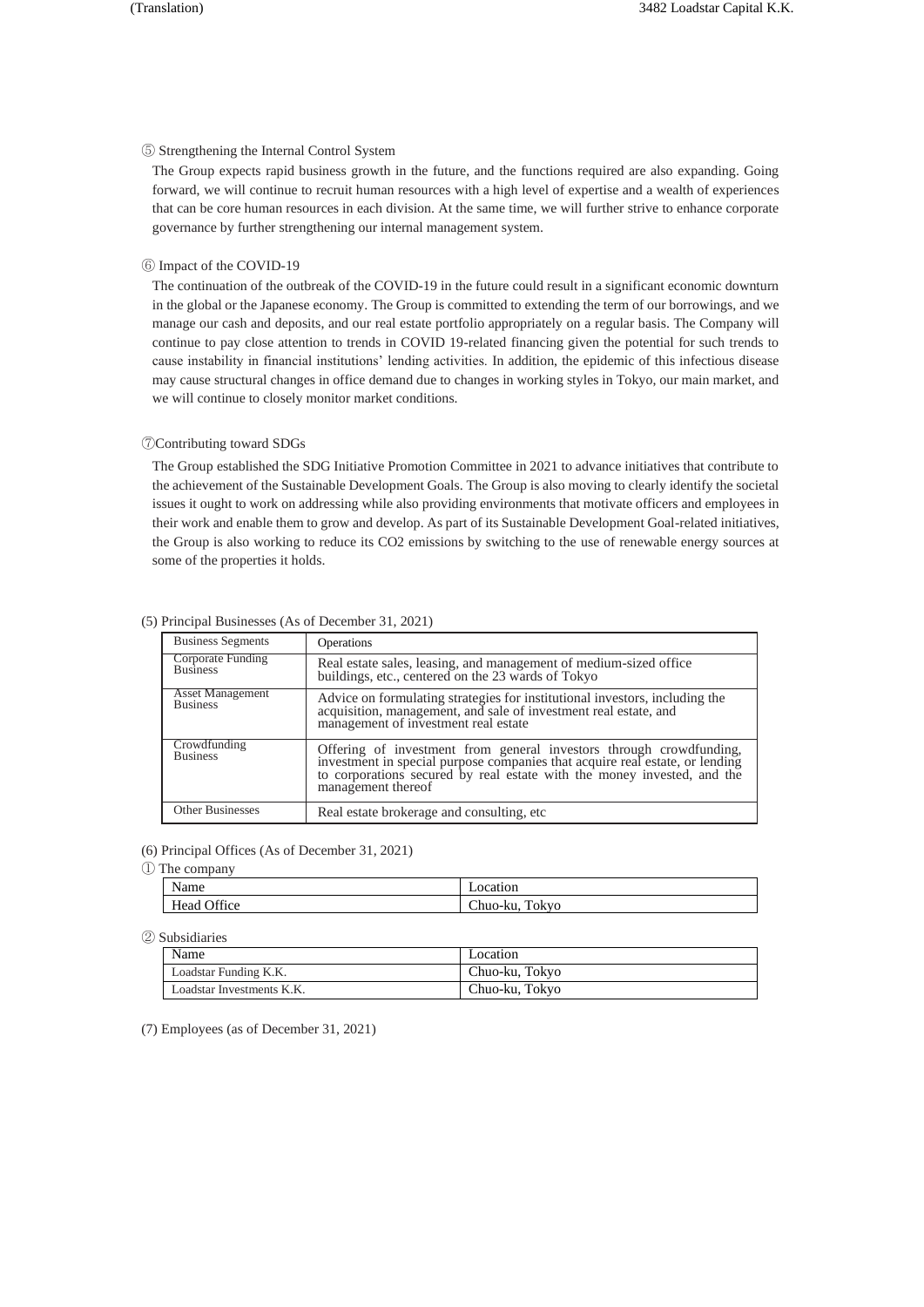⑤ Strengthening the Internal Control System

The Group expects rapid business growth in the future, and the functions required are also expanding. Going forward, we will continue to recruit human resources with a high level of expertise and a wealth of experiences that can be core human resources in each division. At the same time, we will further strive to enhance corporate governance by further strengthening our internal management system.

⑥ Impact of the COVID-19

The continuation of the outbreak of the COVID-19 in the future could result in a significant economic downturn in the global or the Japanese economy. The Group is committed to extending the term of our borrowings, and we manage our cash and deposits, and our real estate portfolio appropriately on a regular basis. The Company will continue to pay close attention to trends in COVID 19-related financing given the potential for such trends to cause instability in financial institutions' lending activities. In addition, the epidemic of this infectious disease may cause structural changes in office demand due to changes in working styles in Tokyo, our main market, and we will continue to closely monitor market conditions.

⑦Contributing toward SDGs

The Group established the SDG Initiative Promotion Committee in 2021 to advance initiatives that contribute to the achievement of the Sustainable Development Goals. The Group is also moving to clearly identify the societal issues it ought to work on addressing while also providing environments that motivate officers and employees in their work and enable them to grow and develop. As part of its Sustainable Development Goal-related initiatives, the Group is also working to reduce its $CO_2$ emissions by switching to the use of renewable energy sources at some of the properties it holds.

(5) Principal Businesses (As of December 31, 2021)

| Business Segments | Operations |
|---|---|
| Corporate Funding Business | Real estate sales, leasing, and management of medium-sized office buildings, etc., centered on the 23 wards of Tokyo |
| Asset Management Business | Advice on formulating strategies for institutional investors, including the acquisition, management, and sale of investment real estate, and management of investment real estate |
| Crowdfunding Business | Offering of investment from general investors through crowdfunding, investment in special purpose companies that acquire real estate, or lending to corporations secured by real estate with the money invested, and the management thereof |
| Other Businesses | Real estate brokerage and consulting, etc |

(6) Principal Offices (As of December 31, 2021)

① The company

| Name | Location |
|---|---|
| Head Office | Chuo-ku, Tokyo |

② Subsidiaries

| Name | Location |
|---|---|
| Loadstar Funding K.K. | Chuo-ku, Tokyo |
| Loadstar Investments K.K. | Chuo-ku, Tokyo |

(7) Employees (as of December 31, 2021)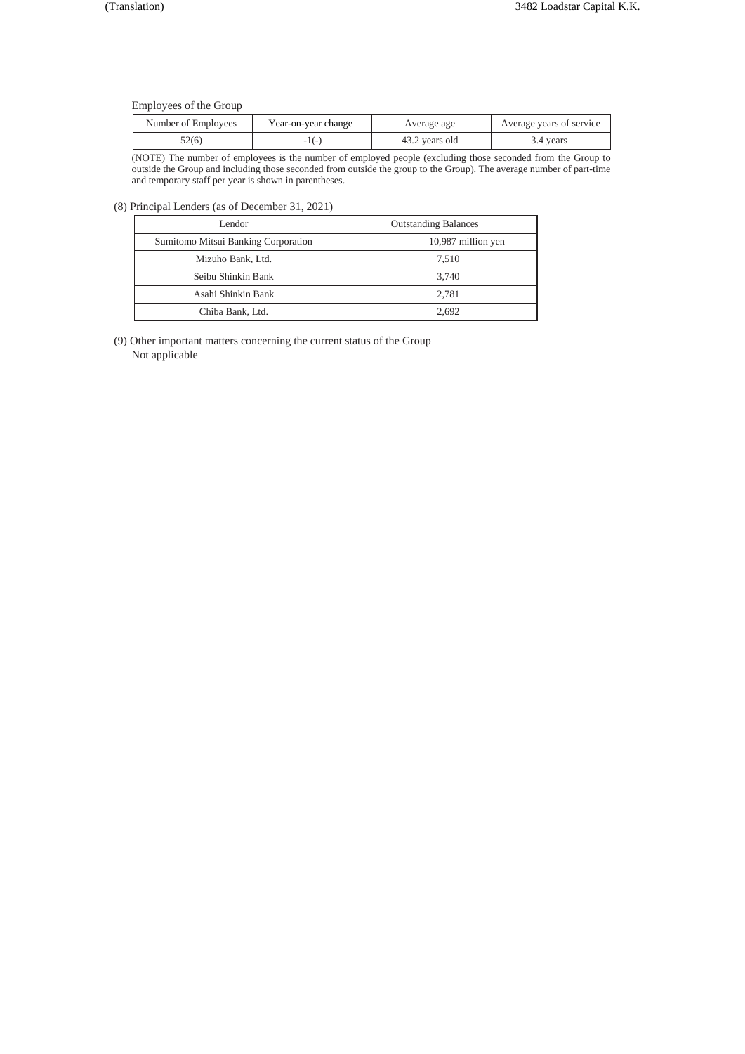Employees of the Group

| Number of Employees | Year-on-year change | Average age | Average years of service |
|---|---|---|---|
| 52(6) | -1(-) | 43.2 years old | 3.4 years |

(NOTE) The number of employees is the number of employed people (excluding those seconded from the Group to outside the Group and including those seconded from outside the group to the Group). The average number of part-time and temporary staff per year is shown in parentheses.

(8) Principal Lenders (as of December 31, 2021)

| Lender | Outstanding Balances |
|---|---|
| Sumitomo Mitsui Banking Corporation | 10,987 million yen |
| Mizuho Bank, Ltd. | 7,510 |
| Seibu Shinkin Bank | 3,740 |
| Asahi Shinkin Bank | 2,781 |
| Chiba Bank, Ltd. | 2,692 |

(9) Other important matters concerning the current status of the Group

Not applicable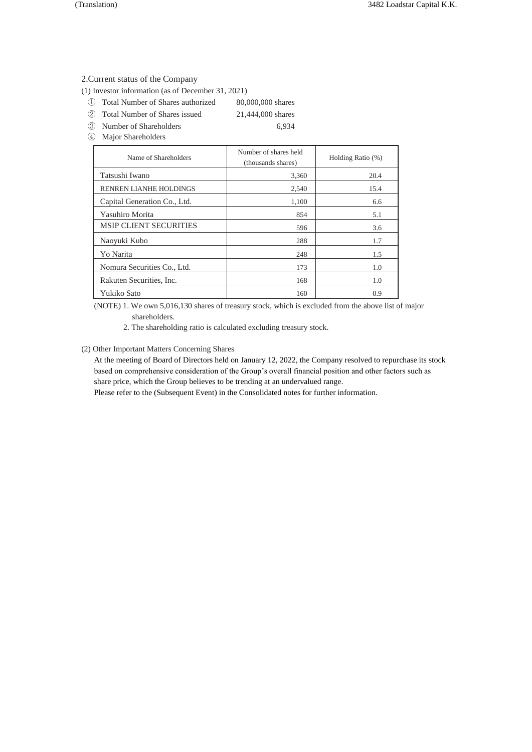## 2.Current status of the Company

(1) Investor information (as of December 31, 2021)

① Total Number of Shares authorized 80,000,000 shares

② Total Number of Shares issued 21,444,000 shares

③ Number of Shareholders 6,934

④ Major Shareholders

| Name of Shareholders | Number of shares held (thousands shares) | Holding Ratio (%) |
|---|---|---|
| Tatsushi Iwano | 3,360 | 20.4 |
| RENREN LIANHE HOLDINGS | 2,540 | 15.4 |
| Capital Generation Co., Ltd. | 1,100 | 6.6 |
| Yasuhiro Morita | 854 | 5.1 |
| MSIP CLIENT SECURITIES | 596 | 3.6 |
| Naoyuki Kubo | 288 | 1.7 |
| Yo Narita | 248 | 1.5 |
| Nomura Securities Co., Ltd. | 173 | 1.0 |
| Rakuten Securities, Inc. | 168 | 1.0 |
| Yukiko Sato | 160 | 0.9 |

(NOTE) 1. We own 5,016,130 shares of treasury stock, which is excluded from the above list of major shareholders.

2. The shareholding ratio is calculated excluding treasury stock.

(2) Other Important Matters Concerning Shares

At the meeting of Board of Directors held on January 12, 2022, the Company resolved to repurchase its stock based on comprehensive consideration of the Group's overall financial position and other factors such as share price, which the Group believes to be trending at an undervalued range.

Please refer to the (Subsequent Event) in the Consolidated notes for further information.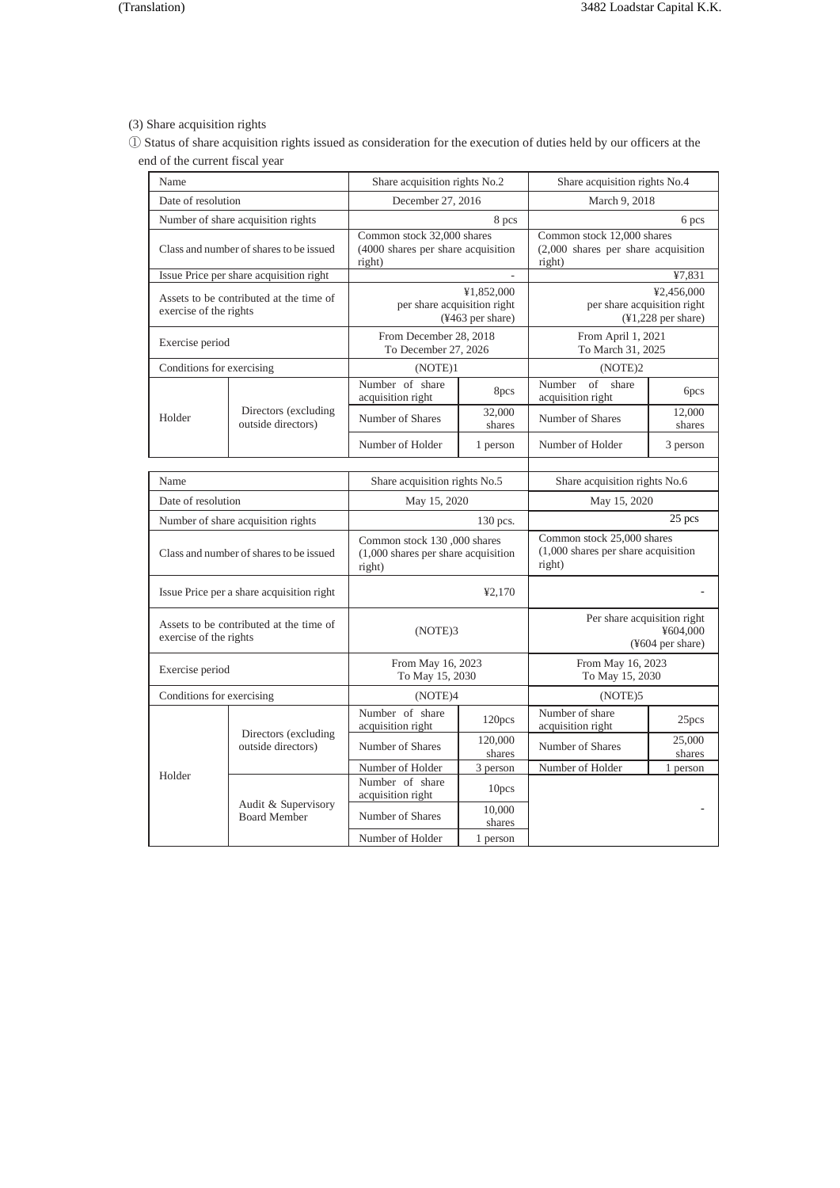(3) Share acquisition rights

① Status of share acquisition rights issued as consideration for the execution of duties held by our officers at the end of the current fiscal year

| Name | | Share acquisition rights No.2 | | Share acquisition rights No.4 | |
|---|---|---|---|---|---|
| Date of resolution | | December 27, 2016 | | March 9, 2018 | |
| Number of share acquisition rights | | 8 pcs | | 6 pcs | |
| Class and number of shares to be issued | | Common stock 32,000 shares (4000 shares per share acquisition right) | | Common stock 12,000 shares (2,000 shares per share acquisition right) | |
| Issue Price per share acquisition right | | - | | ¥7,831 | |
| Assets to be contributed at the time of exercise of the rights | | ¥1,852,000 per share acquisition right (¥463 per share) | | ¥2,456,000 per share acquisition right (¥1,228 per share) | |
| Exercise period | | From December 28, 2018 To December 27, 2026 | | From April 1, 2021 To March 31, 2025 | |
| Conditions for exercising | | (NOTE)1 | | (NOTE)2 | |
| Holder | Directors (excluding outside directors) | Number of share acquisition right | 8pcs | Number of share acquisition right | 6pcs |
| | | Number of Shares | 32,000 shares | Number of Shares | 12,000 shares |
| | | Number of Holder | 1 person | Number of Holder | 3 person |

| Name | | Share acquisition rights No.5 | | Share acquisition rights No.6 | |
|---|---|---|---|---|---|
| Date of resolution | | May 15, 2020 | | May 15, 2020 | |
| Number of share acquisition rights | | 130 pcs. | | 25 pcs | |
| Class and number of shares to be issued | | Common stock 130 ,000 shares (1,000 shares per share acquisition right) | | Common stock 25,000 shares (1,000 shares per share acquisition right) | |
| Issue Price per a share acquisition right | | ¥2,170 | | - | |
| Assets to be contributed at the time of exercise of the rights | | (NOTE)3 | | Per share acquisition right ¥604,000 (¥604 per share) | |
| Exercise period | | From May 16, 2023 To May 15, 2030 | | From May 16, 2023 To May 15, 2030 | |
| Conditions for exercising | | (NOTE)4 | | (NOTE)5 | |
| Holder | Directors (excluding outside directors) | Number of share acquisition right | 120pcs | Number of share acquisition right | 25pcs |
| | | Number of Shares | 120,000 shares | Number of Shares | 25,000 shares |
| | | Number of Holder | 3 person | Number of Holder | 1 person |
| | Audit & Supervisory Board Member | Number of share acquisition right | 10pcs | - | |
| | | Number of Shares | 10,000 shares | | |
| | | Number of Holder | 1 person | | |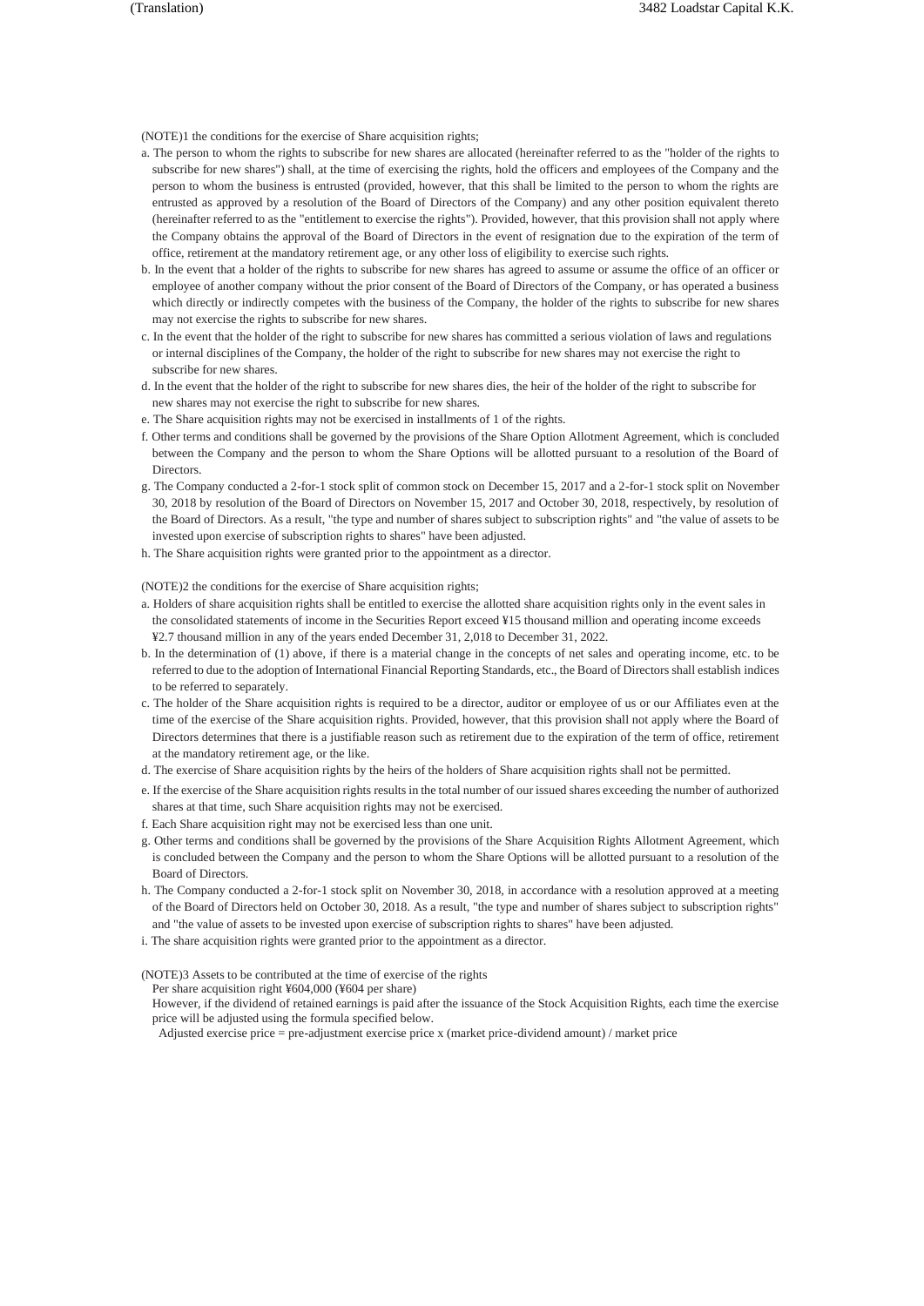(NOTE)1 the conditions for the exercise of Share acquisition rights;

a. The person to whom the rights to subscribe for new shares are allocated (hereinafter referred to as the "holder of the rights to subscribe for new shares") shall, at the time of exercising the rights, hold the officers and employees of the Company and the person to whom the business is entrusted (provided, however, that this shall be limited to the person to whom the rights are entrusted as approved by a resolution of the Board of Directors of the Company) and any other position equivalent thereto (hereinafter referred to as the "entitlement to exercise the rights"). Provided, however, that this provision shall not apply where the Company obtains the approval of the Board of Directors in the event of resignation due to the expiration of the term of office, retirement at the mandatory retirement age, or any other loss of eligibility to exercise such rights.
b. In the event that a holder of the rights to subscribe for new shares has agreed to assume or assume the office of an officer or employee of another company without the prior consent of the Board of Directors of the Company, or has operated a business which directly or indirectly competes with the business of the Company, the holder of the rights to subscribe for new shares may not exercise the rights to subscribe for new shares.
c. In the event that the holder of the right to subscribe for new shares has committed a serious violation of laws and regulations or internal disciplines of the Company, the holder of the right to subscribe for new shares may not exercise the right to subscribe for new shares.
d. In the event that the holder of the right to subscribe for new shares dies, the heir of the holder of the right to subscribe for new shares may not exercise the right to subscribe for new shares.
e. The Share acquisition rights may not be exercised in installments of 1 of the rights.
f. Other terms and conditions shall be governed by the provisions of the Share Option Allotment Agreement, which is concluded between the Company and the person to whom the Share Options will be allotted pursuant to a resolution of the Board of Directors.
g. The Company conducted a 2-for-1 stock split of common stock on December 15, 2017 and a 2-for-1 stock split on November 30, 2018 by resolution of the Board of Directors on November 15, 2017 and October 30, 2018, respectively, by resolution of the Board of Directors. As a result, "the type and number of shares subject to subscription rights" and "the value of assets to be invested upon exercise of subscription rights to shares" have been adjusted.
h. The Share acquisition rights were granted prior to the appointment as a director.

(NOTE)2 the conditions for the exercise of Share acquisition rights;

a. Holders of share acquisition rights shall be entitled to exercise the allotted share acquisition rights only in the event sales in the consolidated statements of income in the Securities Report exceed ¥15 thousand million and operating income exceeds ¥2.7 thousand million in any of the years ended December 31, 2,018 to December 31, 2022.
b. In the determination of (1) above, if there is a material change in the concepts of net sales and operating income, etc. to be referred to due to the adoption of International Financial Reporting Standards, etc., the Board of Directors shall establish indices to be referred to separately.
c. The holder of the Share acquisition rights is required to be a director, auditor or employee of us or our Affiliates even at the time of the exercise of the Share acquisition rights. Provided, however, that this provision shall not apply where the Board of Directors determines that there is a justifiable reason such as retirement due to the expiration of the term of office, retirement at the mandatory retirement age, or the like.
d. The exercise of Share acquisition rights by the heirs of the holders of Share acquisition rights shall not be permitted.
e. If the exercise of the Share acquisition rights results in the total number of our issued shares exceeding the number of authorized shares at that time, such Share acquisition rights may not be exercised.
f. Each Share acquisition right may not be exercised less than one unit.
g. Other terms and conditions shall be governed by the provisions of the Share Acquisition Rights Allotment Agreement, which is concluded between the Company and the person to whom the Share Options will be allotted pursuant to a resolution of the Board of Directors.
h. The Company conducted a 2-for-1 stock split on November 30, 2018, in accordance with a resolution approved at a meeting of the Board of Directors held on October 30, 2018. As a result, "the type and number of shares subject to subscription rights" and "the value of assets to be invested upon exercise of subscription rights to shares" have been adjusted.
i. The share acquisition rights were granted prior to the appointment as a director.

(NOTE)3 Assets to be contributed at the time of exercise of the rights

Per share acquisition right ¥604,000 (¥604 per share)

However, if the dividend of retained earnings is paid after the issuance of the Stock Acquisition Rights, each time the exercise price will be adjusted using the formula specified below.

Adjusted exercise price = pre-adjustment exercise price x (market price-dividend amount) / market price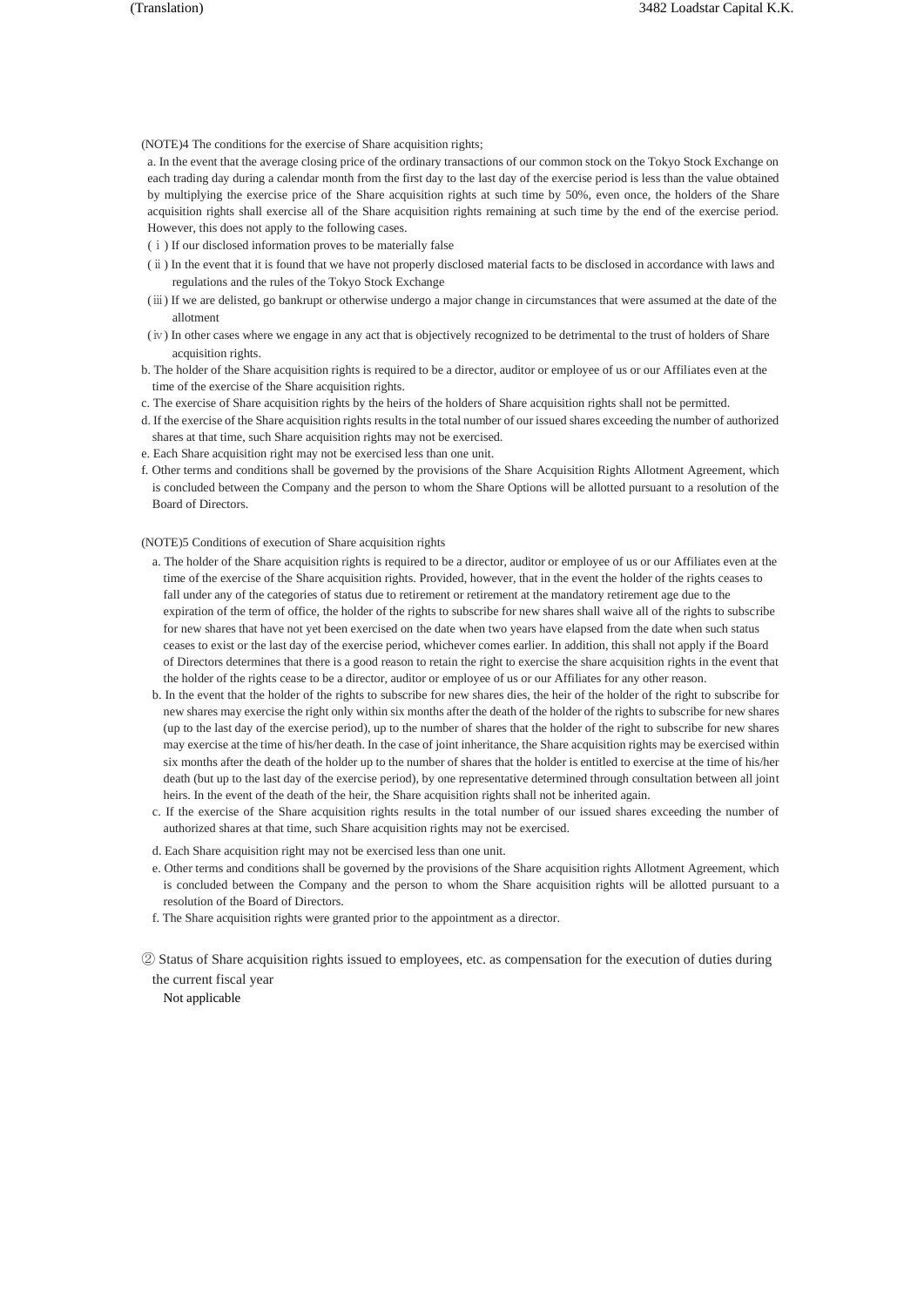(NOTE)4 The conditions for the exercise of Share acquisition rights;

a. In the event that the average closing price of the ordinary transactions of our common stock on the Tokyo Stock Exchange on each trading day during a calendar month from the first day to the last day of the exercise period is less than the value obtained by multiplying the exercise price of the Share acquisition rights at such time by 50%, even once, the holders of the Share acquisition rights shall exercise all of the Share acquisition rights remaining at such time by the end of the exercise period. However, this does not apply to the following cases.

(ⅰ) If our disclosed information proves to be materially false

(ⅱ) In the event that it is found that we have not properly disclosed material facts to be disclosed in accordance with laws and regulations and the rules of the Tokyo Stock Exchange

(ⅲ) If we are delisted, go bankrupt or otherwise undergo a major change in circumstances that were assumed at the date of the allotment

(ⅳ) In other cases where we engage in any act that is objectively recognized to be detrimental to the trust of holders of Share acquisition rights.

b. The holder of the Share acquisition rights is required to be a director, auditor or employee of us or our Affiliates even at the time of the exercise of the Share acquisition rights.

c. The exercise of Share acquisition rights by the heirs of the holders of Share acquisition rights shall not be permitted.

d. If the exercise of the Share acquisition rights results in the total number of our issued shares exceeding the number of authorized shares at that time, such Share acquisition rights may not be exercised.

e. Each Share acquisition right may not be exercised less than one unit.

f. Other terms and conditions shall be governed by the provisions of the Share Acquisition Rights Allotment Agreement, which is concluded between the Company and the person to whom the Share Options will be allotted pursuant to a resolution of the Board of Directors.

(NOTE)5 Conditions of execution of Share acquisition rights

a. The holder of the Share acquisition rights is required to be a director, auditor or employee of us or our Affiliates even at the time of the exercise of the Share acquisition rights. Provided, however, that in the event the holder of the rights ceases to fall under any of the categories of status due to retirement or retirement at the mandatory retirement age due to the expiration of the term of office, the holder of the rights to subscribe for new shares shall waive all of the rights to subscribe for new shares that have not yet been exercised on the date when two years have elapsed from the date when such status ceases to exist or the last day of the exercise period, whichever comes earlier. In addition, this shall not apply if the Board of Directors determines that there is a good reason to retain the right to exercise the share acquisition rights in the event that the holder of the rights cease to be a director, auditor or employee of us or our Affiliates for any other reason.

b. In the event that the holder of the rights to subscribe for new shares dies, the heir of the holder of the right to subscribe for new shares may exercise the right only within six months after the death of the holder of the rights to subscribe for new shares (up to the last day of the exercise period), up to the number of shares that the holder of the right to subscribe for new shares may exercise at the time of his/her death. In the case of joint inheritance, the Share acquisition rights may be exercised within six months after the death of the holder up to the number of shares that the holder is entitled to exercise at the time of his/her death (but up to the last day of the exercise period), by one representative determined through consultation between all joint heirs. In the event of the death of the heir, the Share acquisition rights shall not be inherited again.

c. If the exercise of the Share acquisition rights results in the total number of our issued shares exceeding the number of authorized shares at that time, such Share acquisition rights may not be exercised.

d. Each Share acquisition right may not be exercised less than one unit.

e. Other terms and conditions shall be governed by the provisions of the Share acquisition rights Allotment Agreement, which is concluded between the Company and the person to whom the Share acquisition rights will be allotted pursuant to a resolution of the Board of Directors.

f. The Share acquisition rights were granted prior to the appointment as a director.

② Status of Share acquisition rights issued to employees, etc. as compensation for the execution of duties during the current fiscal year

Not applicable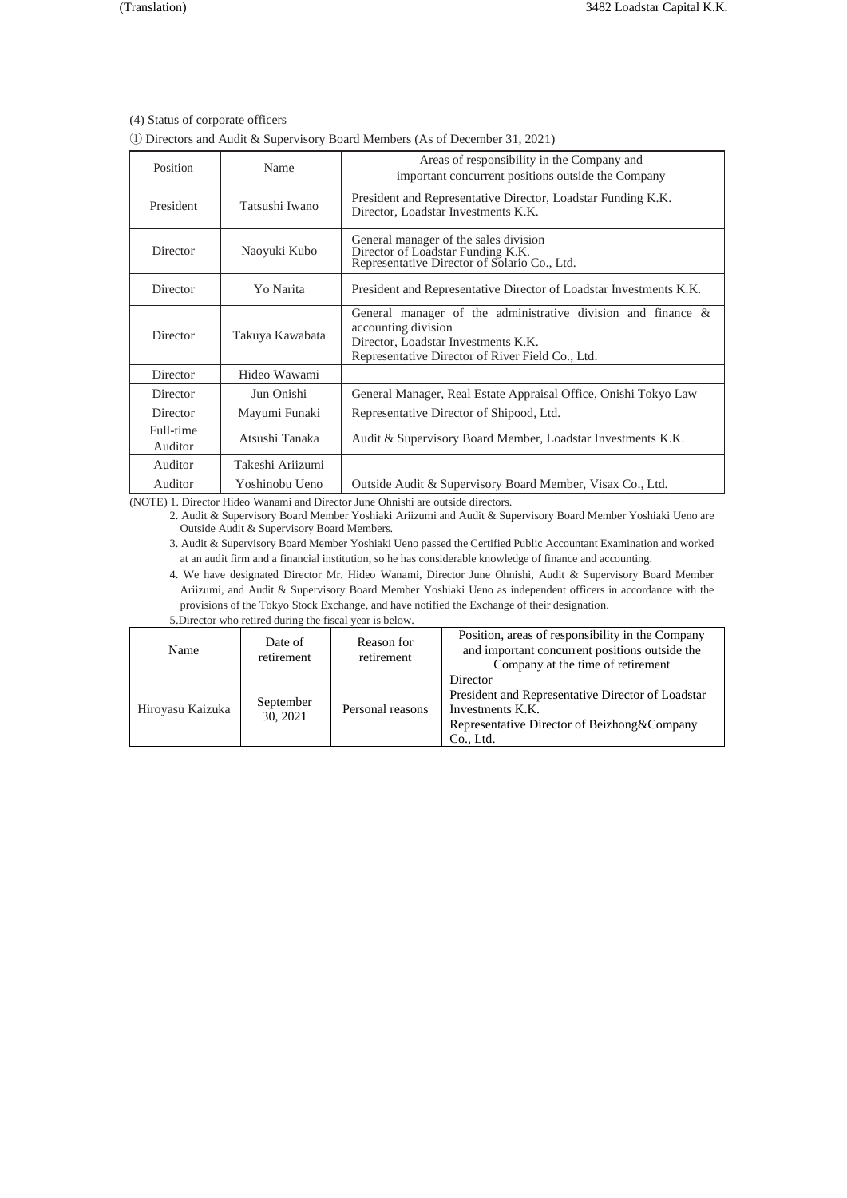(4) Status of corporate officers

① Directors and Audit & Supervisory Board Members (As of December 31, 2021)

| Position | Name | Areas of responsibility in the Company and important concurrent positions outside the Company |
|---|---|---|
| President | Tatsushi Iwano | President and Representative Director, Loadstar Funding K.K.<br>Director, Loadstar Investments K.K. |
| Director | Naoyuki Kubo | General manager of the sales division<br>Director of Loadstar Funding K.K.<br>Representative Director of Solario Co., Ltd. |
| Director | Yo Narita | President and Representative Director of Loadstar Investments K.K. |
| Director | Takuya Kawabata | General manager of the administrative division and finance & accounting division<br>Director, Loadstar Investments K.K.<br>Representative Director of River Field Co., Ltd. |
| Director | Hideo Wawami | |
| Director | Jun Onishi | General Manager, Real Estate Appraisal Office, Onishi Tokyo Law |
| Director | Mayumi Funaki | Representative Director of Shipood, Ltd. |
| Full-time Auditor | Atsushi Tanaka | Audit & Supervisory Board Member, Loadstar Investments K.K. |
| Auditor | Takeshi Ariizumi | |
| Auditor | Yoshinobu Ueno | Outside Audit & Supervisory Board Member, Visax Co., Ltd. |

(NOTE) 1. Director Hideo Wanami and Director June Ohnishi are outside directors.

2. Audit & Supervisory Board Member Yoshiaki Ariizumi and Audit & Supervisory Board Member Yoshiaki Ueno are Outside Audit & Supervisory Board Members.

3. Audit & Supervisory Board Member Yoshiaki Ueno passed the Certified Public Accountant Examination and worked at an audit firm and a financial institution, so he has considerable knowledge of finance and accounting.

4. We have designated Director Mr. Hideo Wanami, Director June Ohnishi, Audit & Supervisory Board Member Ariizumi, and Audit & Supervisory Board Member Yoshiaki Ueno as independent officers in accordance with the provisions of the Tokyo Stock Exchange, and have notified the Exchange of their designation.

5.Director who retired during the fiscal year is below.

| Name | Date of retirement | Reason for retirement | Position, areas of responsibility in the Company and important concurrent positions outside the Company at the time of retirement |
|---|---|---|---|
| Hiroyasu Kaizuka | September 30, 2021 | Personal reasons | Director<br>President and Representative Director of Loadstar Investments K.K.<br>Representative Director of Beizhong&Company Co., Ltd. |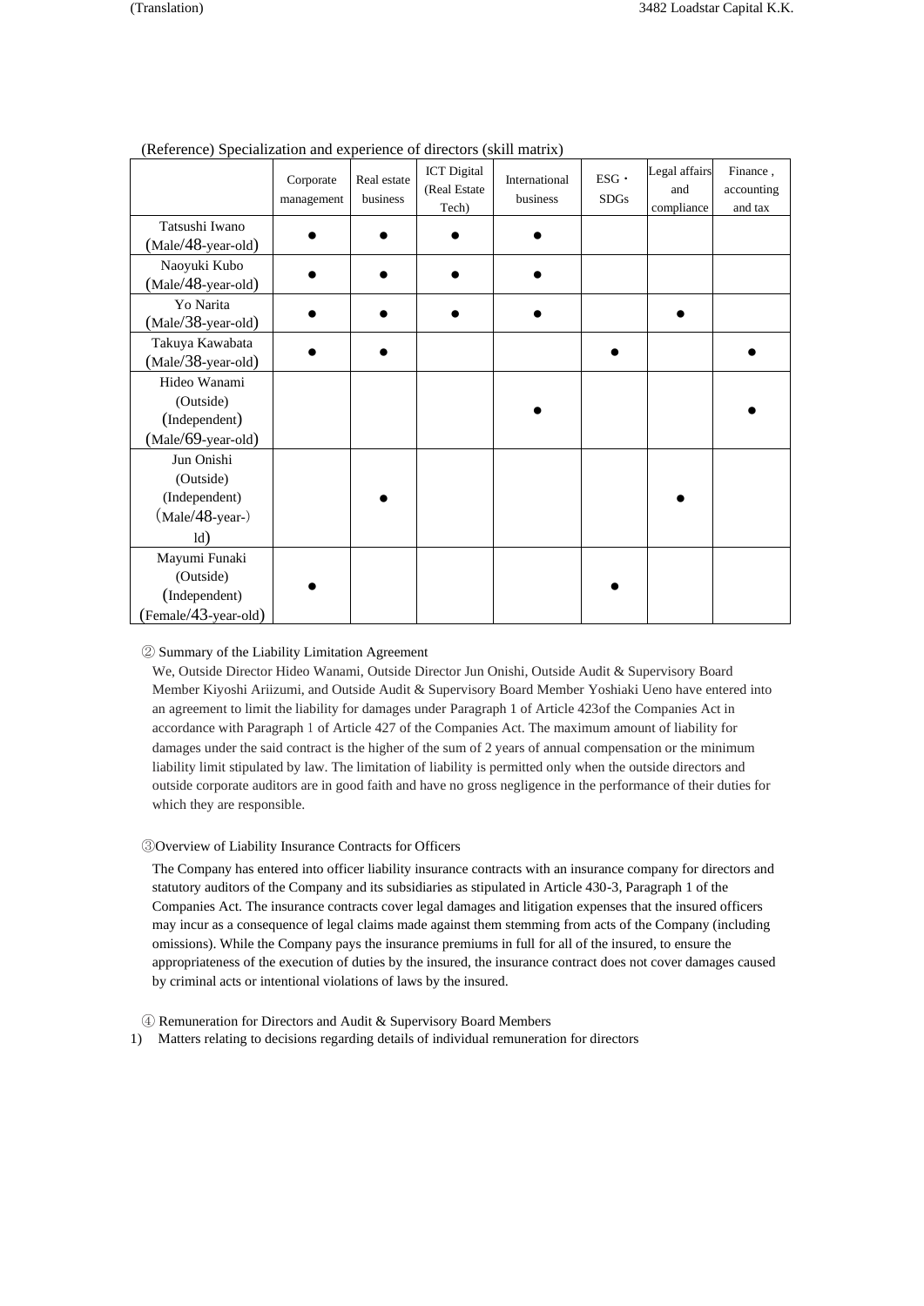(Reference) Specialization and experience of directors (skill matrix)

| | Corporate management | Real estate business | ICT Digital (Real Estate Tech) | International business | ESG・SDGs | Legal affairs and compliance | Finance, accounting and tax |
|---|---|---|---|---|---|---|---|
| Tatsushi Iwano (Male/48-year-old) | ● | ● | ● | ● | | | |
| Naoyuki Kubo (Male/48-year-old) | ● | ● | ● | ● | | | |
| Yo Narita (Male/38-year-old) | ● | ● | ● | ● | | ● | |
| Takuya Kawabata (Male/38-year-old) | ● | ● | | | ● | | ● |
| Hideo Wanami (Outside) (Independent) (Male/69-year-old) | | | | ● | | | ● |
| Jun Onishi (Outside) (Independent) (Male/48-year-old) | | ● | | | | ● | |
| Mayumi Funaki (Outside) (Independent) (Female/43-year-old) | ● | | | | ● | | |

② Summary of the Liability Limitation Agreement

We, Outside Director Hideo Wanami, Outside Director Jun Onishi, Outside Audit & Supervisory Board Member Kiyoshi Ariizumi, and Outside Audit & Supervisory Board Member Yoshiaki Ueno have entered into an agreement to limit the liability for damages under Paragraph 1 of Article 423of the Companies Act in accordance with Paragraph 1 of Article 427 of the Companies Act. The maximum amount of liability for damages under the said contract is the higher of the sum of 2 years of annual compensation or the minimum liability limit stipulated by law. The limitation of liability is permitted only when the outside directors and outside corporate auditors are in good faith and have no gross negligence in the performance of their duties for which they are responsible.

③Overview of Liability Insurance Contracts for Officers

The Company has entered into officer liability insurance contracts with an insurance company for directors and statutory auditors of the Company and its subsidiaries as stipulated in Article 430-3, Paragraph 1 of the Companies Act. The insurance contracts cover legal damages and litigation expenses that the insured officers may incur as a consequence of legal claims made against them stemming from acts of the Company (including omissions). While the Company pays the insurance premiums in full for all of the insured, to ensure the appropriateness of the execution of duties by the insured, the insurance contract does not cover damages caused by criminal acts or intentional violations of laws by the insured.

④ Remuneration for Directors and Audit & Supervisory Board Members

1) Matters relating to decisions regarding details of individual remuneration for directors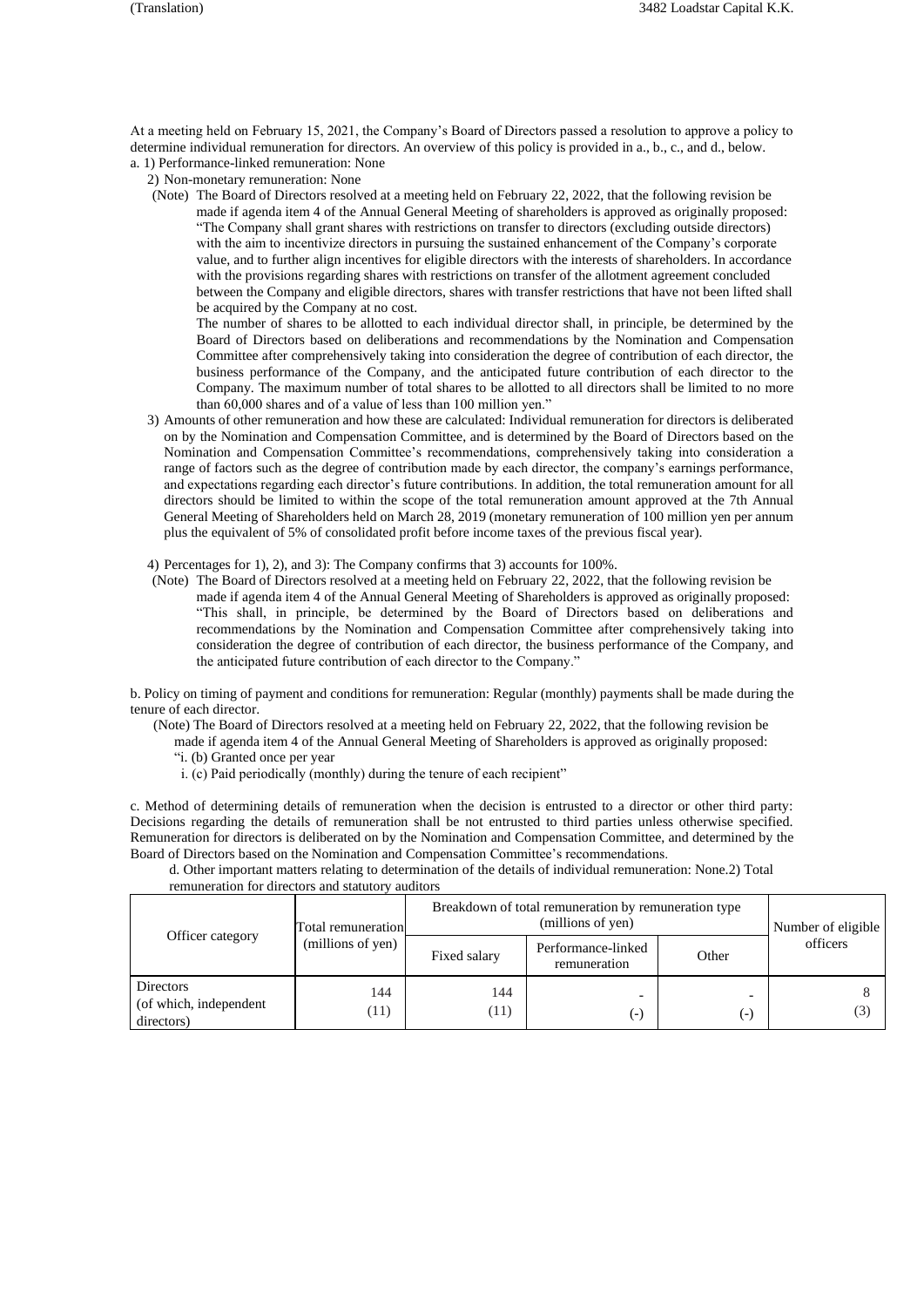At a meeting held on February 15, 2021, the Company's Board of Directors passed a resolution to approve a policy to determine individual remuneration for directors. An overview of this policy is provided in a., b., c., and d., below.

a. 1) Performance-linked remuneration: None

2) Non-monetary remuneration: None

(Note) The Board of Directors resolved at a meeting held on February 22, 2022, that the following revision be made if agenda item 4 of the Annual General Meeting of shareholders is approved as originally proposed: "The Company shall grant shares with restrictions on transfer to directors (excluding outside directors) with the aim to incentivize directors in pursuing the sustained enhancement of the Company's corporate value, and to further align incentives for eligible directors with the interests of shareholders. In accordance with the provisions regarding shares with restrictions on transfer of the allotment agreement concluded between the Company and eligible directors, shares with transfer restrictions that have not been lifted shall be acquired by the Company at no cost.

The number of shares to be allotted to each individual director shall, in principle, be determined by the Board of Directors based on deliberations and recommendations by the Nomination and Compensation Committee after comprehensively taking into consideration the degree of contribution of each director, the business performance of the Company, and the anticipated future contribution of each director to the Company. The maximum number of total shares to be allotted to all directors shall be limited to no more than 60,000 shares and of a value of less than 100 million yen."

3) Amounts of other remuneration and how these are calculated: Individual remuneration for directors is deliberated on by the Nomination and Compensation Committee, and is determined by the Board of Directors based on the Nomination and Compensation Committee's recommendations, comprehensively taking into consideration a range of factors such as the degree of contribution made by each director, the company's earnings performance, and expectations regarding each director's future contributions. In addition, the total remuneration amount for all directors should be limited to within the scope of the total remuneration amount approved at the 7th Annual General Meeting of Shareholders held on March 28, 2019 (monetary remuneration of 100 million yen per annum plus the equivalent of 5% of consolidated profit before income taxes of the previous fiscal year).

4) Percentages for 1), 2), and 3): The Company confirms that 3) accounts for 100%.

(Note) The Board of Directors resolved at a meeting held on February 22, 2022, that the following revision be made if agenda item 4 of the Annual General Meeting of Shareholders is approved as originally proposed: "This shall, in principle, be determined by the Board of Directors based on deliberations and recommendations by the Nomination and Compensation Committee after comprehensively taking into consideration the degree of contribution of each director, the business performance of the Company, and the anticipated future contribution of each director to the Company."

b. Policy on timing of payment and conditions for remuneration: Regular (monthly) payments shall be made during the tenure of each director.

(Note) The Board of Directors resolved at a meeting held on February 22, 2022, that the following revision be made if agenda item 4 of the Annual General Meeting of Shareholders is approved as originally proposed:
"i. (b) Granted once per year
i. (c) Paid periodically (monthly) during the tenure of each recipient"

c. Method of determining details of remuneration when the decision is entrusted to a director or other third party: Decisions regarding the details of remuneration shall be not entrusted to third parties unless otherwise specified. Remuneration for directors is deliberated on by the Nomination and Compensation Committee, and determined by the Board of Directors based on the Nomination and Compensation Committee's recommendations.

d. Other important matters relating to determination of the details of individual remuneration: None.2) Total remuneration for directors and statutory auditors

| Officer category | Total remuneration (millions of yen) | Breakdown of total remuneration by remuneration type (millions of yen) | | | Number of eligible officers |
|---|---|---|---|---|---|
| | | Fixed salary | Performance-linked remuneration | Other | |
| Directors<br>(of which, independent directors) | 144<br>(11) | 144<br>(11) | -<br>(-) | -<br>(-) | 8<br>(3) |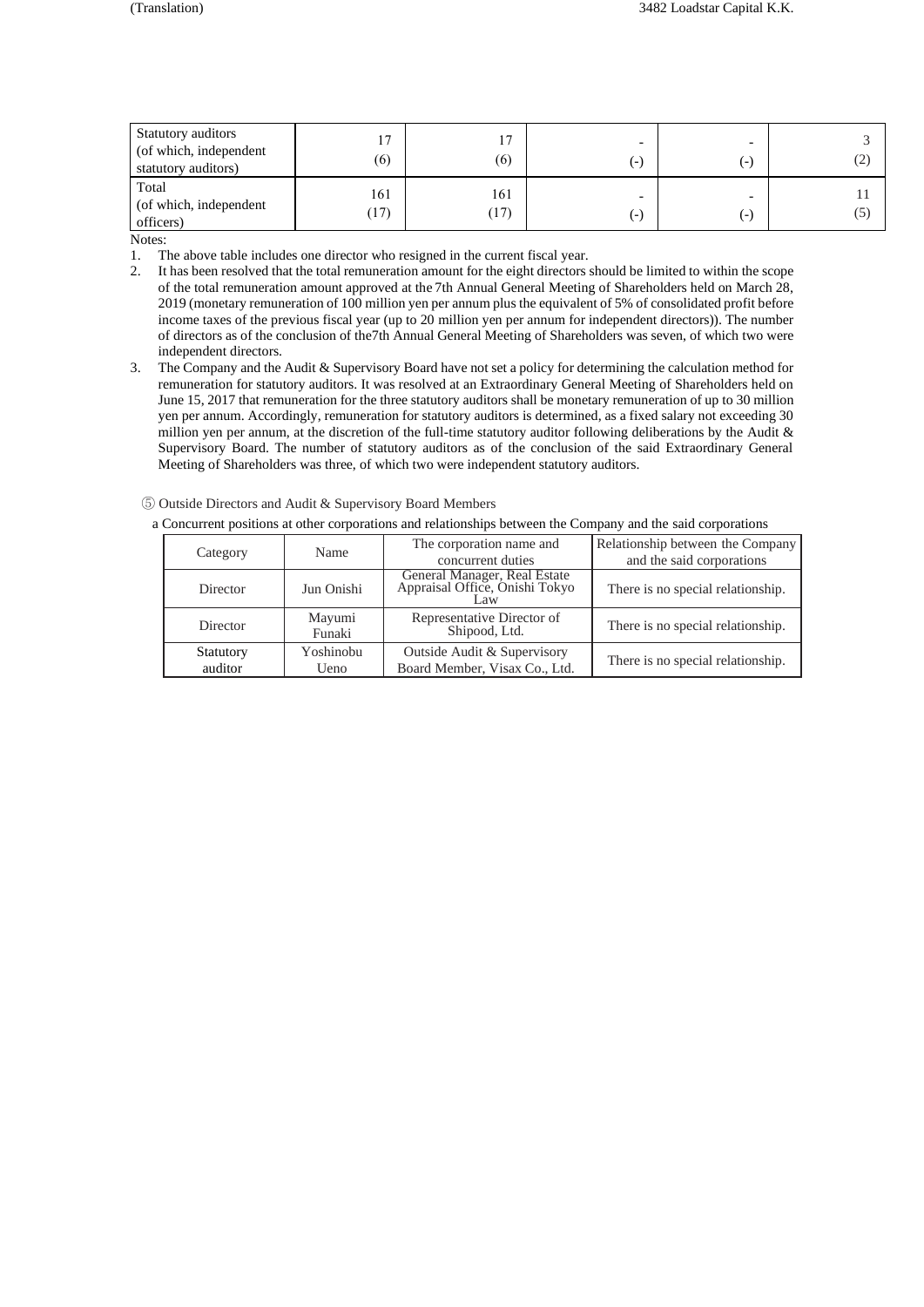| Statutory auditors (of which, independent statutory auditors) | 17 (6) | 17 (6) | - (-) | - (-) | 3 (2) |
|---|---|---|---|---|---|
| Total (of which, independent officers) | 161 (17) | 161 (17) | - (-) | - (-) | 11 (5) |

Notes:

1. The above table includes one director who resigned in the current fiscal year.
2. It has been resolved that the total remuneration amount for the eight directors should be limited to within the scope of the total remuneration amount approved at the 7th Annual General Meeting of Shareholders held on March 28, 2019 (monetary remuneration of 100 million yen per annum plus the equivalent of 5% of consolidated profit before income taxes of the previous fiscal year (up to 20 million yen per annum for independent directors)). The number of directors as of the conclusion of the7th Annual General Meeting of Shareholders was seven, of which two were independent directors.
3. The Company and the Audit & Supervisory Board have not set a policy for determining the calculation method for remuneration for statutory auditors. It was resolved at an Extraordinary General Meeting of Shareholders held on June 15, 2017 that remuneration for the three statutory auditors shall be monetary remuneration of up to 30 million yen per annum. Accordingly, remuneration for statutory auditors is determined, as a fixed salary not exceeding 30 million yen per annum, at the discretion of the full-time statutory auditor following deliberations by the Audit & Supervisory Board. The number of statutory auditors as of the conclusion of the said Extraordinary General Meeting of Shareholders was three, of which two were independent statutory auditors.

⑤ Outside Directors and Audit & Supervisory Board Members

a Concurrent positions at other corporations and relationships between the Company and the said corporations

| Category | Name | The corporation name and concurrent duties | Relationship between the Company and the said corporations |
|---|---|---|---|
| Director | Jun Onishi | General Manager, Real Estate Appraisal Office, Onishi Tokyo Law | There is no special relationship. |
| Director | Mayumi Funaki | Representative Director of Shipood, Ltd. | There is no special relationship. |
| Statutory auditor | Yoshinobu Ueno | Outside Audit & Supervisory Board Member, Visax Co., Ltd. | There is no special relationship. |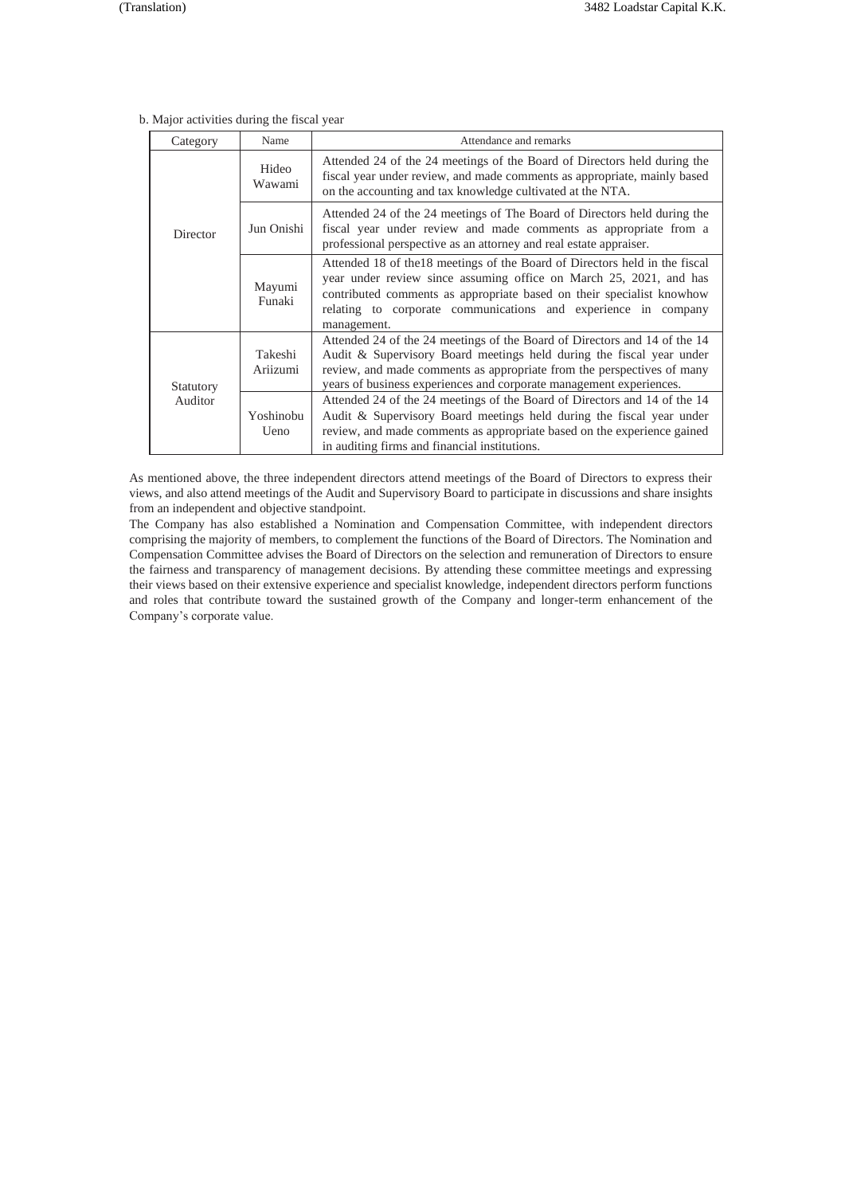b. Major activities during the fiscal year

| Category | Name | Attendance and remarks |
|---|---|---|
| Director | Hideo Wawami | Attended 24 of the 24 meetings of the Board of Directors held during the fiscal year under review, and made comments as appropriate, mainly based on the accounting and tax knowledge cultivated at the NTA. |
| | Jun Onishi | Attended 24 of the 24 meetings of The Board of Directors held during the fiscal year under review and made comments as appropriate from a professional perspective as an attorney and real estate appraiser. |
| | Mayumi Funaki | Attended 18 of the18 meetings of the Board of Directors held in the fiscal year under review since assuming office on March 25, 2021, and has contributed comments as appropriate based on their specialist knowhow relating to corporate communications and experience in company management. |
| Statutory Auditor | Takeshi Ariizumi | Attended 24 of the 24 meetings of the Board of Directors and 14 of the 14 Audit & Supervisory Board meetings held during the fiscal year under review, and made comments as appropriate from the perspectives of many years of business experiences and corporate management experiences. |
| | Yoshinobu Ueno | Attended 24 of the 24 meetings of the Board of Directors and 14 of the 14 Audit & Supervisory Board meetings held during the fiscal year under review, and made comments as appropriate based on the experience gained in auditing firms and financial institutions. |

As mentioned above, the three independent directors attend meetings of the Board of Directors to express their views, and also attend meetings of the Audit and Supervisory Board to participate in discussions and share insights from an independent and objective standpoint.
The Company has also established a Nomination and Compensation Committee, with independent directors comprising the majority of members, to complement the functions of the Board of Directors. The Nomination and Compensation Committee advises the Board of Directors on the selection and remuneration of Directors to ensure the fairness and transparency of management decisions. By attending these committee meetings and expressing their views based on their extensive experience and specialist knowledge, independent directors perform functions and roles that contribute toward the sustained growth of the Company and longer-term enhancement of the Company's corporate value.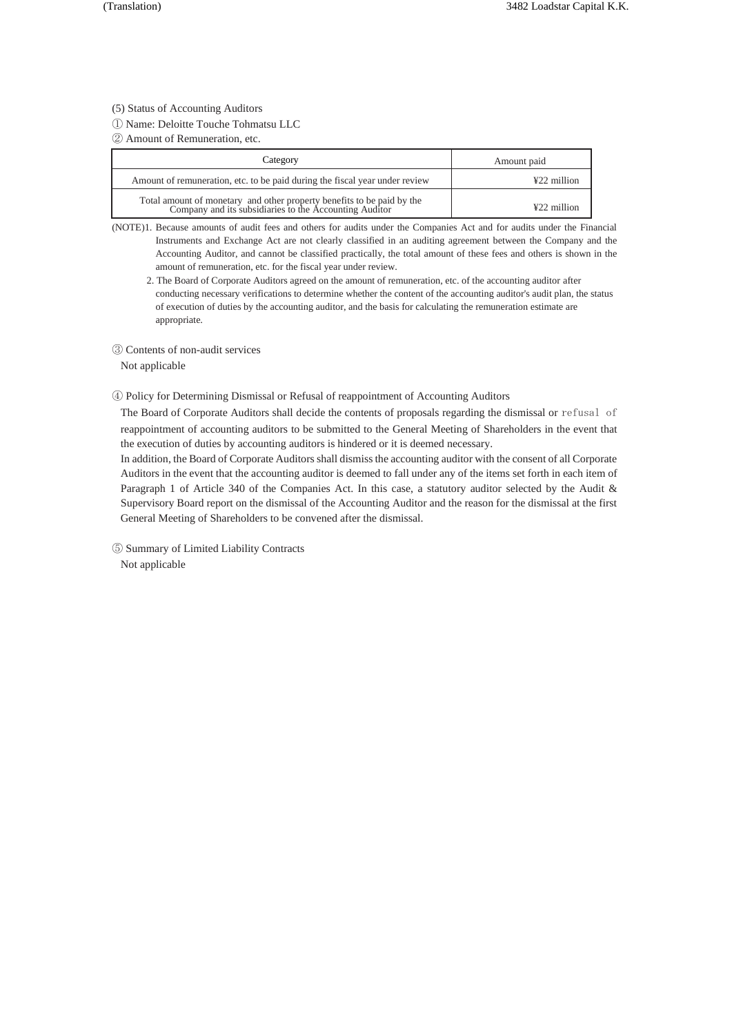(5) Status of Accounting Auditors

① Name: Deloitte Touche Tohmatsu LLC

② Amount of Remuneration, etc.

| Category | Amount paid |
|---|---|
| Amount of remuneration, etc. to be paid during the fiscal year under review | ¥22 million |
| Total amount of monetary and other property benefits to be paid by the Company and its subsidiaries to the Accounting Auditor | ¥22 million |

(NOTE)1. Because amounts of audit fees and others for audits under the Companies Act and for audits under the Financial Instruments and Exchange Act are not clearly classified in an auditing agreement between the Company and the Accounting Auditor, and cannot be classified practically, the total amount of these fees and others is shown in the amount of remuneration, etc. for the fiscal year under review.

2. The Board of Corporate Auditors agreed on the amount of remuneration, etc. of the accounting auditor after conducting necessary verifications to determine whether the content of the accounting auditor's audit plan, the status of execution of duties by the accounting auditor, and the basis for calculating the remuneration estimate are appropriate.

③ Contents of non-audit services

Not applicable

④ Policy for Determining Dismissal or Refusal of reappointment of Accounting Auditors

The Board of Corporate Auditors shall decide the contents of proposals regarding the dismissal or refusal of reappointment of accounting auditors to be submitted to the General Meeting of Shareholders in the event that the execution of duties by accounting auditors is hindered or it is deemed necessary.

In addition, the Board of Corporate Auditors shall dismiss the accounting auditor with the consent of all Corporate Auditors in the event that the accounting auditor is deemed to fall under any of the items set forth in each item of Paragraph 1 of Article 340 of the Companies Act. In this case, a statutory auditor selected by the Audit & Supervisory Board report on the dismissal of the Accounting Auditor and the reason for the dismissal at the first General Meeting of Shareholders to be convened after the dismissal.

⑤ Summary of Limited Liability Contracts

Not applicable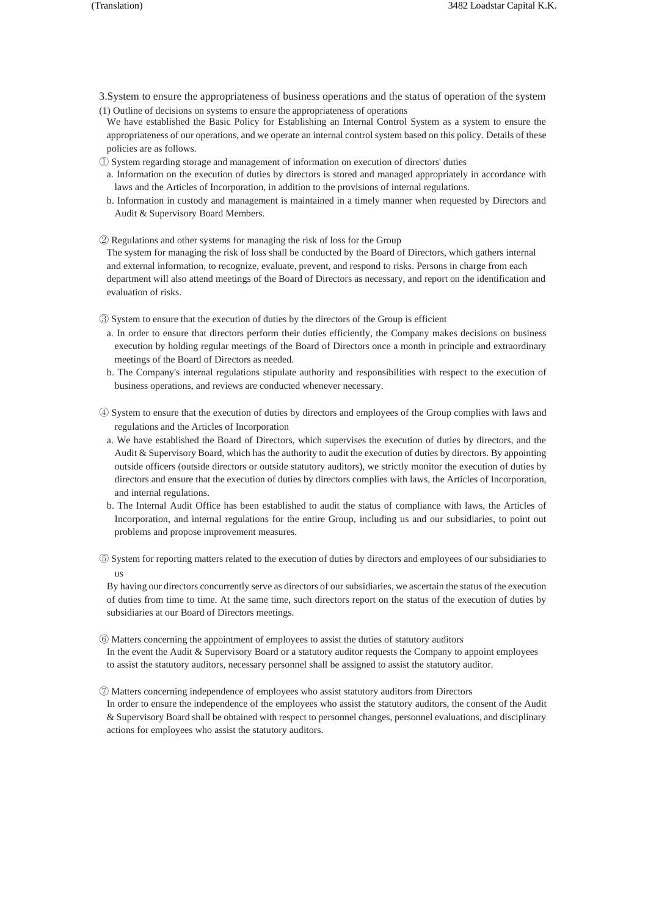## 3.System to ensure the appropriateness of business operations and the status of operation of the system

### (1) Outline of decisions on systems to ensure the appropriateness of operations

We have established the Basic Policy for Establishing an Internal Control System as a system to ensure the appropriateness of our operations, and we operate an internal control system based on this policy. Details of these policies are as follows.

① System regarding storage and management of information on execution of directors' duties

a. Information on the execution of duties by directors is stored and managed appropriately in accordance with laws and the Articles of Incorporation, in addition to the provisions of internal regulations.

b. Information in custody and management is maintained in a timely manner when requested by Directors and Audit & Supervisory Board Members.

② Regulations and other systems for managing the risk of loss for the Group

The system for managing the risk of loss shall be conducted by the Board of Directors, which gathers internal and external information, to recognize, evaluate, prevent, and respond to risks. Persons in charge from each department will also attend meetings of the Board of Directors as necessary, and report on the identification and evaluation of risks.

③ System to ensure that the execution of duties by the directors of the Group is efficient

a. In order to ensure that directors perform their duties efficiently, the Company makes decisions on business execution by holding regular meetings of the Board of Directors once a month in principle and extraordinary meetings of the Board of Directors as needed.

b. The Company's internal regulations stipulate authority and responsibilities with respect to the execution of business operations, and reviews are conducted whenever necessary.

④ System to ensure that the execution of duties by directors and employees of the Group complies with laws and regulations and the Articles of Incorporation

a. We have established the Board of Directors, which supervises the execution of duties by directors, and the Audit & Supervisory Board, which has the authority to audit the execution of duties by directors. By appointing outside officers (outside directors or outside statutory auditors), we strictly monitor the execution of duties by directors and ensure that the execution of duties by directors complies with laws, the Articles of Incorporation, and internal regulations.

b. The Internal Audit Office has been established to audit the status of compliance with laws, the Articles of Incorporation, and internal regulations for the entire Group, including us and our subsidiaries, to point out problems and propose improvement measures.

⑤ System for reporting matters related to the execution of duties by directors and employees of our subsidiaries to us

By having our directors concurrently serve as directors of our subsidiaries, we ascertain the status of the execution of duties from time to time. At the same time, such directors report on the status of the execution of duties by subsidiaries at our Board of Directors meetings.

⑥ Matters concerning the appointment of employees to assist the duties of statutory auditors

In the event the Audit & Supervisory Board or a statutory auditor requests the Company to appoint employees to assist the statutory auditors, necessary personnel shall be assigned to assist the statutory auditor.

⑦ Matters concerning independence of employees who assist statutory auditors from Directors

In order to ensure the independence of the employees who assist the statutory auditors, the consent of the Audit & Supervisory Board shall be obtained with respect to personnel changes, personnel evaluations, and disciplinary actions for employees who assist the statutory auditors.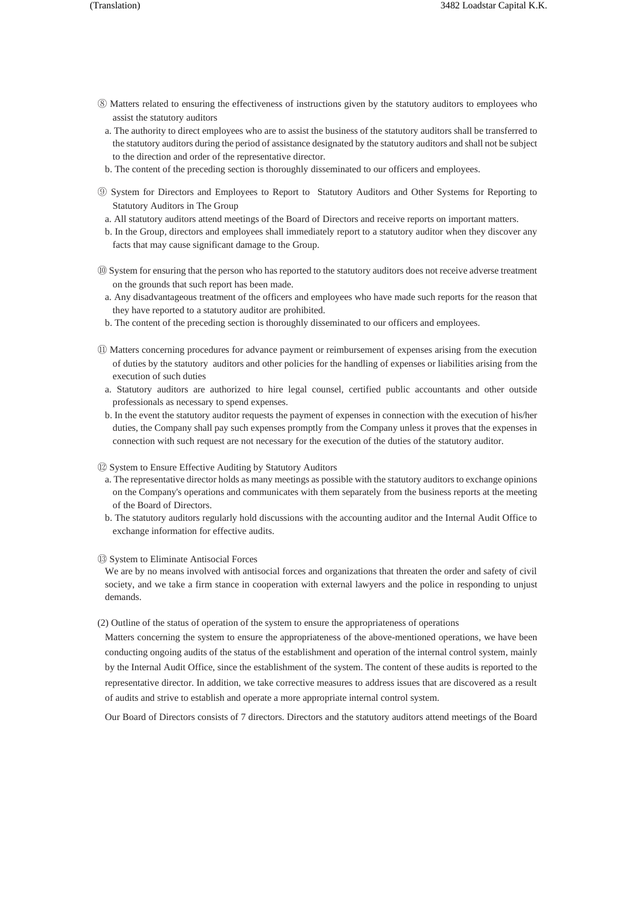⑧ Matters related to ensuring the effectiveness of instructions given by the statutory auditors to employees who assist the statutory auditors

a. The authority to direct employees who are to assist the business of the statutory auditors shall be transferred to the statutory auditors during the period of assistance designated by the statutory auditors and shall not be subject to the direction and order of the representative director.

b. The content of the preceding section is thoroughly disseminated to our officers and employees.

⑨ System for Directors and Employees to Report to Statutory Auditors and Other Systems for Reporting to Statutory Auditors in The Group

a. All statutory auditors attend meetings of the Board of Directors and receive reports on important matters.

b. In the Group, directors and employees shall immediately report to a statutory auditor when they discover any facts that may cause significant damage to the Group.

⑩ System for ensuring that the person who has reported to the statutory auditors does not receive adverse treatment on the grounds that such report has been made.

a. Any disadvantageous treatment of the officers and employees who have made such reports for the reason that they have reported to a statutory auditor are prohibited.

b. The content of the preceding section is thoroughly disseminated to our officers and employees.

⑪ Matters concerning procedures for advance payment or reimbursement of expenses arising from the execution of duties by the statutory auditors and other policies for the handling of expenses or liabilities arising from the execution of such duties

a. Statutory auditors are authorized to hire legal counsel, certified public accountants and other outside professionals as necessary to spend expenses.

b. In the event the statutory auditor requests the payment of expenses in connection with the execution of his/her duties, the Company shall pay such expenses promptly from the Company unless it proves that the expenses in connection with such request are not necessary for the execution of the duties of the statutory auditor.

⑫ System to Ensure Effective Auditing by Statutory Auditors

a. The representative director holds as many meetings as possible with the statutory auditors to exchange opinions on the Company's operations and communicates with them separately from the business reports at the meeting of the Board of Directors.

b. The statutory auditors regularly hold discussions with the accounting auditor and the Internal Audit Office to exchange information for effective audits.

⑬ System to Eliminate Antisocial Forces

We are by no means involved with antisocial forces and organizations that threaten the order and safety of civil society, and we take a firm stance in cooperation with external lawyers and the police in responding to unjust demands.

(2) Outline of the status of operation of the system to ensure the appropriateness of operations

Matters concerning the system to ensure the appropriateness of the above-mentioned operations, we have been conducting ongoing audits of the status of the establishment and operation of the internal control system, mainly by the Internal Audit Office, since the establishment of the system. The content of these audits is reported to the representative director. In addition, we take corrective measures to address issues that are discovered as a result of audits and strive to establish and operate a more appropriate internal control system.

Our Board of Directors consists of 7 directors. Directors and the statutory auditors attend meetings of the Board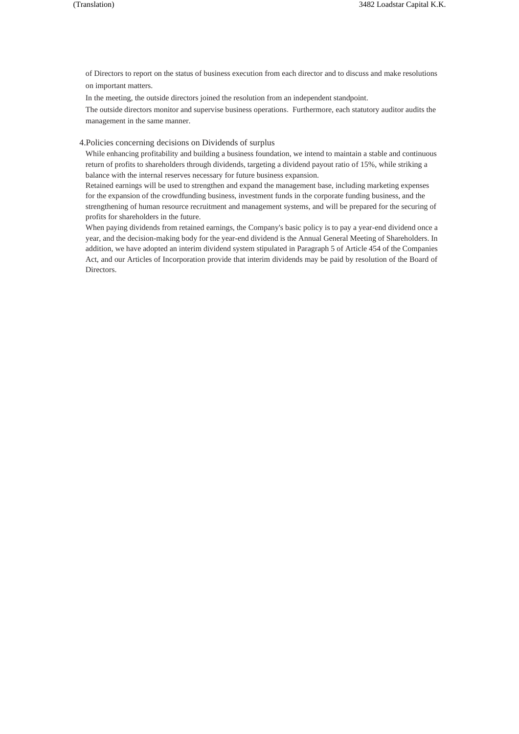of Directors to report on the status of business execution from each director and to discuss and make resolutions on important matters.

In the meeting, the outside directors joined the resolution from an independent standpoint.

The outside directors monitor and supervise business operations. Furthermore, each statutory auditor audits the management in the same manner.

## 4.Policies concerning decisions on Dividends of surplus

While enhancing profitability and building a business foundation, we intend to maintain a stable and continuous return of profits to shareholders through dividends, targeting a dividend payout ratio of 15%, while striking a balance with the internal reserves necessary for future business expansion.

Retained earnings will be used to strengthen and expand the management base, including marketing expenses for the expansion of the crowdfunding business, investment funds in the corporate funding business, and the strengthening of human resource recruitment and management systems, and will be prepared for the securing of profits for shareholders in the future.

When paying dividends from retained earnings, the Company's basic policy is to pay a year-end dividend once a year, and the decision-making body for the year-end dividend is the Annual General Meeting of Shareholders. In addition, we have adopted an interim dividend system stipulated in Paragraph 5 of Article 454 of the Companies Act, and our Articles of Incorporation provide that interim dividends may be paid by resolution of the Board of Directors.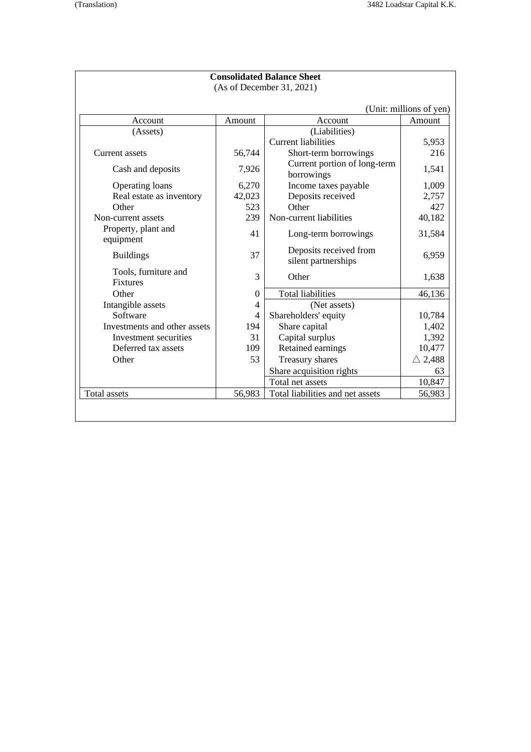**Consolidated Balance Sheet**
(As of December 31, 2021)

(Unit: millions of yen)

| Account | Amount | Account | Amount |
|---|---|---|---|
| (Assets) | | (Liabilities) | |
| | | Current liabilities | 5,953 |
| Current assets | 56,744 | Short-term borrowings | 216 |
| Cash and deposits | 7,926 | Current portion of long-term borrowings | 1,541 |
| Operating loans | 6,270 | Income taxes payable | 1,009 |
| Real estate as inventory | 42,023 | Deposits received | 2,757 |
| Other | 523 | Other | 427 |
| Non-current assets | 239 | Non-current liabilities | 40,182 |
| Property, plant and equipment | 41 | Long-term borrowings | 31,584 |
| Buildings | 37 | Deposits received from silent partnerships | 6,959 |
| Tools, furniture and Fixtures | 3 | Other | 1,638 |
| Other | 0 | Total liabilities | 46,136 |
| Intangible assets | 4 | (Net assets) | |
| Software | 4 | Shareholders' equity | 10,784 |
| Investments and other assets | 194 | Share capital | 1,402 |
| Investment securities | 31 | Capital surplus | 1,392 |
| Deferred tax assets | 109 | Retained earnings | 10,477 |
| Other | 53 | Treasury shares | △ 2,488 |
| | | Share acquisition rights | 63 |
| | | Total net assets | 10,847 |
| Total assets | 56,983 | Total liabilities and net assets | 56,983 |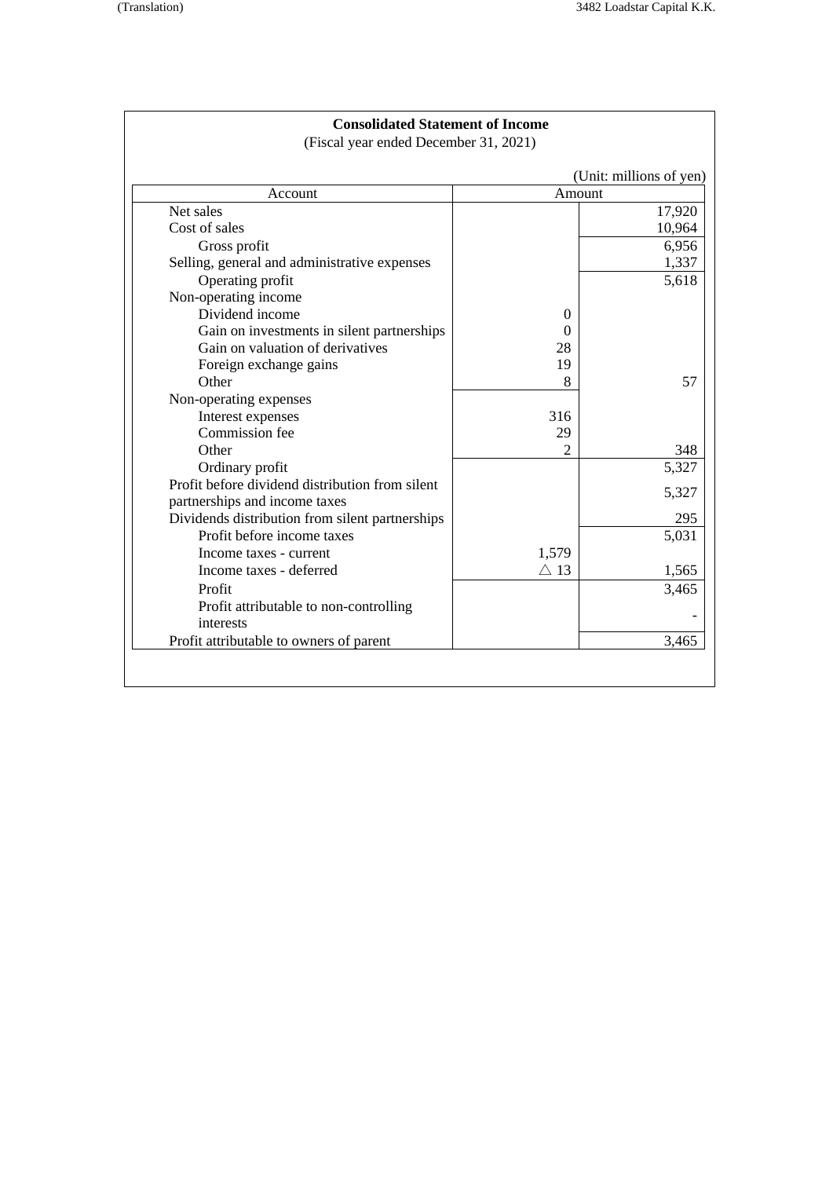**Consolidated Statement of Income**

(Fiscal year ended December 31, 2021)

(Unit: millions of yen)

| Account | Amount | |
|---|---|---|
| Net sales | | 17,920 |
| Cost of sales | | 10,964 |
| Gross profit | | 6,956 |
| Selling, general and administrative expenses | | 1,337 |
| Operating profit | | 5,618 |
| Non-operating income | | |
| Dividend income | 0 | |
| Gain on investments in silent partnerships | 0 | |
| Gain on valuation of derivatives | 28 | |
| Foreign exchange gains | 19 | |
| Other | 8 | 57 |
| Non-operating expenses | | |
| Interest expenses | 316 | |
| Commission fee | 29 | |
| Other | 2 | 348 |
| Ordinary profit | | 5,327 |
| Profit before dividend distribution from silent partnerships and income taxes | | 5,327 |
| Dividends distribution from silent partnerships | | 295 |
| Profit before income taxes | | 5,031 |
| Income taxes - current | 1,579 | |
| Income taxes - deferred | △ 13 | 1,565 |
| Profit | | 3,465 |
| Profit attributable to non-controlling interests | | - |
| Profit attributable to owners of parent | | 3,465 |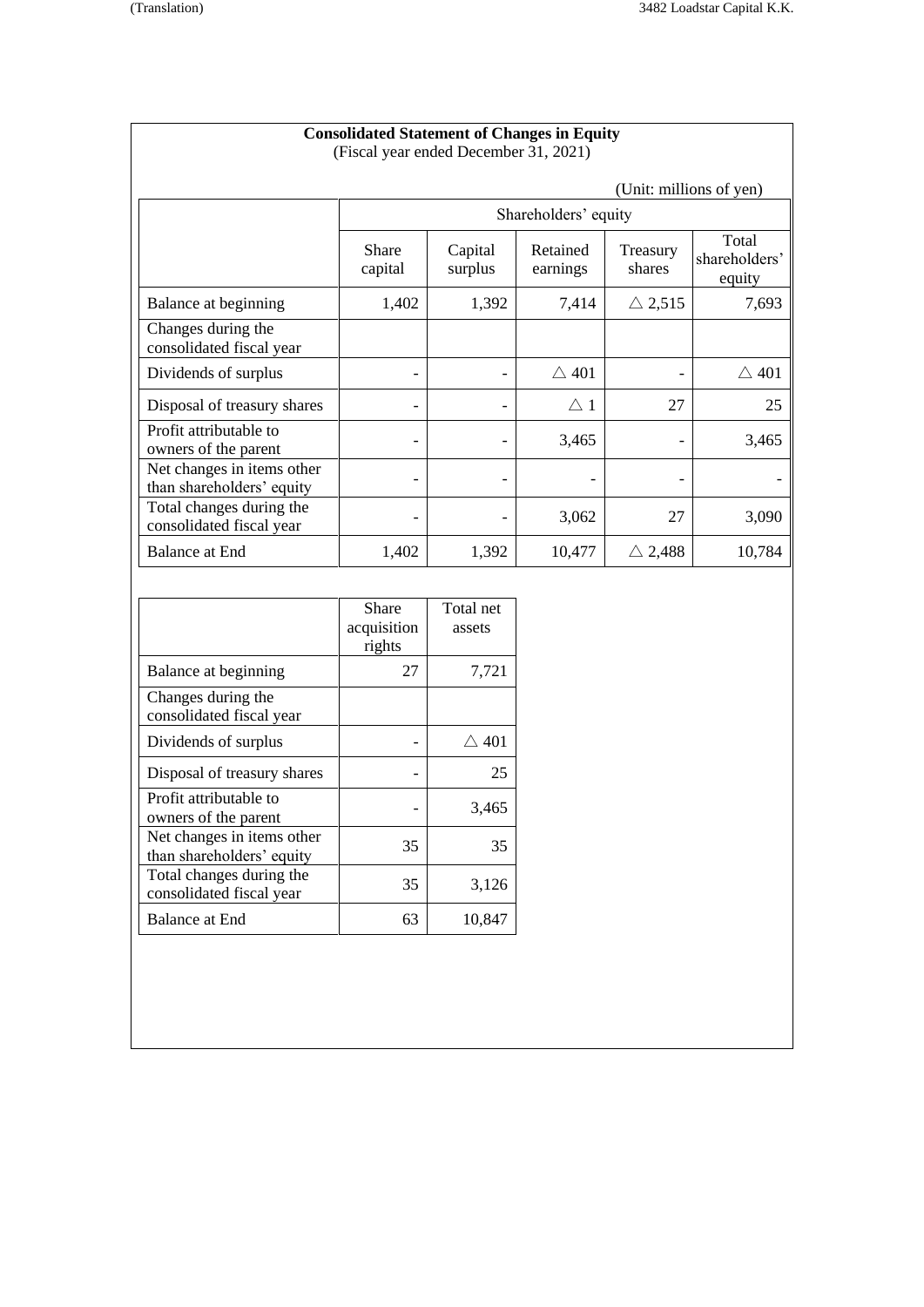**Consolidated Statement of Changes in Equity**
(Fiscal year ended December 31, 2021)

(Unit: millions of yen)

| | Shareholders' equity | | | | |
|---|---|---|---|---|---|
| | Share capital | Capital surplus | Retained earnings | Treasury shares | Total shareholders' equity |
| Balance at beginning | 1,402 | 1,392 | 7,414 | △ 2,515 | 7,693 |
| Changes during the consolidated fiscal year | | | | | |
| Dividends of surplus | - | - | △ 401 | - | △ 401 |
| Disposal of treasury shares | - | - | △ 1 | 27 | 25 |
| Profit attributable to owners of the parent | - | - | 3,465 | - | 3,465 |
| Net changes in items other than shareholders' equity | - | - | - | - | - |
| Total changes during the consolidated fiscal year | - | - | 3,062 | 27 | 3,090 |
| Balance at End | 1,402 | 1,392 | 10,477 | △ 2,488 | 10,784 |

| | Share acquisition rights | Total net assets |
|---|---|---|
| Balance at beginning | 27 | 7,721 |
| Changes during the consolidated fiscal year | | |
| Dividends of surplus | - | △ 401 |
| Disposal of treasury shares | - | 25 |
| Profit attributable to owners of the parent | - | 3,465 |
| Net changes in items other than shareholders' equity | 35 | 35 |
| Total changes during the consolidated fiscal year | 35 | 3,126 |
| Balance at End | 63 | 10,847 |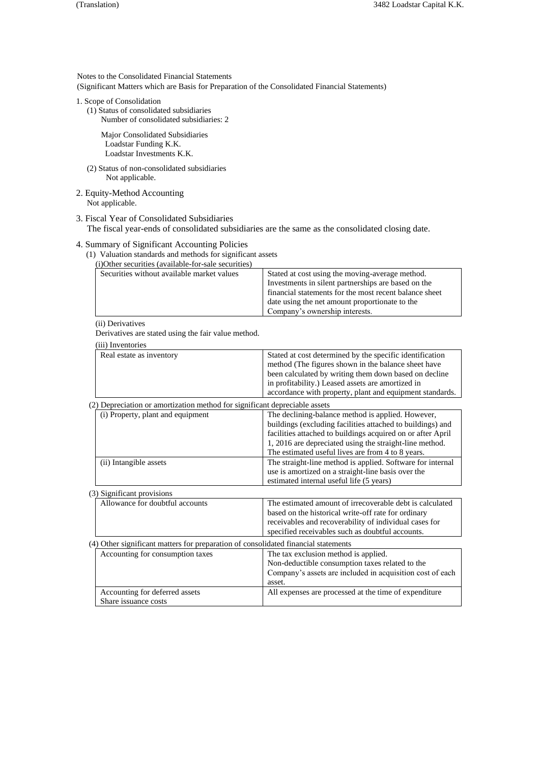Notes to the Consolidated Financial Statements

(Significant Matters which are Basis for Preparation of the Consolidated Financial Statements)

1. Scope of Consolidation
   (1) Status of consolidated subsidiaries
   Number of consolidated subsidiaries: 2

   Major Consolidated Subsidiaries
   Loadstar Funding K.K.
   Loadstar Investments K.K.

   (2) Status of non-consolidated subsidiaries
   Not applicable.

2. Equity-Method Accounting
   Not applicable.

3. Fiscal Year of Consolidated Subsidiaries
   The fiscal year-ends of consolidated subsidiaries are the same as the consolidated closing date.

4. Summary of Significant Accounting Policies
   (1) Valuation standards and methods for significant assets
   (i)Other securities (available-for-sale securities)

| Securities without available market values | Stated at cost using the moving-average method. Investments in silent partnerships are based on the financial statements for the most recent balance sheet date using the net amount proportionate to the Company's ownership interests. |
|---|---|

(ii) Derivatives

Derivatives are stated using the fair value method.

(iii) Inventories

| Real estate as inventory | Stated at cost determined by the specific identification method (The figures shown in the balance sheet have been calculated by writing them down based on decline in profitability.) Leased assets are amortized in accordance with property, plant and equipment standards. |
|---|---|

(2) Depreciation or amortization method for significant depreciable assets

| (i) Property, plant and equipment | The declining-balance method is applied. However, buildings (excluding facilities attached to buildings) and facilities attached to buildings acquired on or after April 1, 2016 are depreciated using the straight-line method. The estimated useful lives are from 4 to 8 years. |
|---|---|
| (ii) Intangible assets | The straight-line method is applied. Software for internal use is amortized on a straight-line basis over the estimated internal useful life (5 years) |

(3) Significant provisions

| Allowance for doubtful accounts | The estimated amount of irrecoverable debt is calculated based on the historical write-off rate for ordinary receivables and recoverability of individual cases for specified receivables such as doubtful accounts. |
|---|---|

(4) Other significant matters for preparation of consolidated financial statements

| Accounting for consumption taxes | The tax exclusion method is applied. Non-deductible consumption taxes related to the Company's assets are included in acquisition cost of each asset. |
|---|---|
| Accounting for deferred assets Share issuance costs | All expenses are processed at the time of expenditure |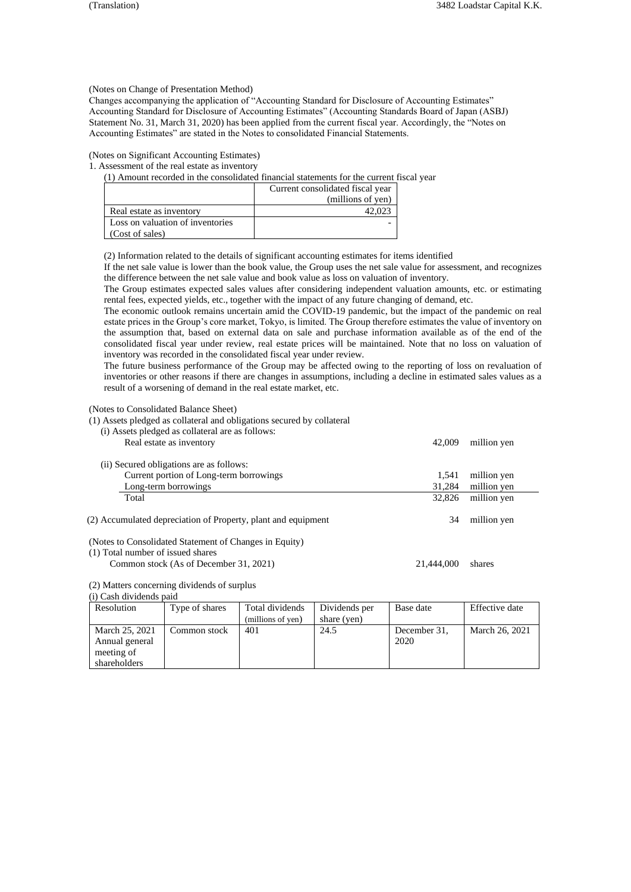(Notes on Change of Presentation Method)

Changes accompanying the application of "Accounting Standard for Disclosure of Accounting Estimates"
Accounting Standard for Disclosure of Accounting Estimates" (Accounting Standards Board of Japan (ASBJ) Statement No. 31, March 31, 2020) has been applied from the current fiscal year. Accordingly, the "Notes on Accounting Estimates" are stated in the Notes to consolidated Financial Statements.

(Notes on Significant Accounting Estimates)

1. Assessment of the real estate as inventory

(1) Amount recorded in the consolidated financial statements for the current fiscal year

| | Current consolidated fiscal year (millions of yen) |
|---|---|
| Real estate as inventory | 42,023 |
| Loss on valuation of inventories (Cost of sales) | - |

(2) Information related to the details of significant accounting estimates for items identified

If the net sale value is lower than the book value, the Group uses the net sale value for assessment, and recognizes the difference between the net sale value and book value as loss on valuation of inventory.

The Group estimates expected sales values after considering independent valuation amounts, etc. or estimating rental fees, expected yields, etc., together with the impact of any future changing of demand, etc.

The economic outlook remains uncertain amid the COVID-19 pandemic, but the impact of the pandemic on real estate prices in the Group's core market, Tokyo, is limited. The Group therefore estimates the value of inventory on the assumption that, based on external data on sale and purchase information available as of the end of the consolidated fiscal year under review, real estate prices will be maintained. Note that no loss on valuation of inventory was recorded in the consolidated fiscal year under review.

The future business performance of the Group may be affected owing to the reporting of loss on revaluation of inventories or other reasons if there are changes in assumptions, including a decline in estimated sales values as a result of a worsening of demand in the real estate market, etc.

(Notes to Consolidated Balance Sheet)

(1) Assets pledged as collateral and obligations secured by collateral

(i) Assets pledged as collateral are as follows:

| | | |
|---|---|---|
| Real estate as inventory | 42,009 | million yen |

(ii) Secured obligations are as follows:

| | | |
|---|---|---|
| Current portion of Long-term borrowings | 1,541 | million yen |
| Long-term borrowings | 31,284 | million yen |
| Total | 32,826 | million yen |

(2) Accumulated depreciation of Property, plant and equipment 34 million yen

(Notes to Consolidated Statement of Changes in Equity)

(1) Total number of issued shares

Common stock (As of December 31, 2021) 21,444,000 shares

(2) Matters concerning dividends of surplus

(i) Cash dividends paid

| Resolution | Type of shares | Total dividends (millions of yen) | Dividends per share (yen) | Base date | Effective date |
|---|---|---|---|---|---|
| March 25, 2021 Annual general meeting of shareholders | Common stock | 401 | 24.5 | December 31, 2020 | March 26, 2021 |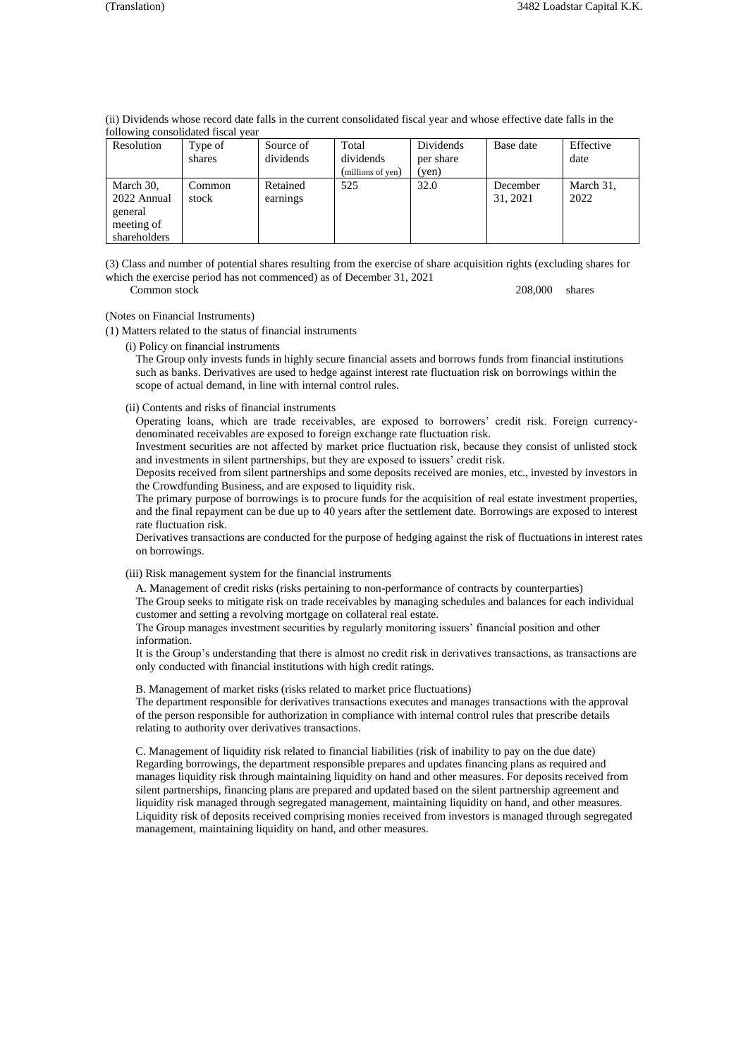(ii) Dividends whose record date falls in the current consolidated fiscal year and whose effective date falls in the following consolidated fiscal year

| Resolution | Type of shares | Source of dividends | Total dividends (millions of yen) | Dividends per share (yen) | Base date | Effective date |
|---|---|---|---|---|---|---|
| March 30, 2022 Annual general meeting of shareholders | Common stock | Retained earnings | 525 | 32.0 | December 31, 2021 | March 31, 2022 |

(3) Class and number of potential shares resulting from the exercise of share acquisition rights (excluding shares for which the exercise period has not commenced) as of December 31, 2021

Common stock 208,000 shares

(Notes on Financial Instruments)

(1) Matters related to the status of financial instruments

(i) Policy on financial instruments

The Group only invests funds in highly secure financial assets and borrows funds from financial institutions such as banks. Derivatives are used to hedge against interest rate fluctuation risk on borrowings within the scope of actual demand, in line with internal control rules.

(ii) Contents and risks of financial instruments

Operating loans, which are trade receivables, are exposed to borrowers' credit risk. Foreign currency-denominated receivables are exposed to foreign exchange rate fluctuation risk.

Investment securities are not affected by market price fluctuation risk, because they consist of unlisted stock and investments in silent partnerships, but they are exposed to issuers' credit risk.

Deposits received from silent partnerships and some deposits received are monies, etc., invested by investors in the Crowdfunding Business, and are exposed to liquidity risk.

The primary purpose of borrowings is to procure funds for the acquisition of real estate investment properties, and the final repayment can be due up to 40 years after the settlement date. Borrowings are exposed to interest rate fluctuation risk.

Derivatives transactions are conducted for the purpose of hedging against the risk of fluctuations in interest rates on borrowings.

(iii) Risk management system for the financial instruments

A. Management of credit risks (risks pertaining to non-performance of contracts by counterparties)

The Group seeks to mitigate risk on trade receivables by managing schedules and balances for each individual customer and setting a revolving mortgage on collateral real estate.

The Group manages investment securities by regularly monitoring issuers' financial position and other information.

It is the Group's understanding that there is almost no credit risk in derivatives transactions, as transactions are only conducted with financial institutions with high credit ratings.

B. Management of market risks (risks related to market price fluctuations)

The department responsible for derivatives transactions executes and manages transactions with the approval of the person responsible for authorization in compliance with internal control rules that prescribe details relating to authority over derivatives transactions.

C. Management of liquidity risk related to financial liabilities (risk of inability to pay on the due date)

Regarding borrowings, the department responsible prepares and updates financing plans as required and manages liquidity risk through maintaining liquidity on hand and other measures. For deposits received from silent partnerships, financing plans are prepared and updated based on the silent partnership agreement and liquidity risk managed through segregated management, maintaining liquidity on hand, and other measures. Liquidity risk of deposits received comprising monies received from investors is managed through segregated management, maintaining liquidity on hand, and other measures.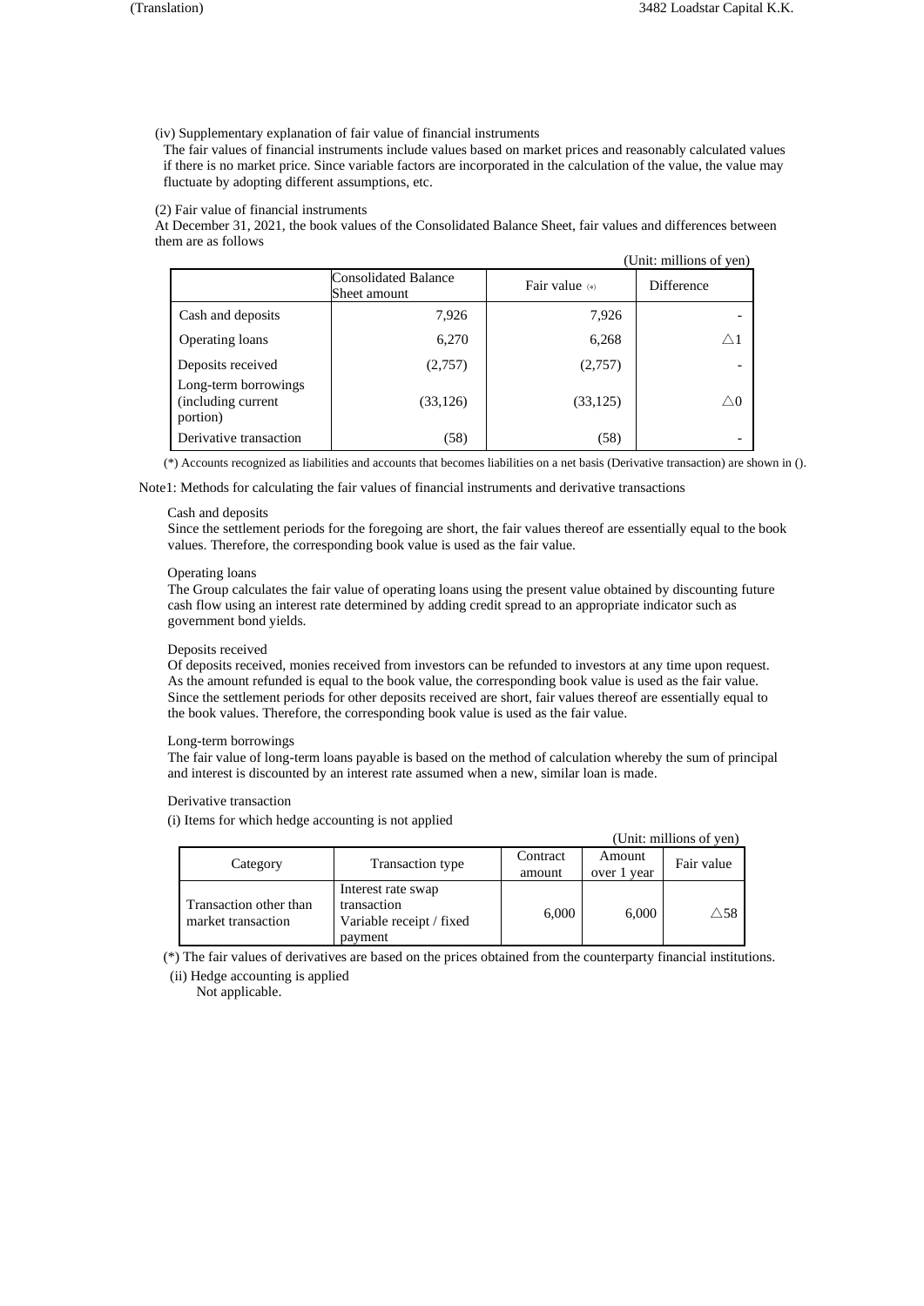(iv) Supplementary explanation of fair value of financial instruments

The fair values of financial instruments include values based on market prices and reasonably calculated values if there is no market price. Since variable factors are incorporated in the calculation of the value, the value may fluctuate by adopting different assumptions, etc.

(2) Fair value of financial instruments

At December 31, 2021, the book values of the Consolidated Balance Sheet, fair values and differences between them are as follows

(Unit: millions of yen)

| | Consolidated Balance Sheet amount | Fair value (*) | Difference |
|---|---|---|---|
| Cash and deposits | 7,926 | 7,926 | - |
| Operating loans | 6,270 | 6,268 | △1 |
| Deposits received | (2,757) | (2,757) | - |
| Long-term borrowings (including current portion) | (33,126) | (33,125) | △0 |
| Derivative transaction | (58) | (58) | - |

(*) Accounts recognized as liabilities and accounts that becomes liabilities on a net basis (Derivative transaction) are shown in ().

Note1: Methods for calculating the fair values of financial instruments and derivative transactions

Cash and deposits

Since the settlement periods for the foregoing are short, the fair values thereof are essentially equal to the book values. Therefore, the corresponding book value is used as the fair value.

Operating loans

The Group calculates the fair value of operating loans using the present value obtained by discounting future cash flow using an interest rate determined by adding credit spread to an appropriate indicator such as government bond yields.

Deposits received

Of deposits received, monies received from investors can be refunded to investors at any time upon request. As the amount refunded is equal to the book value, the corresponding book value is used as the fair value. Since the settlement periods for other deposits received are short, fair values thereof are essentially equal to the book values. Therefore, the corresponding book value is used as the fair value.

Long-term borrowings

The fair value of long-term loans payable is based on the method of calculation whereby the sum of principal and interest is discounted by an interest rate assumed when a new, similar loan is made.

Derivative transaction

(i) Items for which hedge accounting is not applied

(Unit: millions of yen)

| Category | Transaction type | Contract amount | Amount over 1 year | Fair value |
|---|---|---|---|---|
| Transaction other than market transaction | Interest rate swap transaction Variable receipt / fixed payment | 6,000 | 6,000 | △58 |

(*) The fair values of derivatives are based on the prices obtained from the counterparty financial institutions.

(ii) Hedge accounting is applied

Not applicable.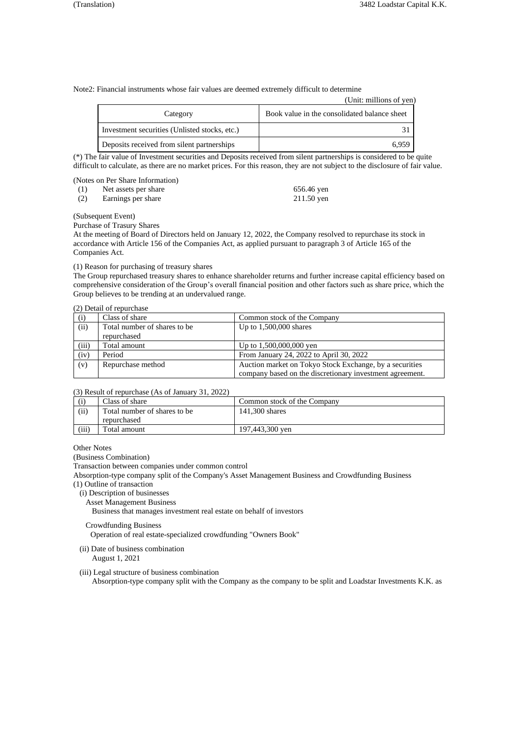Note2: Financial instruments whose fair values are deemed extremely difficult to determine

(Unit: millions of yen)

| Category | Book value in the consolidated balance sheet |
|---|---|
| Investment securities (Unlisted stocks, etc.) | 31 |
| Deposits received from silent partnerships | 6,959 |

(*) The fair value of Investment securities and Deposits received from silent partnerships is considered to be quite difficult to calculate, as there are no market prices. For this reason, they are not subject to the disclosure of fair value.

(Notes on Per Share Information)

(1) Net assets per share 656.46 yen
(2) Earnings per share 211.50 yen

(Subsequent Event)

Purchase of Trasury Shares

At the meeting of Board of Directors held on January 12, 2022, the Company resolved to repurchase its stock in accordance with Article 156 of the Companies Act, as applied pursuant to paragraph 3 of Article 165 of the Companies Act.

(1) Reason for purchasing of treasury shares

The Group repurchased treasury shares to enhance shareholder returns and further increase capital efficiency based on comprehensive consideration of the Group's overall financial position and other factors such as share price, which the Group believes to be trending at an undervalued range.

(2) Detail of repurchase

| (i) | Class of share | Common stock of the Company |
|---|---|---|
| (ii) | Total number of shares to be repurchased | Up to 1,500,000 shares |
| (iii) | Total amount | Up to 1,500,000,000 yen |
| (iv) | Period | From January 24, 2022 to April 30, 2022 |
| (v) | Repurchase method | Auction market on Tokyo Stock Exchange, by a securities company based on the discretionary investment agreement. |

(3) Result of repurchase (As of January 31, 2022)

| (i) | Class of share | Common stock of the Company |
|---|---|---|
| (ii) | Total number of shares to be repurchased | 141,300 shares |
| (iii) | Total amount | 197,443,300 yen |

Other Notes

(Business Combination)

Transaction between companies under common control

Absorption-type company split of the Company's Asset Management Business and Crowdfunding Business

(1) Outline of transaction

(i) Description of businesses

Asset Management Business

Business that manages investment real estate on behalf of investors

Crowdfunding Business

Operation of real estate-specialized crowdfunding "Owners Book"

(ii) Date of business combination

August 1, 2021

(iii) Legal structure of business combination

Absorption-type company split with the Company as the company to be split and Loadstar Investments K.K. as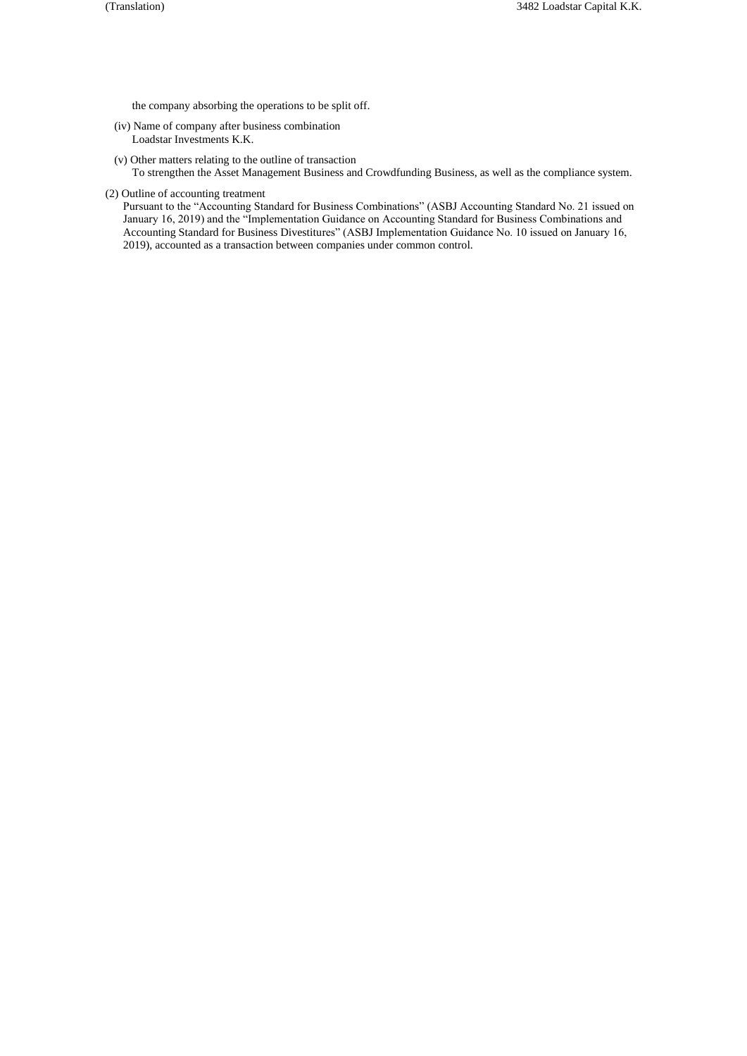the company absorbing the operations to be split off.

(iv) Name of company after business combination
Loadstar Investments K.K.

(v) Other matters relating to the outline of transaction
To strengthen the Asset Management Business and Crowdfunding Business, as well as the compliance system.

(2) Outline of accounting treatment
Pursuant to the "Accounting Standard for Business Combinations" (ASBJ Accounting Standard No. 21 issued on January 16, 2019) and the "Implementation Guidance on Accounting Standard for Business Combinations and Accounting Standard for Business Divestitures" (ASBJ Implementation Guidance No. 10 issued on January 16, 2019), accounted as a transaction between companies under common control.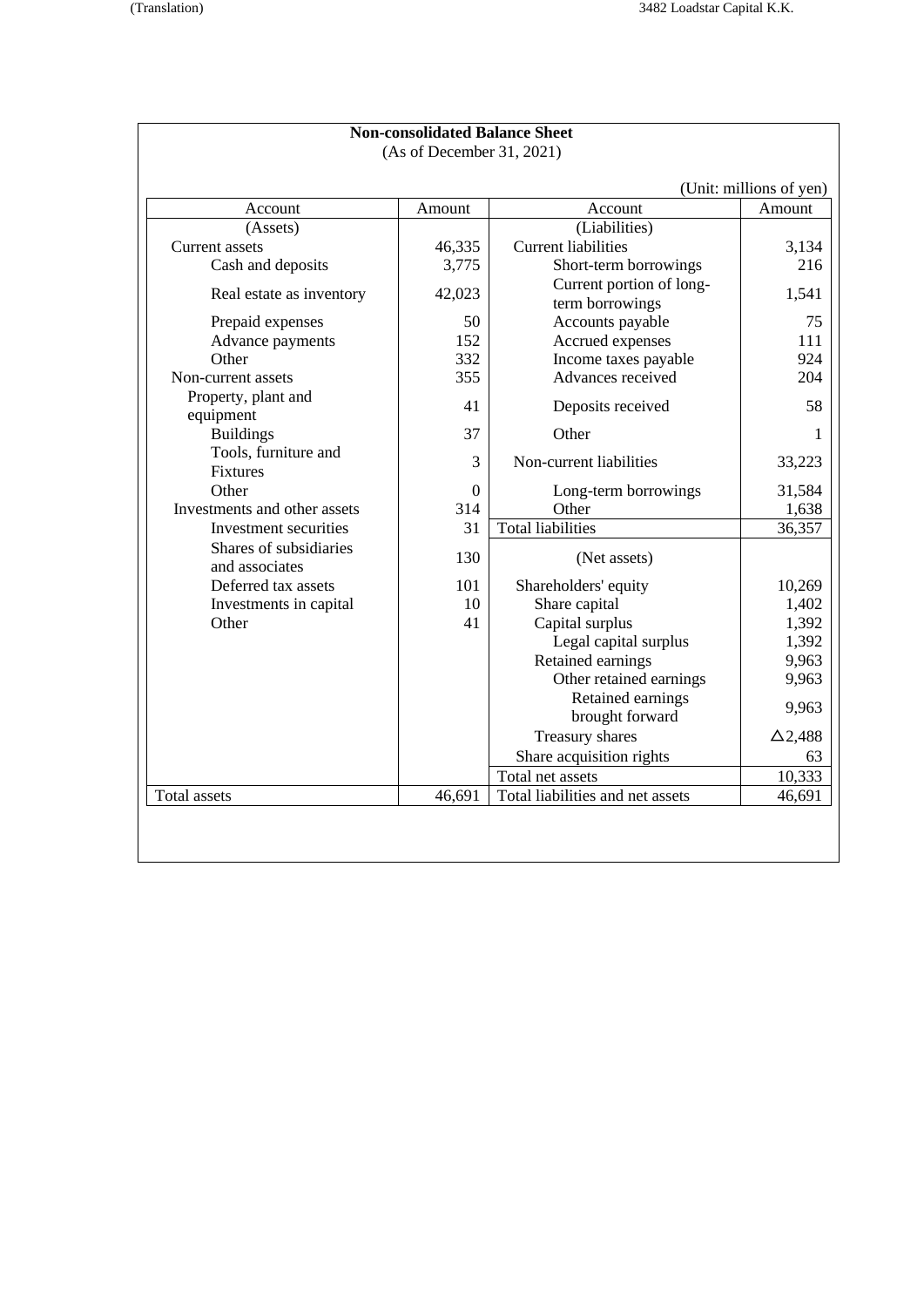**Non-consolidated Balance Sheet**

(As of December 31, 2021)

(Unit: millions of yen)

| Account | Amount | Account | Amount |
|---|---|---|---|
| (Assets) | | (Liabilities) | |
| Current assets | 46,335 | Current liabilities | 3,134 |
| Cash and deposits | 3,775 | Short-term borrowings | 216 |
| Real estate as inventory | 42,023 | Current portion of long-term borrowings | 1,541 |
| Prepaid expenses | 50 | Accounts payable | 75 |
| Advance payments | 152 | Accrued expenses | 111 |
| Other | 332 | Income taxes payable | 924 |
| Non-current assets | 355 | Advances received | 204 |
| Property, plant and equipment | 41 | Deposits received | 58 |
| Buildings | 37 | Other | 1 |
| Tools, furniture and Fixtures | 3 | Non-current liabilities | 33,223 |
| Other | 0 | Long-term borrowings | 31,584 |
| Investments and other assets | 314 | Other | 1,638 |
| Investment securities | 31 | Total liabilities | 36,357 |
| Shares of subsidiaries and associates | 130 | (Net assets) | |
| Deferred tax assets | 101 | Shareholders' equity | 10,269 |
| Investments in capital | 10 | Share capital | 1,402 |
| Other | 41 | Capital surplus | 1,392 |
| | | Legal capital surplus | 1,392 |
| | | Retained earnings | 9,963 |
| | | Other retained earnings | 9,963 |
| | | Retained earnings brought forward | 9,963 |
| | | Treasury shares | △2,488 |
| | | Share acquisition rights | 63 |
| | | Total net assets | 10,333 |
| Total assets | 46,691 | Total liabilities and net assets | 46,691 |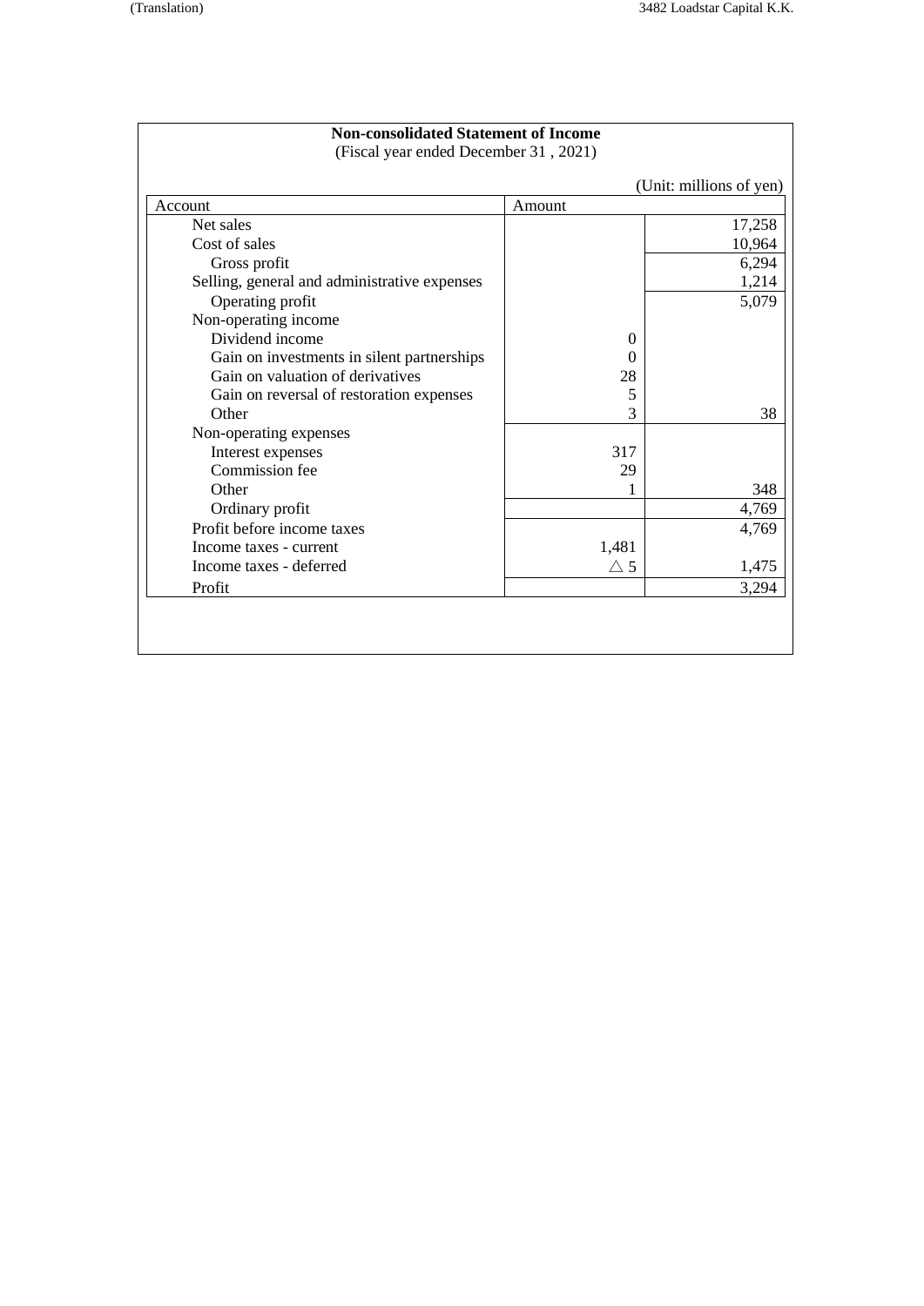**Non-consolidated Statement of Income**
(Fiscal year ended December 31 , 2021)

(Unit: millions of yen)

| Account | Amount | |
|---|---|---|
| Net sales | | 17,258 |
| Cost of sales | | 10,964 |
| Gross profit | | 6,294 |
| Selling, general and administrative expenses | | 1,214 |
| Operating profit | | 5,079 |
| Non-operating income | | |
| Dividend income | 0 | |
| Gain on investments in silent partnerships | 0 | |
| Gain on valuation of derivatives | 28 | |
| Gain on reversal of restoration expenses | 5 | |
| Other | 3 | 38 |
| Non-operating expenses | | |
| Interest expenses | 317 | |
| Commission fee | 29 | |
| Other | 1 | 348 |
| Ordinary profit | | 4,769 |
| Profit before income taxes | | 4,769 |
| Income taxes - current | 1,481 | |
| Income taxes - deferred | △ 5 | 1,475 |
| Profit | | 3,294 |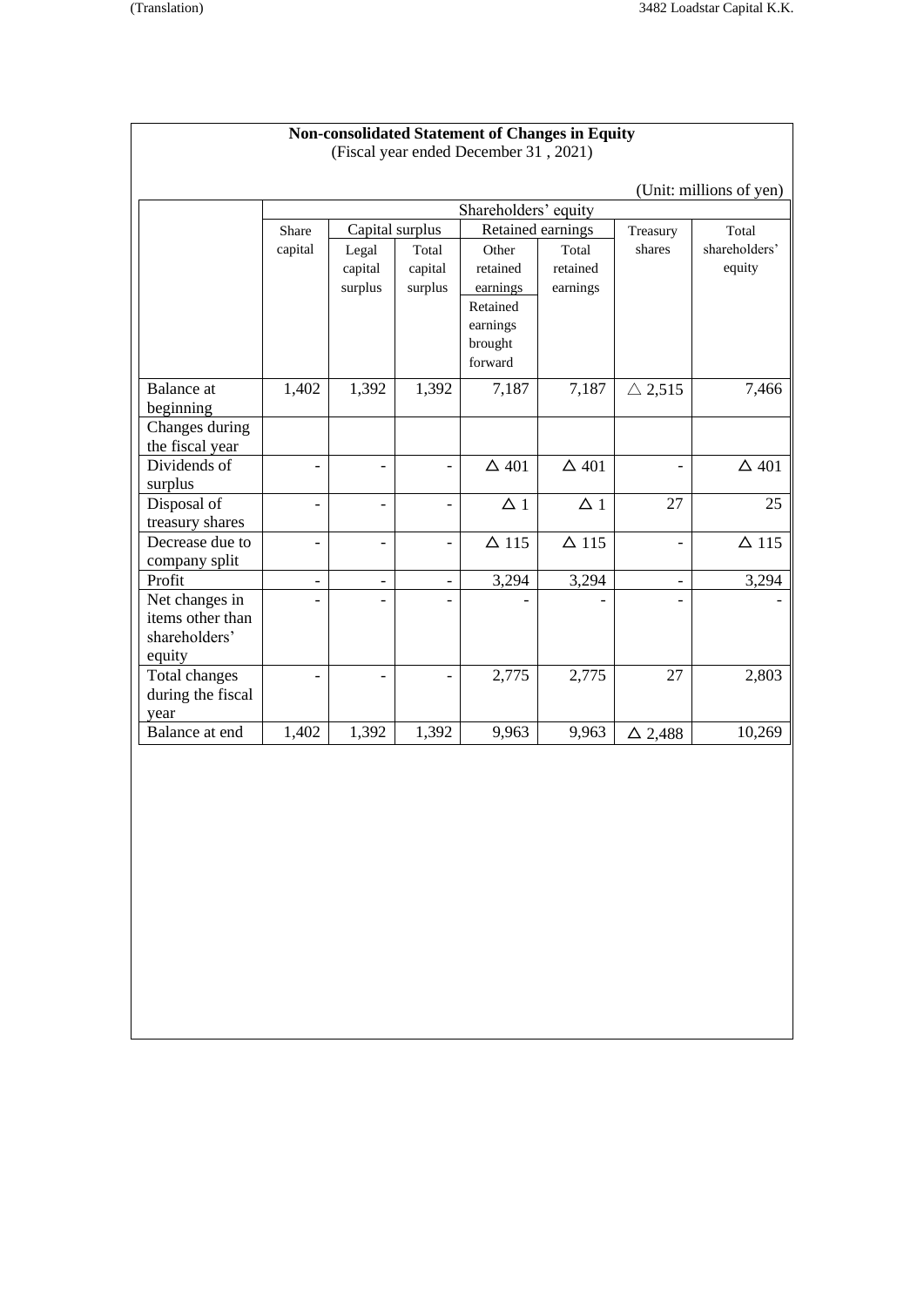**Non-consolidated Statement of Changes in Equity**
(Fiscal year ended December 31 , 2021)

(Unit: millions of yen)

| | Shareholders' equity | | | | | | |
|---|---|---|---|---|---|---|---|
| | Share capital | Capital surplus | | Retained earnings | | Treasury shares | Total shareholders' equity |
| | | Legal capital surplus | Total capital surplus | Other retained earnings | Total retained earnings | | |
| | | | | Retained earnings brought forward | | | |
| Balance at beginning | 1,402 | 1,392 | 1,392 | 7,187 | 7,187 | △ 2,515 | 7,466 |
| Changes during the fiscal year | | | | | | | |
| Dividends of surplus | - | - | - | △ 401 | △ 401 | - | △ 401 |
| Disposal of treasury shares | - | - | - | △ 1 | △ 1 | 27 | 25 |
| Decrease due to company split | - | - | - | △ 115 | △ 115 | - | △ 115 |
| Profit | - | - | - | 3,294 | 3,294 | - | 3,294 |
| Net changes in items other than shareholders' equity | - | - | - | - | - | - | - |
| Total changes during the fiscal year | - | - | - | 2,775 | 2,775 | 27 | 2,803 |
| Balance at end | 1,402 | 1,392 | 1,392 | 9,963 | 9,963 | △ 2,488 | 10,269 |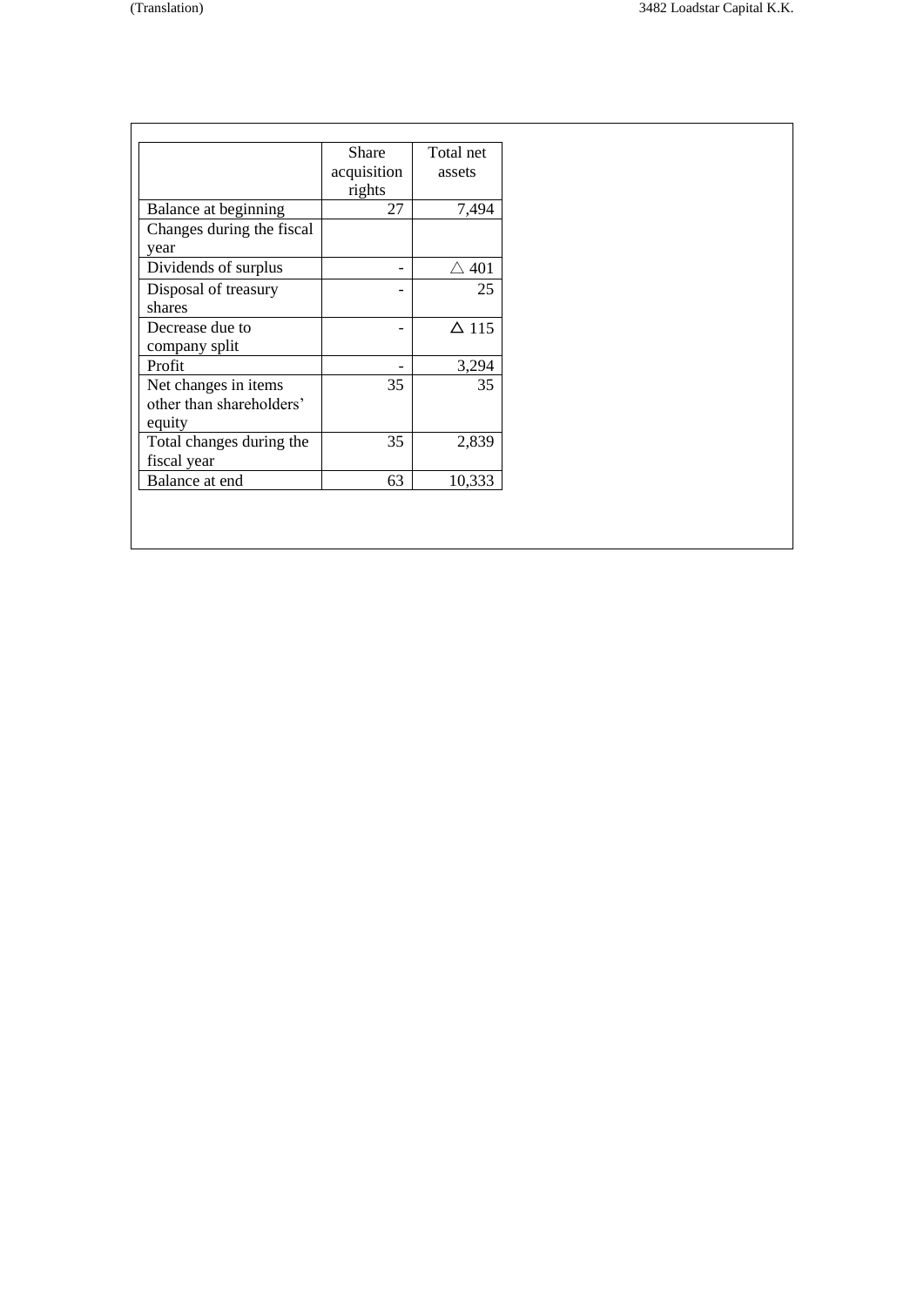| | Share acquisition rights | Total net assets |
|---|---|---|
| Balance at beginning | 27 | 7,494 |
| Changes during the fiscal year | | |
| Dividends of surplus | - | △ 401 |
| Disposal of treasury shares | - | 25 |
| Decrease due to company split | - | Δ 115 |
| Profit | - | 3,294 |
| Net changes in items other than shareholders' equity | 35 | 35 |
| Total changes during the fiscal year | 35 | 2,839 |
| Balance at end | 63 | 10,333 |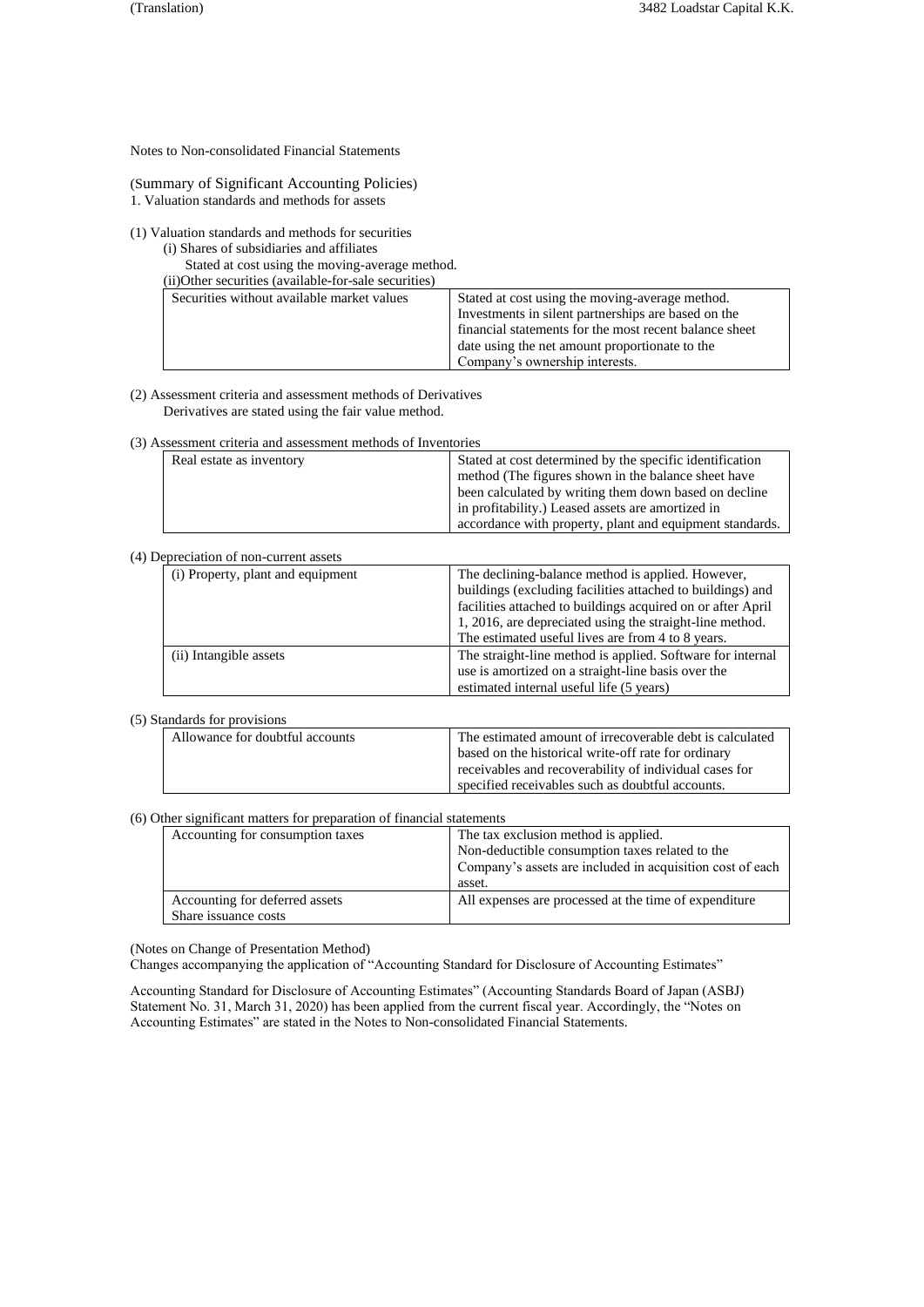Notes to Non-consolidated Financial Statements

(Summary of Significant Accounting Policies)

1. Valuation standards and methods for assets

(1) Valuation standards and methods for securities

(i) Shares of subsidiaries and affiliates

Stated at cost using the moving-average method.

(ii)Other securities (available-for-sale securities)

| | |
|---|---|
| Securities without available market values | Stated at cost using the moving-average method. Investments in silent partnerships are based on the financial statements for the most recent balance sheet date using the net amount proportionate to the Company's ownership interests. |

(2) Assessment criteria and assessment methods of Derivatives

Derivatives are stated using the fair value method.

(3) Assessment criteria and assessment methods of Inventories

| | |
|---|---|
| Real estate as inventory | Stated at cost determined by the specific identification method (The figures shown in the balance sheet have been calculated by writing them down based on decline in profitability.) Leased assets are amortized in accordance with property, plant and equipment standards. |

(4) Depreciation of non-current assets

| | |
|---|---|
| (i) Property, plant and equipment | The declining-balance method is applied. However, buildings (excluding facilities attached to buildings) and facilities attached to buildings acquired on or after April 1, 2016, are depreciated using the straight-line method. The estimated useful lives are from 4 to 8 years. |
| (ii) Intangible assets | The straight-line method is applied. Software for internal use is amortized on a straight-line basis over the estimated internal useful life (5 years) |

(5) Standards for provisions

| | |
|---|---|
| Allowance for doubtful accounts | The estimated amount of irrecoverable debt is calculated based on the historical write-off rate for ordinary receivables and recoverability of individual cases for specified receivables such as doubtful accounts. |

(6) Other significant matters for preparation of financial statements

| | |
|---|---|
| Accounting for consumption taxes | The tax exclusion method is applied. Non-deductible consumption taxes related to the Company's assets are included in acquisition cost of each asset. |
| Accounting for deferred assets Share issuance costs | All expenses are processed at the time of expenditure |

(Notes on Change of Presentation Method)

Changes accompanying the application of "Accounting Standard for Disclosure of Accounting Estimates"

Accounting Standard for Disclosure of Accounting Estimates" (Accounting Standards Board of Japan (ASBJ) Statement No. 31, March 31, 2020) has been applied from the current fiscal year. Accordingly, the "Notes on Accounting Estimates" are stated in the Notes to Non-consolidated Financial Statements.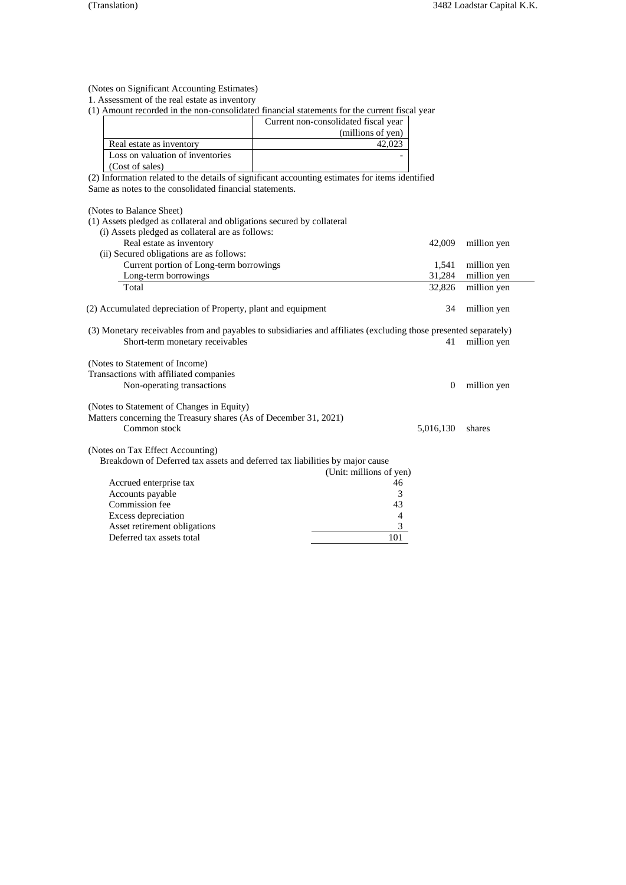(Notes on Significant Accounting Estimates)

1. Assessment of the real estate as inventory

(1) Amount recorded in the non-consolidated financial statements for the current fiscal year

| | Current non-consolidated fiscal year (millions of yen) |
|---|---|
| Real estate as inventory | 42,023 |
| Loss on valuation of inventories (Cost of sales) | - |

(2) Information related to the details of significant accounting estimates for items identified

Same as notes to the consolidated financial statements.

(Notes to Balance Sheet)

(1) Assets pledged as collateral and obligations secured by collateral

(i) Assets pledged as collateral are as follows:

| | | |
|---|---|---|
| Real estate as inventory | 42,009 | million yen |

(ii) Secured obligations are as follows:

| | | |
|---|---|---|
| Current portion of Long-term borrowings | 1,541 | million yen |
| Long-term borrowings | 31,284 | million yen |
| Total | 32,826 | million yen |

(2) Accumulated depreciation of Property, plant and equipment 34 million yen

(3) Monetary receivables from and payables to subsidiaries and affiliates (excluding those presented separately)

| | | |
|---|---|---|
| Short-term monetary receivables | 41 | million yen |

(Notes to Statement of Income)

Transactions with affiliated companies

| | | |
|---|---|---|
| Non-operating transactions | 0 | million yen |

(Notes to Statement of Changes in Equity)

Matters concerning the Treasury shares (As of December 31, 2021)

| | | |
|---|---|---|
| Common stock | 5,016,130 | shares |

(Notes on Tax Effect Accounting)

Breakdown of Deferred tax assets and deferred tax liabilities by major cause

| | (Unit: millions of yen) |
|---|---|
| Accrued enterprise tax | 46 |
| Accounts payable | 3 |
| Commission fee | 43 |
| Excess depreciation | 4 |
| Asset retirement obligations | 3 |
| Deferred tax assets total | 101 |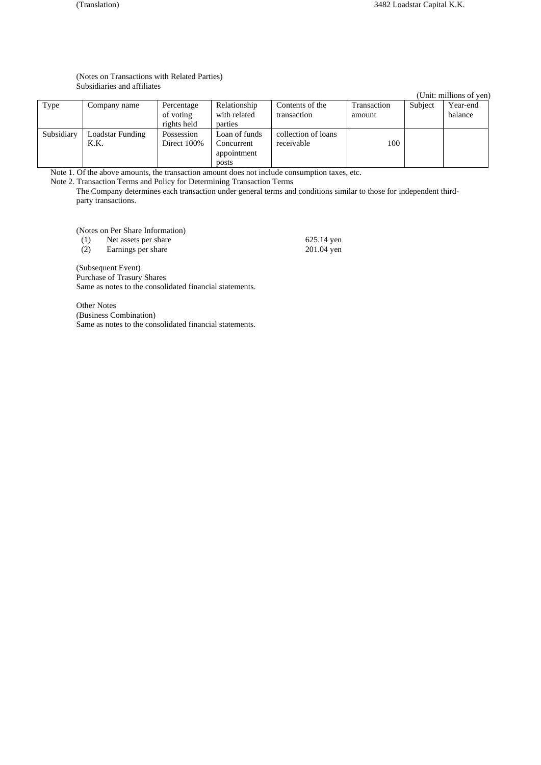(Notes on Transactions with Related Parties)
Subsidiaries and affiliates

(Unit: millions of yen)

| Type | Company name | Percentage of voting rights held | Relationship with related parties | Contents of the transaction | Transaction amount | Subject | Year-end balance |
|---|---|---|---|---|---|---|---|
| Subsidiary | Loadstar Funding K.K. | Possession Direct 100% | Loan of funds Concurrent appointment posts | collection of loans receivable | 100 | | |

Note 1. Of the above amounts, the transaction amount does not include consumption taxes, etc.

Note 2. Transaction Terms and Policy for Determining Transaction Terms

The Company determines each transaction under general terms and conditions similar to those for independent third-party transactions.

(Notes on Per Share Information)

| | | |
|---|---|---|
| (1) | Net assets per share | 625.14 yen |
| (2) | Earnings per share | 201.04 yen |

(Subsequent Event)
Purchase of Trasury Shares
Same as notes to the consolidated financial statements.

Other Notes
(Business Combination)
Same as notes to the consolidated financial statements.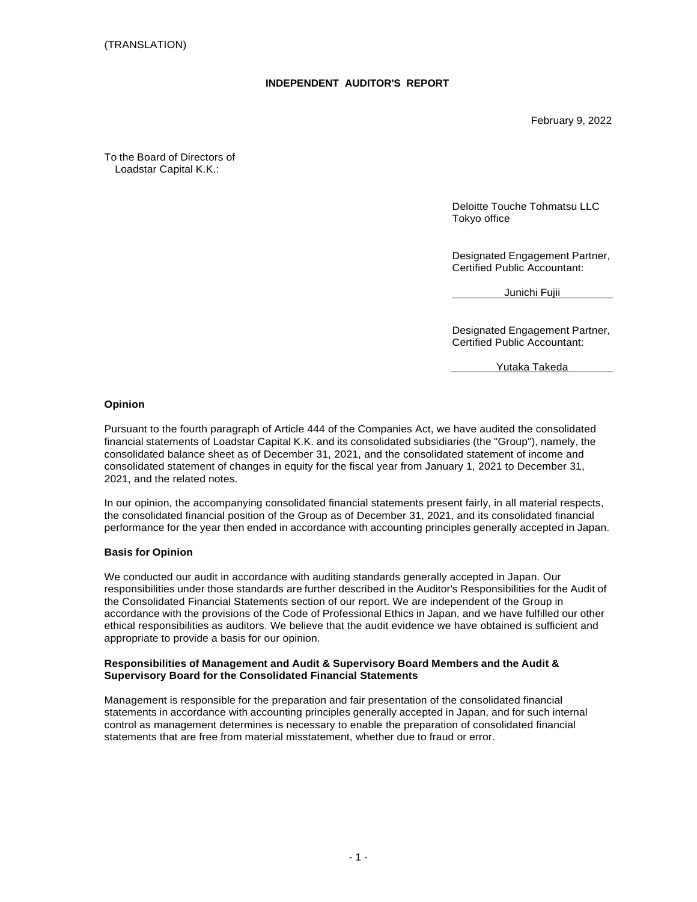(TRANSLATION)

# INDEPENDENT AUDITOR'S REPORT

February 9, 2022

To the Board of Directors of
Loadstar Capital K.K.:

Deloitte Touche Tohmatsu LLC
Tokyo office

Designated Engagement Partner,
Certified Public Accountant:

Junichi Fujii

Designated Engagement Partner,
Certified Public Accountant:

Yutaka Takeda

## Opinion

Pursuant to the fourth paragraph of Article 444 of the Companies Act, we have audited the consolidated financial statements of Loadstar Capital K.K. and its consolidated subsidiaries (the "Group"), namely, the consolidated balance sheet as of December 31, 2021, and the consolidated statement of income and consolidated statement of changes in equity for the fiscal year from January 1, 2021 to December 31, 2021, and the related notes.

In our opinion, the accompanying consolidated financial statements present fairly, in all material respects, the consolidated financial position of the Group as of December 31, 2021, and its consolidated financial performance for the year then ended in accordance with accounting principles generally accepted in Japan.

## Basis for Opinion

We conducted our audit in accordance with auditing standards generally accepted in Japan. Our responsibilities under those standards are further described in the Auditor's Responsibilities for the Audit of the Consolidated Financial Statements section of our report. We are independent of the Group in accordance with the provisions of the Code of Professional Ethics in Japan, and we have fulfilled our other ethical responsibilities as auditors. We believe that the audit evidence we have obtained is sufficient and appropriate to provide a basis for our opinion.

## Responsibilities of Management and Audit & Supervisory Board Members and the Audit & Supervisory Board for the Consolidated Financial Statements

Management is responsible for the preparation and fair presentation of the consolidated financial statements in accordance with accounting principles generally accepted in Japan, and for such internal control as management determines is necessary to enable the preparation of consolidated financial statements that are free from material misstatement, whether due to fraud or error.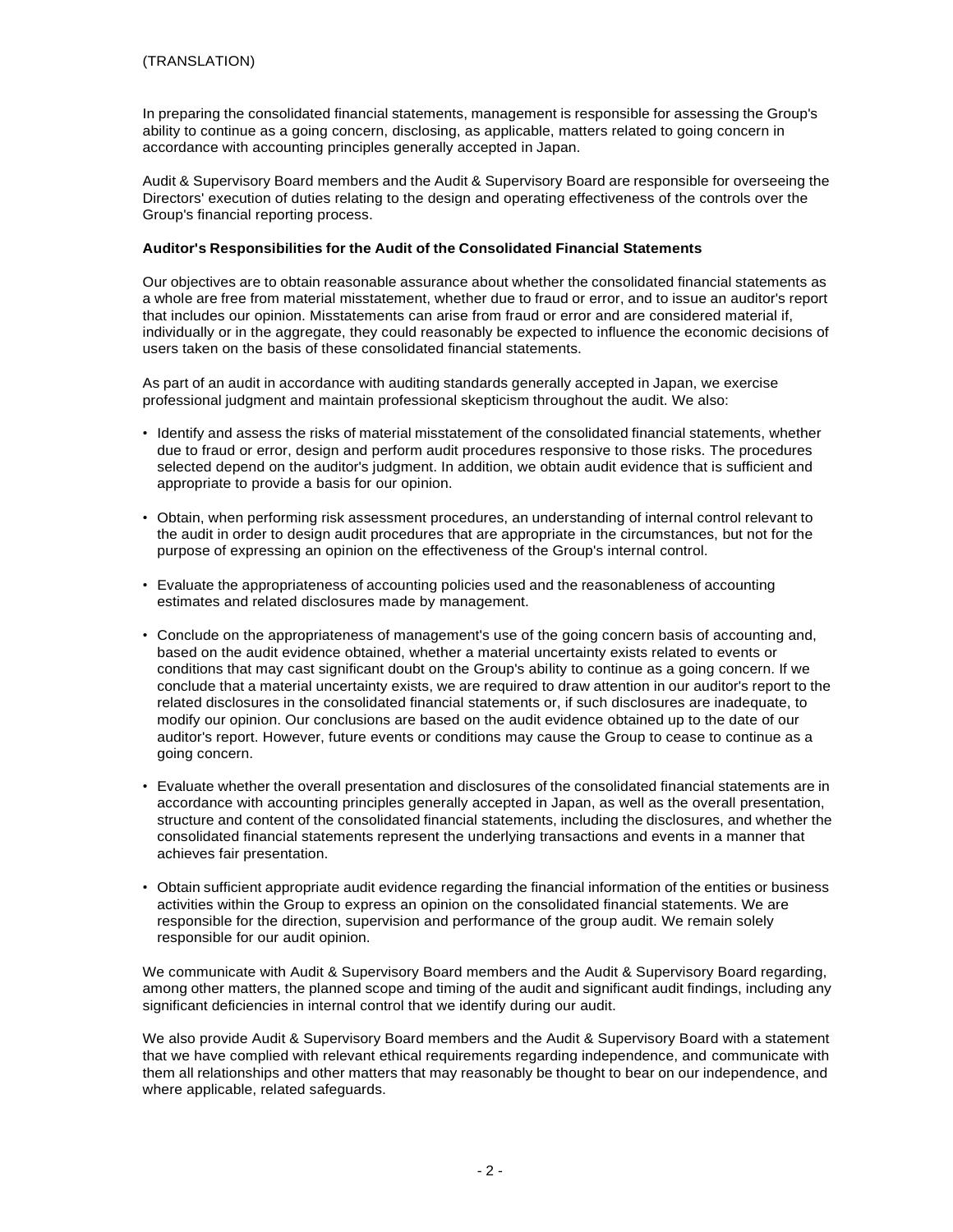(TRANSLATION)

In preparing the consolidated financial statements, management is responsible for assessing the Group's ability to continue as a going concern, disclosing, as applicable, matters related to going concern in accordance with accounting principles generally accepted in Japan.

Audit & Supervisory Board members and the Audit & Supervisory Board are responsible for overseeing the Directors' execution of duties relating to the design and operating effectiveness of the controls over the Group's financial reporting process.

**Auditor's Responsibilities for the Audit of the Consolidated Financial Statements**

Our objectives are to obtain reasonable assurance about whether the consolidated financial statements as a whole are free from material misstatement, whether due to fraud or error, and to issue an auditor's report that includes our opinion. Misstatements can arise from fraud or error and are considered material if, individually or in the aggregate, they could reasonably be expected to influence the economic decisions of users taken on the basis of these consolidated financial statements.

As part of an audit in accordance with auditing standards generally accepted in Japan, we exercise professional judgment and maintain professional skepticism throughout the audit. We also:

- Identify and assess the risks of material misstatement of the consolidated financial statements, whether due to fraud or error, design and perform audit procedures responsive to those risks. The procedures selected depend on the auditor's judgment. In addition, we obtain audit evidence that is sufficient and appropriate to provide a basis for our opinion.
- Obtain, when performing risk assessment procedures, an understanding of internal control relevant to the audit in order to design audit procedures that are appropriate in the circumstances, but not for the purpose of expressing an opinion on the effectiveness of the Group's internal control.
- Evaluate the appropriateness of accounting policies used and the reasonableness of accounting estimates and related disclosures made by management.
- Conclude on the appropriateness of management's use of the going concern basis of accounting and, based on the audit evidence obtained, whether a material uncertainty exists related to events or conditions that may cast significant doubt on the Group's ability to continue as a going concern. If we conclude that a material uncertainty exists, we are required to draw attention in our auditor's report to the related disclosures in the consolidated financial statements or, if such disclosures are inadequate, to modify our opinion. Our conclusions are based on the audit evidence obtained up to the date of our auditor's report. However, future events or conditions may cause the Group to cease to continue as a going concern.
- Evaluate whether the overall presentation and disclosures of the consolidated financial statements are in accordance with accounting principles generally accepted in Japan, as well as the overall presentation, structure and content of the consolidated financial statements, including the disclosures, and whether the consolidated financial statements represent the underlying transactions and events in a manner that achieves fair presentation.
- Obtain sufficient appropriate audit evidence regarding the financial information of the entities or business activities within the Group to express an opinion on the consolidated financial statements. We are responsible for the direction, supervision and performance of the group audit. We remain solely responsible for our audit opinion.

We communicate with Audit & Supervisory Board members and the Audit & Supervisory Board regarding, among other matters, the planned scope and timing of the audit and significant audit findings, including any significant deficiencies in internal control that we identify during our audit.

We also provide Audit & Supervisory Board members and the Audit & Supervisory Board with a statement that we have complied with relevant ethical requirements regarding independence, and communicate with them all relationships and other matters that may reasonably be thought to bear on our independence, and where applicable, related safeguards.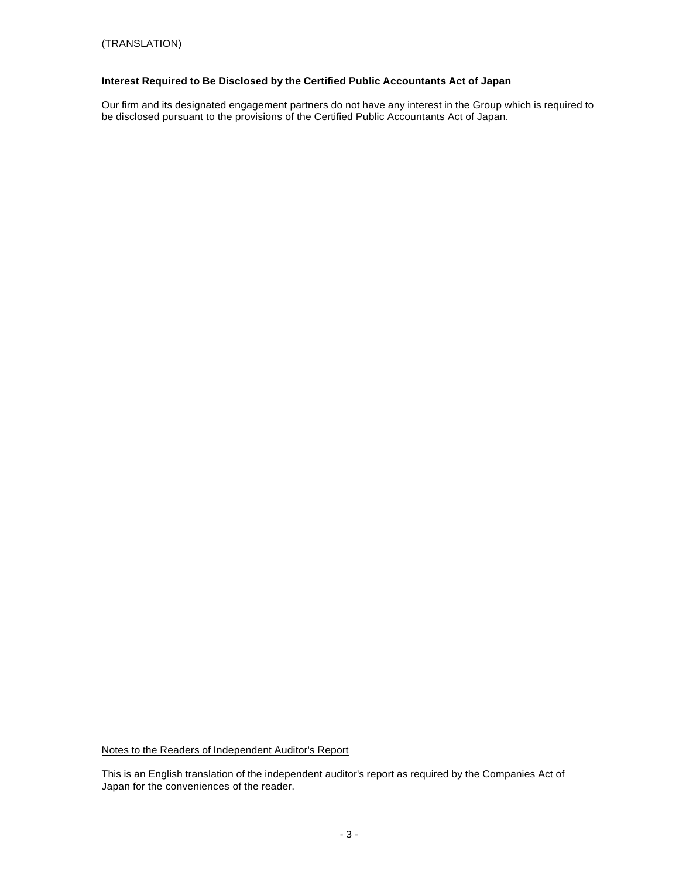(TRANSLATION)

**Interest Required to Be Disclosed by the Certified Public Accountants Act of Japan**

Our firm and its designated engagement partners do not have any interest in the Group which is required to be disclosed pursuant to the provisions of the Certified Public Accountants Act of Japan.

Notes to the Readers of Independent Auditor's Report

This is an English translation of the independent auditor's report as required by the Companies Act of Japan for the conveniences of the reader.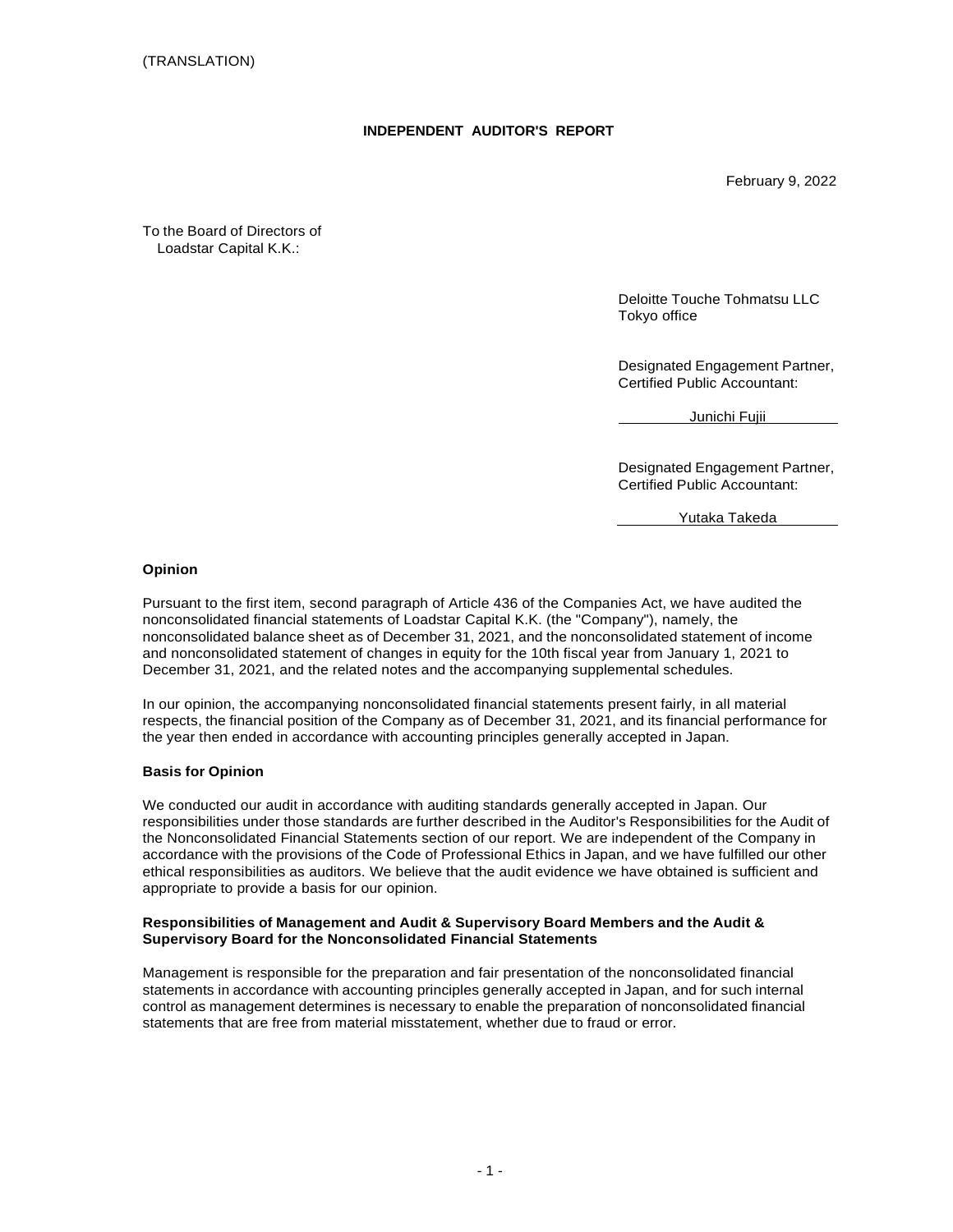(TRANSLATION)

# INDEPENDENT AUDITOR'S REPORT

February 9, 2022

To the Board of Directors of
Loadstar Capital K.K.:

Deloitte Touche Tohmatsu LLC
Tokyo office

Designated Engagement Partner,
Certified Public Accountant:

Junichi Fujii

Designated Engagement Partner,
Certified Public Accountant:

Yutaka Takeda

## Opinion

Pursuant to the first item, second paragraph of Article 436 of the Companies Act, we have audited the nonconsolidated financial statements of Loadstar Capital K.K. (the "Company"), namely, the nonconsolidated balance sheet as of December 31, 2021, and the nonconsolidated statement of income and nonconsolidated statement of changes in equity for the 10th fiscal year from January 1, 2021 to December 31, 2021, and the related notes and the accompanying supplemental schedules.

In our opinion, the accompanying nonconsolidated financial statements present fairly, in all material respects, the financial position of the Company as of December 31, 2021, and its financial performance for the year then ended in accordance with accounting principles generally accepted in Japan.

## Basis for Opinion

We conducted our audit in accordance with auditing standards generally accepted in Japan. Our responsibilities under those standards are further described in the Auditor's Responsibilities for the Audit of the Nonconsolidated Financial Statements section of our report. We are independent of the Company in accordance with the provisions of the Code of Professional Ethics in Japan, and we have fulfilled our other ethical responsibilities as auditors. We believe that the audit evidence we have obtained is sufficient and appropriate to provide a basis for our opinion.

## Responsibilities of Management and Audit & Supervisory Board Members and the Audit & Supervisory Board for the Nonconsolidated Financial Statements

Management is responsible for the preparation and fair presentation of the nonconsolidated financial statements in accordance with accounting principles generally accepted in Japan, and for such internal control as management determines is necessary to enable the preparation of nonconsolidated financial statements that are free from material misstatement, whether due to fraud or error.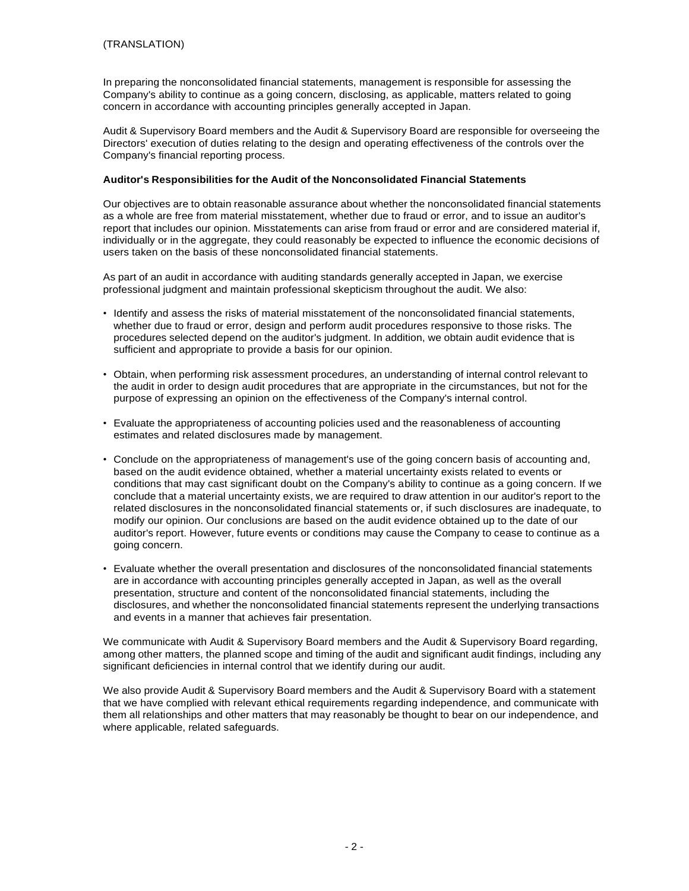(TRANSLATION)

In preparing the nonconsolidated financial statements, management is responsible for assessing the Company's ability to continue as a going concern, disclosing, as applicable, matters related to going concern in accordance with accounting principles generally accepted in Japan.

Audit & Supervisory Board members and the Audit & Supervisory Board are responsible for overseeing the Directors' execution of duties relating to the design and operating effectiveness of the controls over the Company's financial reporting process.

**Auditor's Responsibilities for the Audit of the Nonconsolidated Financial Statements**

Our objectives are to obtain reasonable assurance about whether the nonconsolidated financial statements as a whole are free from material misstatement, whether due to fraud or error, and to issue an auditor's report that includes our opinion. Misstatements can arise from fraud or error and are considered material if, individually or in the aggregate, they could reasonably be expected to influence the economic decisions of users taken on the basis of these nonconsolidated financial statements.

As part of an audit in accordance with auditing standards generally accepted in Japan, we exercise professional judgment and maintain professional skepticism throughout the audit. We also:

- Identify and assess the risks of material misstatement of the nonconsolidated financial statements, whether due to fraud or error, design and perform audit procedures responsive to those risks. The procedures selected depend on the auditor's judgment. In addition, we obtain audit evidence that is sufficient and appropriate to provide a basis for our opinion.

- Obtain, when performing risk assessment procedures, an understanding of internal control relevant to the audit in order to design audit procedures that are appropriate in the circumstances, but not for the purpose of expressing an opinion on the effectiveness of the Company's internal control.

- Evaluate the appropriateness of accounting policies used and the reasonableness of accounting estimates and related disclosures made by management.

- Conclude on the appropriateness of management's use of the going concern basis of accounting and, based on the audit evidence obtained, whether a material uncertainty exists related to events or conditions that may cast significant doubt on the Company's ability to continue as a going concern. If we conclude that a material uncertainty exists, we are required to draw attention in our auditor's report to the related disclosures in the nonconsolidated financial statements or, if such disclosures are inadequate, to modify our opinion. Our conclusions are based on the audit evidence obtained up to the date of our auditor's report. However, future events or conditions may cause the Company to cease to continue as a going concern.

- Evaluate whether the overall presentation and disclosures of the nonconsolidated financial statements are in accordance with accounting principles generally accepted in Japan, as well as the overall presentation, structure and content of the nonconsolidated financial statements, including the disclosures, and whether the nonconsolidated financial statements represent the underlying transactions and events in a manner that achieves fair presentation.

We communicate with Audit & Supervisory Board members and the Audit & Supervisory Board regarding, among other matters, the planned scope and timing of the audit and significant audit findings, including any significant deficiencies in internal control that we identify during our audit.

We also provide Audit & Supervisory Board members and the Audit & Supervisory Board with a statement that we have complied with relevant ethical requirements regarding independence, and communicate with them all relationships and other matters that may reasonably be thought to bear on our independence, and where applicable, related safeguards.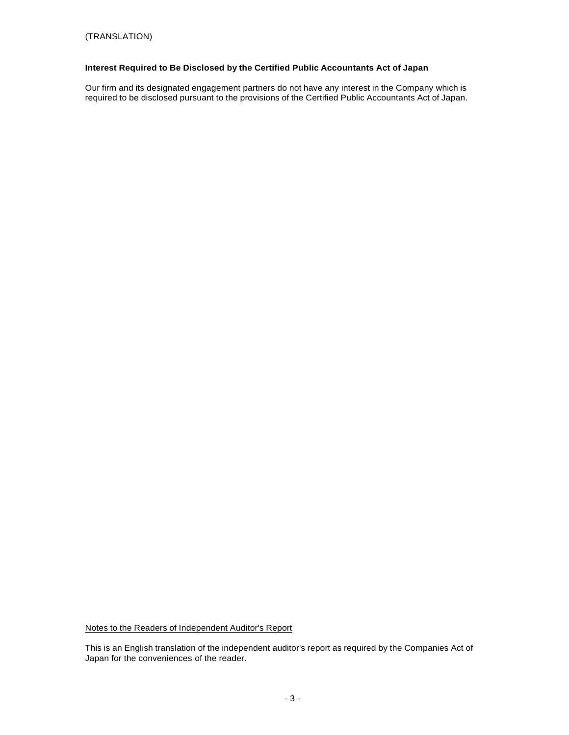(TRANSLATION)

**Interest Required to Be Disclosed by the Certified Public Accountants Act of Japan**

Our firm and its designated engagement partners do not have any interest in the Company which is required to be disclosed pursuant to the provisions of the Certified Public Accountants Act of Japan.

Notes to the Readers of Independent Auditor's Report

This is an English translation of the independent auditor's report as required by the Companies Act of Japan for the conveniences of the reader.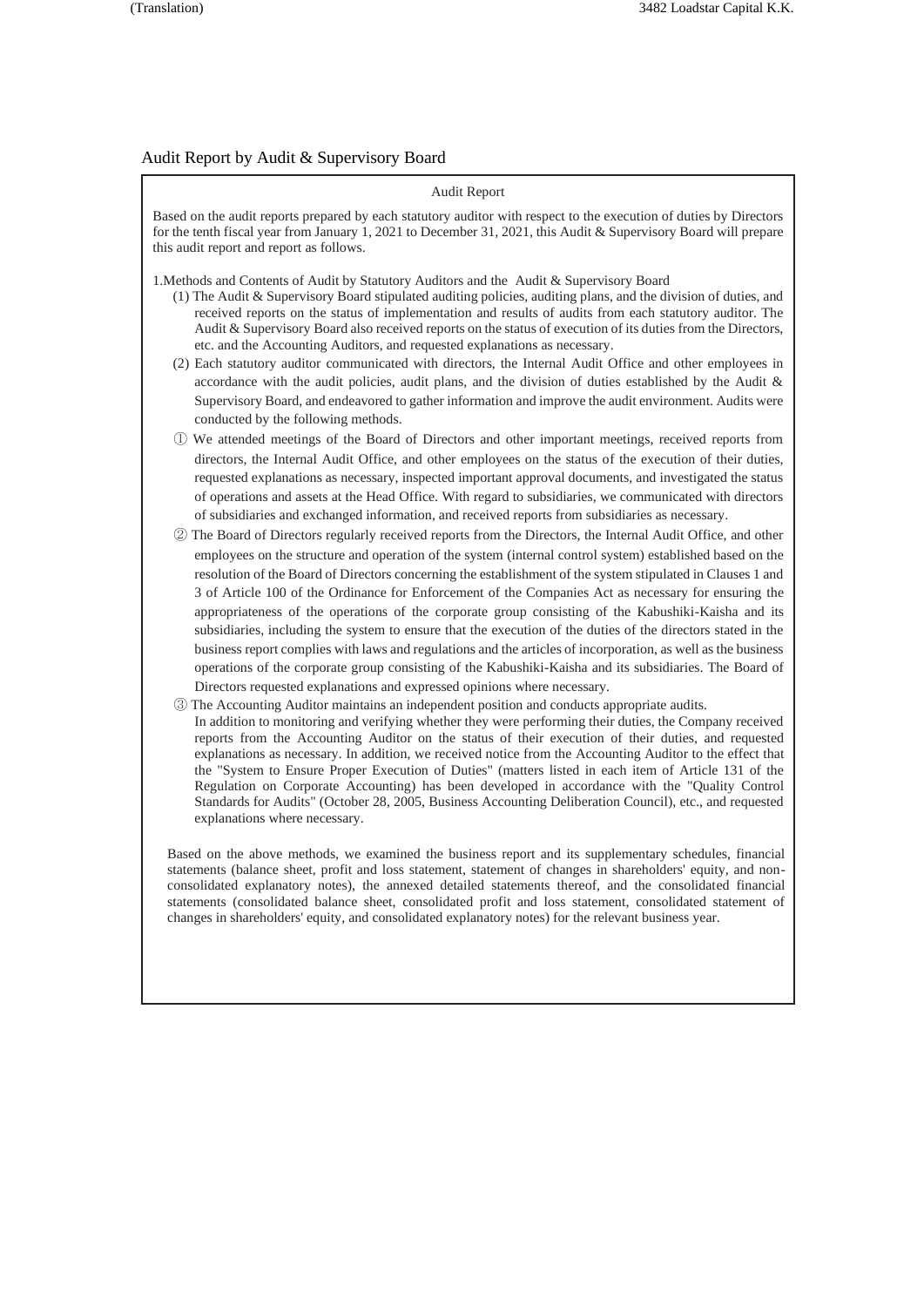## Audit Report by Audit & Supervisory Board

Audit Report

Based on the audit reports prepared by each statutory auditor with respect to the execution of duties by Directors for the tenth fiscal year from January 1, 2021 to December 31, 2021, this Audit & Supervisory Board will prepare this audit report and report as follows.

1.Methods and Contents of Audit by Statutory Auditors and the Audit & Supervisory Board

(1) The Audit & Supervisory Board stipulated auditing policies, auditing plans, and the division of duties, and received reports on the status of implementation and results of audits from each statutory auditor. The Audit & Supervisory Board also received reports on the status of execution of its duties from the Directors, etc. and the Accounting Auditors, and requested explanations as necessary.

(2) Each statutory auditor communicated with directors, the Internal Audit Office and other employees in accordance with the audit policies, audit plans, and the division of duties established by the Audit & Supervisory Board, and endeavored to gather information and improve the audit environment. Audits were conducted by the following methods.

① We attended meetings of the Board of Directors and other important meetings, received reports from directors, the Internal Audit Office, and other employees on the status of the execution of their duties, requested explanations as necessary, inspected important approval documents, and investigated the status of operations and assets at the Head Office. With regard to subsidiaries, we communicated with directors of subsidiaries and exchanged information, and received reports from subsidiaries as necessary.

② The Board of Directors regularly received reports from the Directors, the Internal Audit Office, and other employees on the structure and operation of the system (internal control system) established based on the resolution of the Board of Directors concerning the establishment of the system stipulated in Clauses 1 and 3 of Article 100 of the Ordinance for Enforcement of the Companies Act as necessary for ensuring the appropriateness of the operations of the corporate group consisting of the Kabushiki-Kaisha and its subsidiaries, including the system to ensure that the execution of the duties of the directors stated in the business report complies with laws and regulations and the articles of incorporation, as well as the business operations of the corporate group consisting of the Kabushiki-Kaisha and its subsidiaries. The Board of Directors requested explanations and expressed opinions where necessary.

③ The Accounting Auditor maintains an independent position and conducts appropriate audits.
In addition to monitoring and verifying whether they were performing their duties, the Company received reports from the Accounting Auditor on the status of their execution of their duties, and requested explanations as necessary. In addition, we received notice from the Accounting Auditor to the effect that the "System to Ensure Proper Execution of Duties" (matters listed in each item of Article 131 of the Regulation on Corporate Accounting) has been developed in accordance with the "Quality Control Standards for Audits" (October 28, 2005, Business Accounting Deliberation Council), etc., and requested explanations where necessary.

Based on the above methods, we examined the business report and its supplementary schedules, financial statements (balance sheet, profit and loss statement, statement of changes in shareholders' equity, and non-consolidated explanatory notes), the annexed detailed statements thereof, and the consolidated financial statements (consolidated balance sheet, consolidated profit and loss statement, consolidated statement of changes in shareholders' equity, and consolidated explanatory notes) for the relevant business year.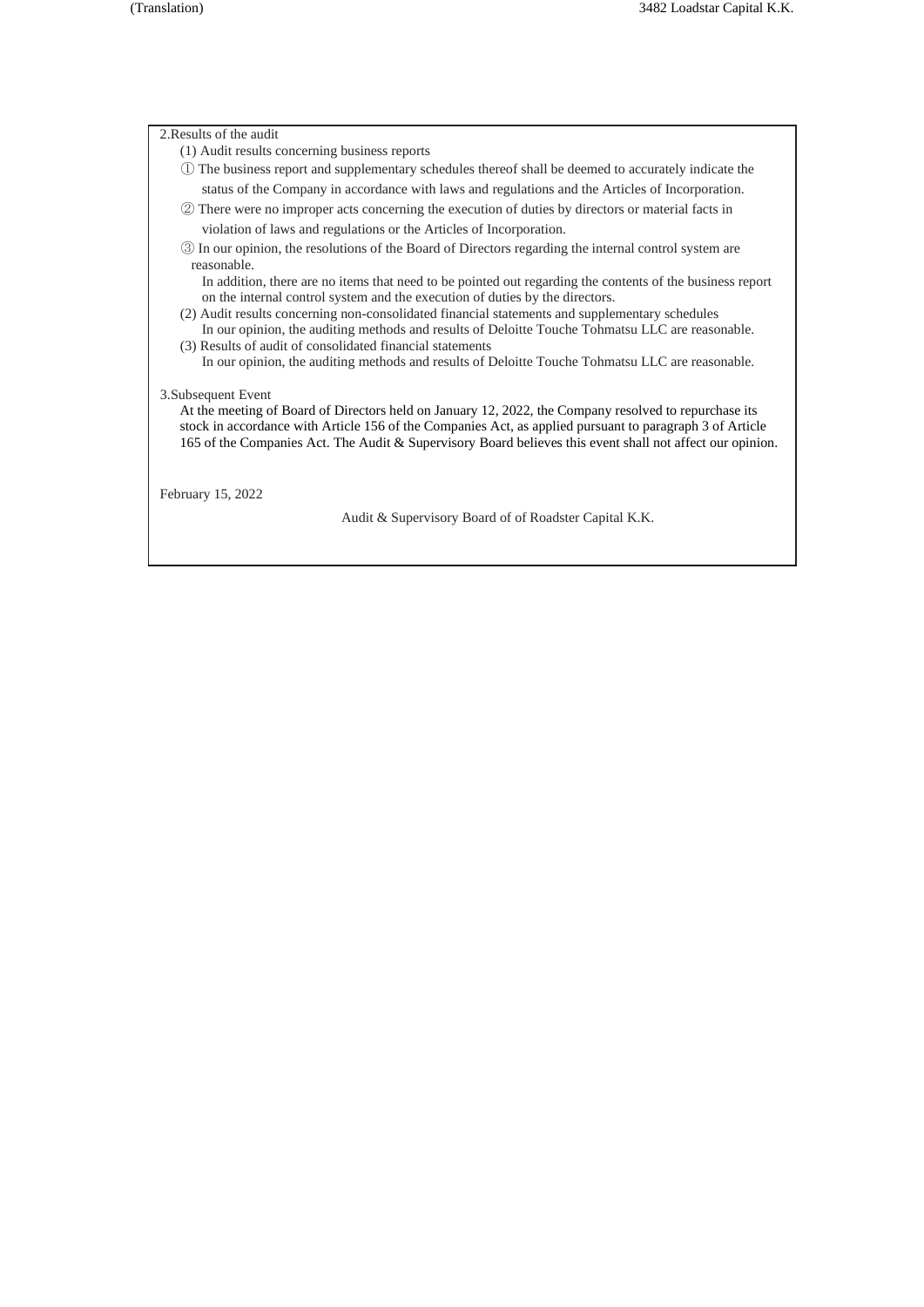2.Results of the audit

(1) Audit results concerning business reports

① The business report and supplementary schedules thereof shall be deemed to accurately indicate the status of the Company in accordance with laws and regulations and the Articles of Incorporation.

② There were no improper acts concerning the execution of duties by directors or material facts in violation of laws and regulations or the Articles of Incorporation.

③ In our opinion, the resolutions of the Board of Directors regarding the internal control system are reasonable.

In addition, there are no items that need to be pointed out regarding the contents of the business report on the internal control system and the execution of duties by the directors.

(2) Audit results concerning non-consolidated financial statements and supplementary schedules

In our opinion, the auditing methods and results of Deloitte Touche Tohmatsu LLC are reasonable.

(3) Results of audit of consolidated financial statements

In our opinion, the auditing methods and results of Deloitte Touche Tohmatsu LLC are reasonable.

3.Subsequent Event

At the meeting of Board of Directors held on January 12, 2022, the Company resolved to repurchase its stock in accordance with Article 156 of the Companies Act, as applied pursuant to paragraph 3 of Article 165 of the Companies Act. The Audit & Supervisory Board believes this event shall not affect our opinion.

February 15, 2022

Audit & Supervisory Board of of Roadster Capital K.K.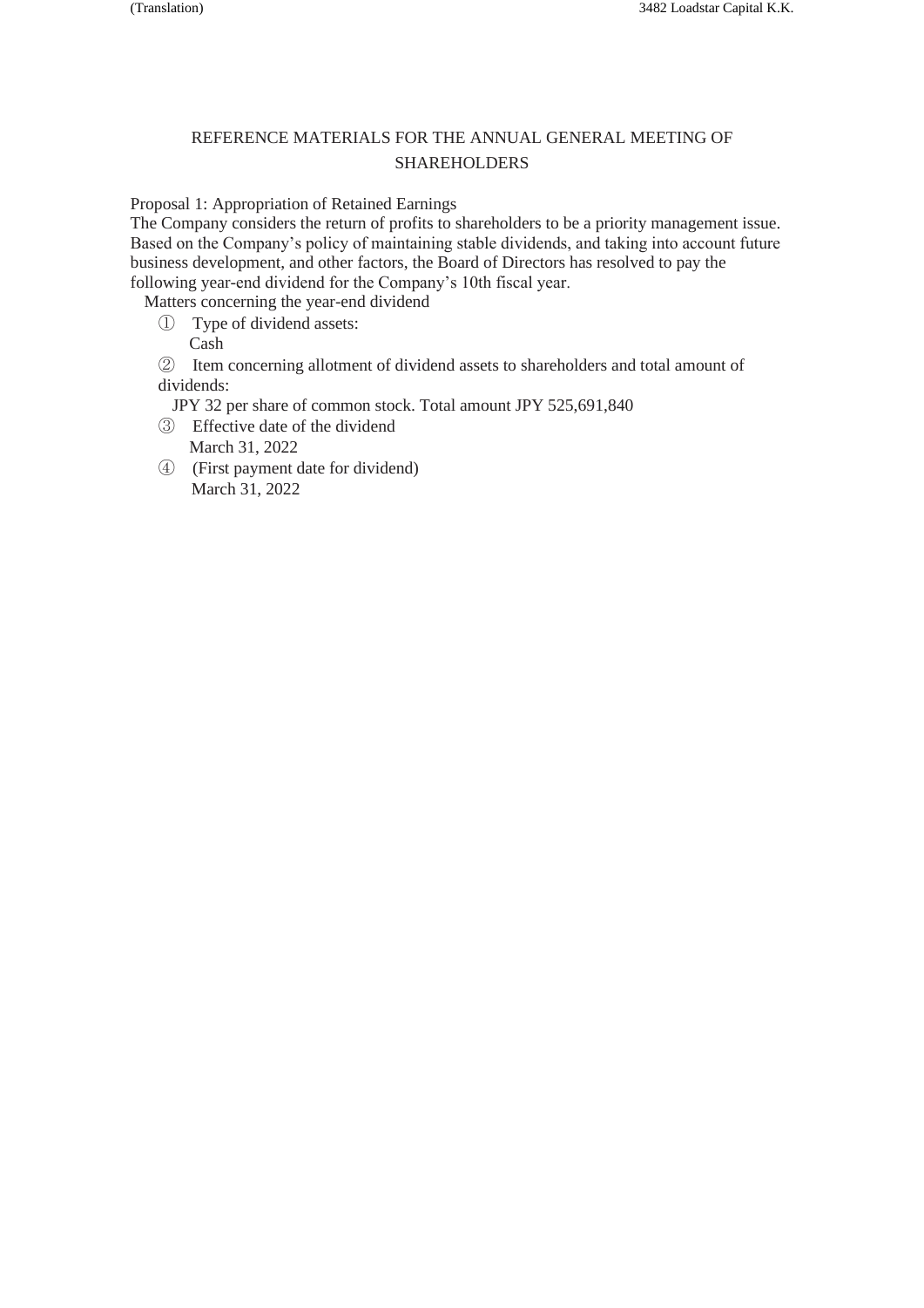# REFERENCE MATERIALS FOR THE ANNUAL GENERAL MEETING OF SHAREHOLDERS

Proposal 1: Appropriation of Retained Earnings

The Company considers the return of profits to shareholders to be a priority management issue. Based on the Company's policy of maintaining stable dividends, and taking into account future business development, and other factors, the Board of Directors has resolved to pay the following year-end dividend for the Company's 10th fiscal year.

Matters concerning the year-end dividend

① Type of dividend assets:
Cash

② Item concerning allotment of dividend assets to shareholders and total amount of dividends:
JPY 32 per share of common stock. Total amount JPY 525,691,840

③ Effective date of the dividend
March 31, 2022

④ (First payment date for dividend)
March 31, 2022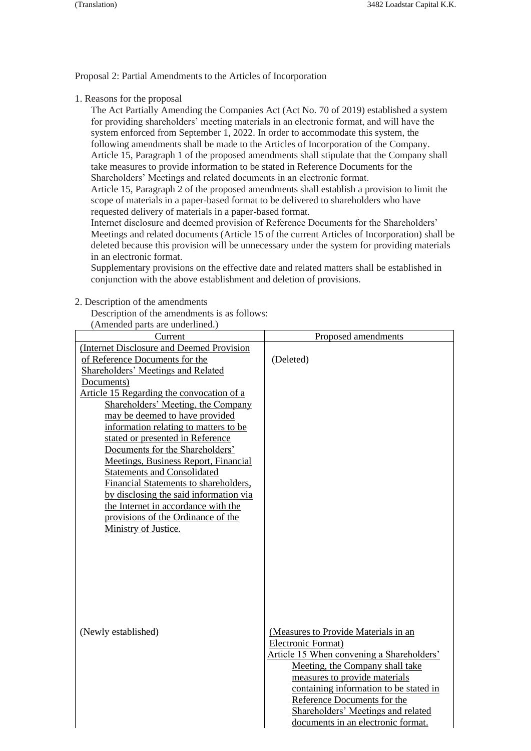Proposal 2: Partial Amendments to the Articles of Incorporation

1. Reasons for the proposal

The Act Partially Amending the Companies Act (Act No. 70 of 2019) established a system for providing shareholders' meeting materials in an electronic format, and will have the system enforced from September 1, 2022. In order to accommodate this system, the following amendments shall be made to the Articles of Incorporation of the Company.

Article 15, Paragraph 1 of the proposed amendments shall stipulate that the Company shall take measures to provide information to be stated in Reference Documents for the Shareholders' Meetings and related documents in an electronic format.

Article 15, Paragraph 2 of the proposed amendments shall establish a provision to limit the scope of materials in a paper-based format to be delivered to shareholders who have requested delivery of materials in a paper-based format.

Internet disclosure and deemed provision of Reference Documents for the Shareholders' Meetings and related documents (Article 15 of the current Articles of Incorporation) shall be deleted because this provision will be unnecessary under the system for providing materials in an electronic format.

Supplementary provisions on the effective date and related matters shall be established in conjunction with the above establishment and deletion of provisions.

2. Description of the amendments

Description of the amendments is as follows:

(Amended parts are underlined.)

| Current | Proposed amendments |
|---|---|
| (Internet Disclosure and Deemed Provision of Reference Documents for the Shareholders' Meetings and Related Documents)<br>Article 15 Regarding the convocation of a Shareholders' Meeting, the Company may be deemed to have provided information relating to matters to be stated or presented in Reference Documents for the Shareholders' Meetings, Business Report, Financial Statements and Consolidated Financial Statements to shareholders, by disclosing the said information via the Internet in accordance with the provisions of the Ordinance of the Ministry of Justice. | (Deleted) |
| (Newly established) | (Measures to Provide Materials in an Electronic Format)<br>Article 15 When convening a Shareholders' Meeting, the Company shall take measures to provide materials containing information to be stated in Reference Documents for the Shareholders' Meetings and related documents in an electronic format. |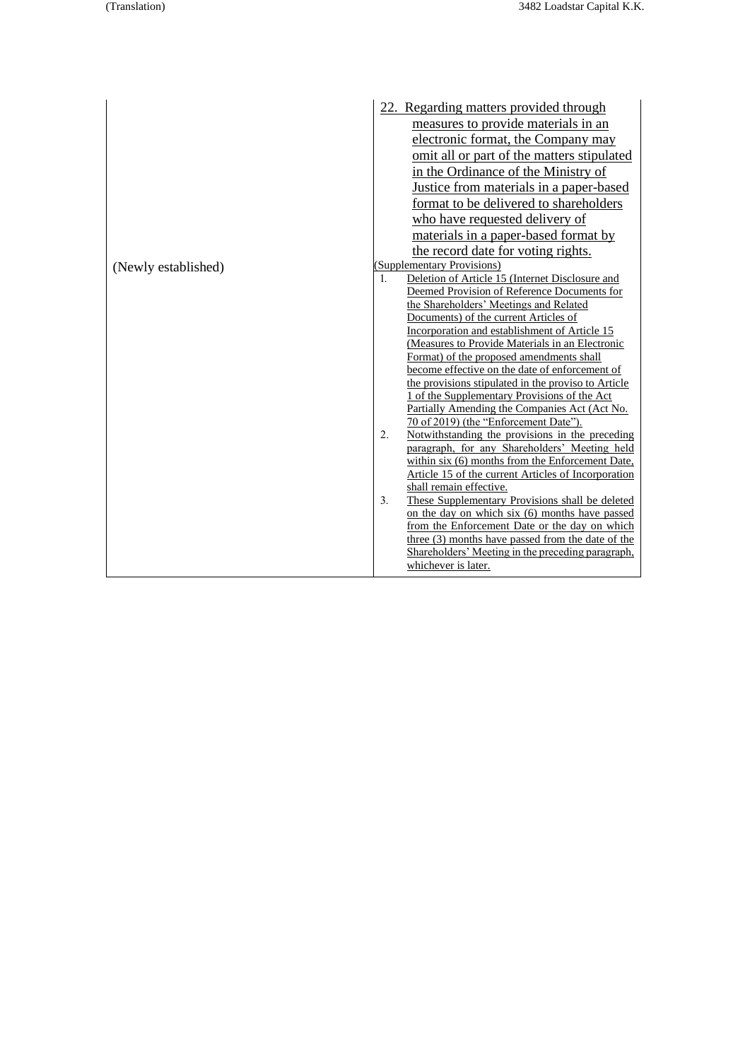| | |
|---|---|
| (Newly established) | 22. Regarding matters provided through measures to provide materials in an electronic format, the Company may omit all or part of the matters stipulated in the Ordinance of the Ministry of Justice from materials in a paper-based format to be delivered to shareholders who have requested delivery of materials in a paper-based format by the record date for voting rights.<br>(Supplementary Provisions)<br>1. Deletion of Article 15 (Internet Disclosure and Deemed Provision of Reference Documents for the Shareholders' Meetings and Related Documents) of the current Articles of Incorporation and establishment of Article 15 (Measures to Provide Materials in an Electronic Format) of the proposed amendments shall become effective on the date of enforcement of the provisions stipulated in the proviso to Article 1 of the Supplementary Provisions of the Act Partially Amending the Companies Act (Act No. 70 of 2019) (the "Enforcement Date").<br>2. Notwithstanding the provisions in the preceding paragraph, for any Shareholders' Meeting held within six (6) months from the Enforcement Date, Article 15 of the current Articles of Incorporation shall remain effective.<br>3. These Supplementary Provisions shall be deleted on the day on which six (6) months have passed from the Enforcement Date or the day on which three (3) months have passed from the date of the Shareholders' Meeting in the preceding paragraph, whichever is later. |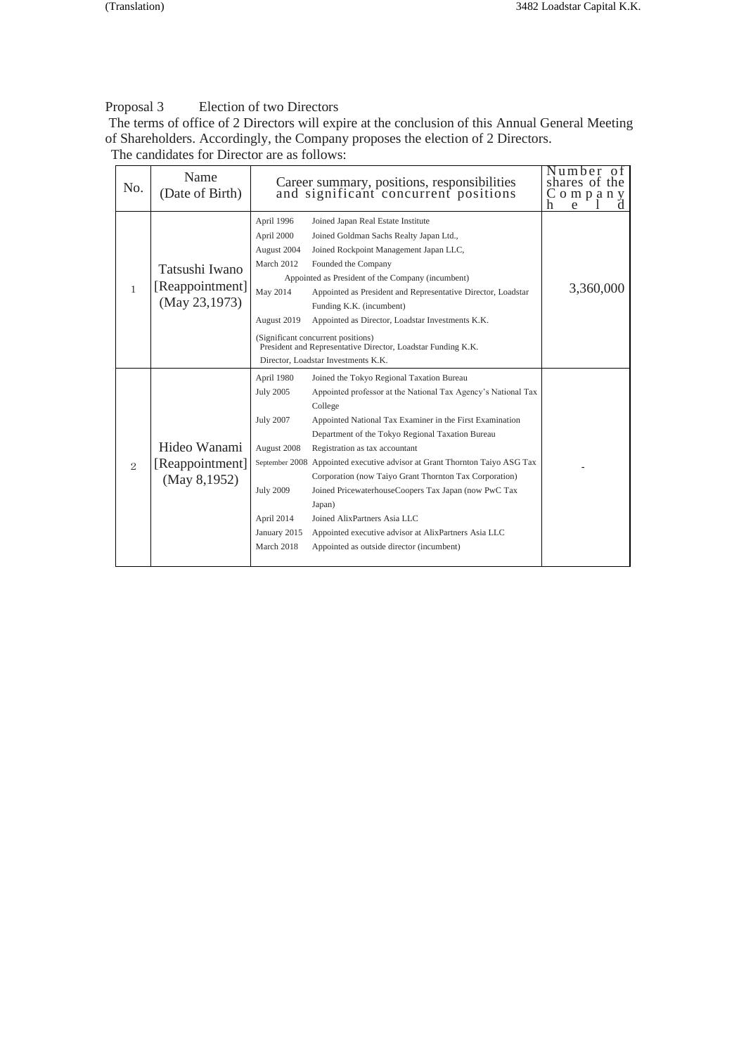Proposal 3 Election of two Directors

The terms of office of 2 Directors will expire at the conclusion of this Annual General Meeting of Shareholders. Accordingly, the Company proposes the election of 2 Directors.

The candidates for Director are as follows:

| No. | Name (Date of Birth) | Career summary, positions, responsibilities and significant concurrent positions | Number of shares of the Company held |
|---|---|---|---|
| 1 | Tatsushi Iwano [Reappointment] (May 23,1973) | April 1996 Joined Japan Real Estate Institute<br>April 2000 Joined Goldman Sachs Realty Japan Ltd.,<br>August 2004 Joined Rockpoint Management Japan LLC,<br>March 2012 Founded the Company<br>Appointed as President of the Company (incumbent)<br>May 2014 Appointed as President and Representative Director, Loadstar Funding K.K. (incumbent)<br>August 2019 Appointed as Director, Loadstar Investments K.K.<br>(Significant concurrent positions)<br>President and Representative Director, Loadstar Funding K.K.<br>Director, Loadstar Investments K.K. | 3,360,000 |
| 2 | Hideo Wanami [Reappointment] (May 8,1952) | April 1980 Joined the Tokyo Regional Taxation Bureau<br>July 2005 Appointed professor at the National Tax Agency's National Tax College<br>July 2007 Appointed National Tax Examiner in the First Examination Department of the Tokyo Regional Taxation Bureau<br>August 2008 Registration as tax accountant<br>September 2008 Appointed executive advisor at Grant Thornton Taiyo ASG Tax Corporation (now Taiyo Grant Thornton Tax Corporation)<br>July 2009 Joined PricewaterhouseCoopers Tax Japan (now PwC Tax Japan)<br>April 2014 Joined AlixPartners Asia LLC<br>January 2015 Appointed executive advisor at AlixPartners Asia LLC<br>March 2018 Appointed as outside director (incumbent) | - |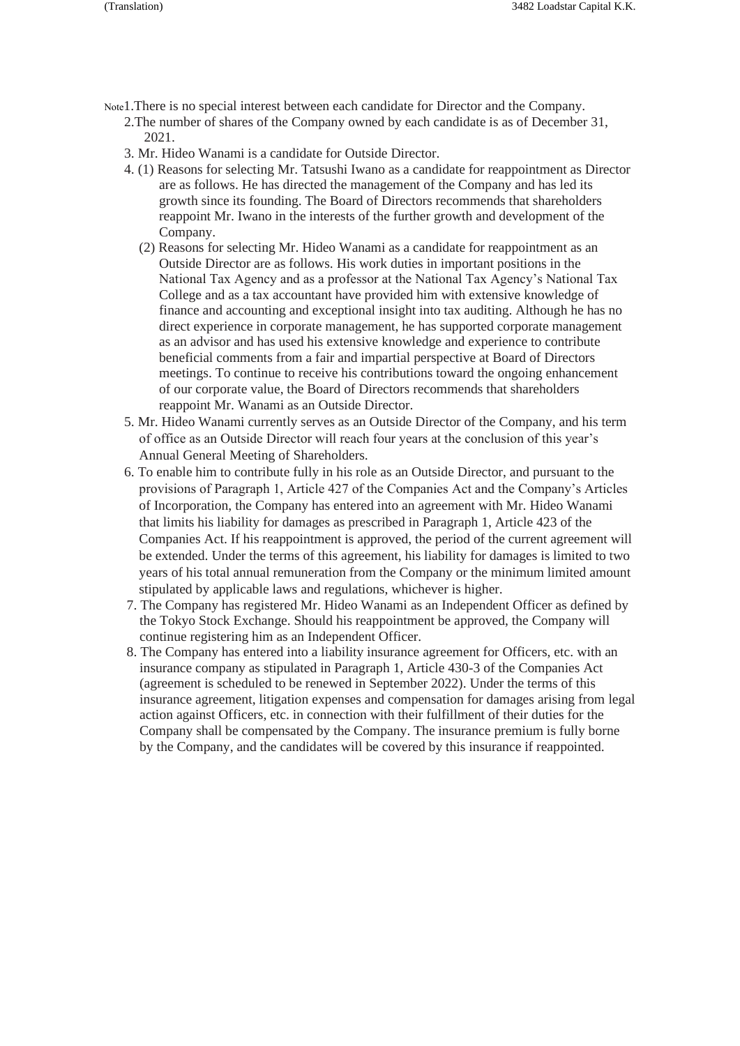Note 1. There is no special interest between each candidate for Director and the Company.

2. The number of shares of the Company owned by each candidate is as of December 31, 2021.

3. Mr. Hideo Wanami is a candidate for Outside Director.

4. (1) Reasons for selecting Mr. Tatsushi Iwano as a candidate for reappointment as Director are as follows. He has directed the management of the Company and has led its growth since its founding. The Board of Directors recommends that shareholders reappoint Mr. Iwano in the interests of the further growth and development of the Company.

   (2) Reasons for selecting Mr. Hideo Wanami as a candidate for reappointment as an Outside Director are as follows. His work duties in important positions in the National Tax Agency and as a professor at the National Tax Agency's National Tax College and as a tax accountant have provided him with extensive knowledge of finance and accounting and exceptional insight into tax auditing. Although he has no direct experience in corporate management, he has supported corporate management as an advisor and has used his extensive knowledge and experience to contribute beneficial comments from a fair and impartial perspective at Board of Directors meetings. To continue to receive his contributions toward the ongoing enhancement of our corporate value, the Board of Directors recommends that shareholders reappoint Mr. Wanami as an Outside Director.

5. Mr. Hideo Wanami currently serves as an Outside Director of the Company, and his term of office as an Outside Director will reach four years at the conclusion of this year's Annual General Meeting of Shareholders.

6. To enable him to contribute fully in his role as an Outside Director, and pursuant to the provisions of Paragraph 1, Article 427 of the Companies Act and the Company's Articles of Incorporation, the Company has entered into an agreement with Mr. Hideo Wanami that limits his liability for damages as prescribed in Paragraph 1, Article 423 of the Companies Act. If his reappointment is approved, the period of the current agreement will be extended. Under the terms of this agreement, his liability for damages is limited to two years of his total annual remuneration from the Company or the minimum limited amount stipulated by applicable laws and regulations, whichever is higher.

7. The Company has registered Mr. Hideo Wanami as an Independent Officer as defined by the Tokyo Stock Exchange. Should his reappointment be approved, the Company will continue registering him as an Independent Officer.

8. The Company has entered into a liability insurance agreement for Officers, etc. with an insurance company as stipulated in Paragraph 1, Article 430-3 of the Companies Act (agreement is scheduled to be renewed in September 2022). Under the terms of this insurance agreement, litigation expenses and compensation for damages arising from legal action against Officers, etc. in connection with their fulfillment of their duties for the Company shall be compensated by the Company. The insurance premium is fully borne by the Company, and the candidates will be covered by this insurance if reappointed.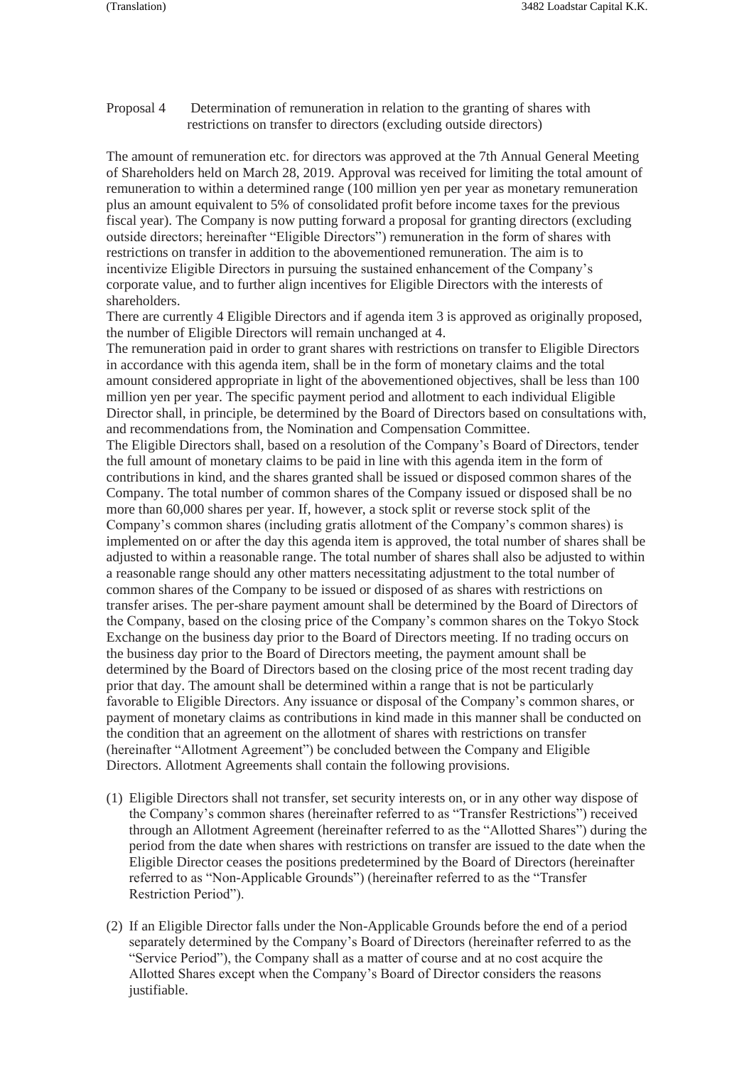Proposal 4 Determination of remuneration in relation to the granting of shares with restrictions on transfer to directors (excluding outside directors)

The amount of remuneration etc. for directors was approved at the 7th Annual General Meeting of Shareholders held on March 28, 2019. Approval was received for limiting the total amount of remuneration to within a determined range (100 million yen per year as monetary remuneration plus an amount equivalent to 5% of consolidated profit before income taxes for the previous fiscal year). The Company is now putting forward a proposal for granting directors (excluding outside directors; hereinafter "Eligible Directors") remuneration in the form of shares with restrictions on transfer in addition to the abovementioned remuneration. The aim is to incentivize Eligible Directors in pursuing the sustained enhancement of the Company's corporate value, and to further align incentives for Eligible Directors with the interests of shareholders.
There are currently 4 Eligible Directors and if agenda item 3 is approved as originally proposed, the number of Eligible Directors will remain unchanged at 4.
The remuneration paid in order to grant shares with restrictions on transfer to Eligible Directors in accordance with this agenda item, shall be in the form of monetary claims and the total amount considered appropriate in light of the abovementioned objectives, shall be less than 100 million yen per year. The specific payment period and allotment to each individual Eligible Director shall, in principle, be determined by the Board of Directors based on consultations with, and recommendations from, the Nomination and Compensation Committee.
The Eligible Directors shall, based on a resolution of the Company's Board of Directors, tender the full amount of monetary claims to be paid in line with this agenda item in the form of contributions in kind, and the shares granted shall be issued or disposed common shares of the Company. The total number of common shares of the Company issued or disposed shall be no more than 60,000 shares per year. If, however, a stock split or reverse stock split of the Company's common shares (including gratis allotment of the Company's common shares) is implemented on or after the day this agenda item is approved, the total number of shares shall be adjusted to within a reasonable range. The total number of shares shall also be adjusted to within a reasonable range should any other matters necessitating adjustment to the total number of common shares of the Company to be issued or disposed of as shares with restrictions on transfer arises. The per-share payment amount shall be determined by the Board of Directors of the Company, based on the closing price of the Company's common shares on the Tokyo Stock Exchange on the business day prior to the Board of Directors meeting. If no trading occurs on the business day prior to the Board of Directors meeting, the payment amount shall be determined by the Board of Directors based on the closing price of the most recent trading day prior that day. The amount shall be determined within a range that is not be particularly favorable to Eligible Directors. Any issuance or disposal of the Company's common shares, or payment of monetary claims as contributions in kind made in this manner shall be conducted on the condition that an agreement on the allotment of shares with restrictions on transfer (hereinafter "Allotment Agreement") be concluded between the Company and Eligible Directors. Allotment Agreements shall contain the following provisions.

(1) Eligible Directors shall not transfer, set security interests on, or in any other way dispose of the Company's common shares (hereinafter referred to as "Transfer Restrictions") received through an Allotment Agreement (hereinafter referred to as the "Allotted Shares") during the period from the date when shares with restrictions on transfer are issued to the date when the Eligible Director ceases the positions predetermined by the Board of Directors (hereinafter referred to as "Non-Applicable Grounds") (hereinafter referred to as the "Transfer Restriction Period").

(2) If an Eligible Director falls under the Non-Applicable Grounds before the end of a period separately determined by the Company's Board of Directors (hereinafter referred to as the "Service Period"), the Company shall as a matter of course and at no cost acquire the Allotted Shares except when the Company's Board of Director considers the reasons justifiable.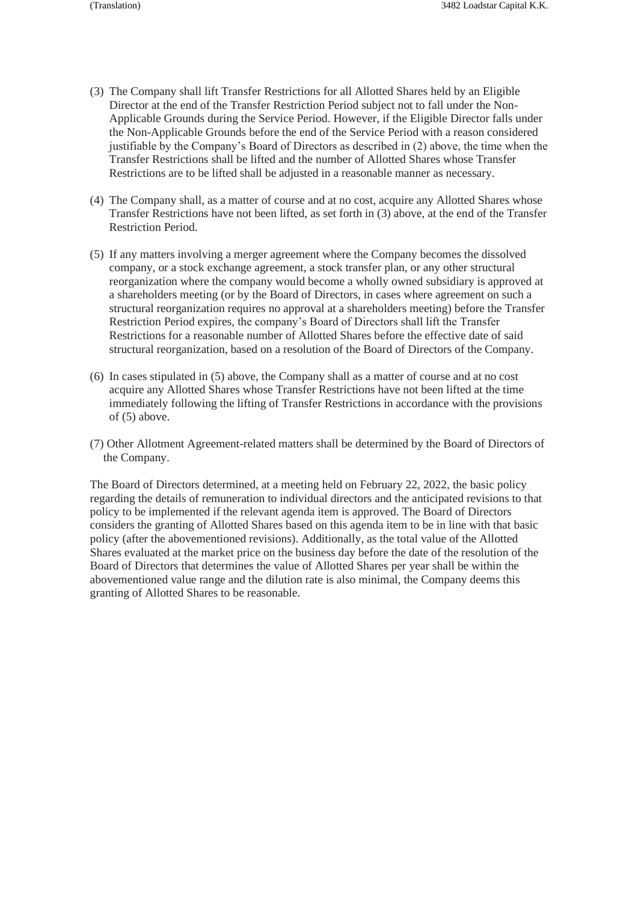(3) The Company shall lift Transfer Restrictions for all Allotted Shares held by an Eligible Director at the end of the Transfer Restriction Period subject not to fall under the Non-Applicable Grounds during the Service Period. However, if the Eligible Director falls under the Non-Applicable Grounds before the end of the Service Period with a reason considered justifiable by the Company's Board of Directors as described in (2) above, the time when the Transfer Restrictions shall be lifted and the number of Allotted Shares whose Transfer Restrictions are to be lifted shall be adjusted in a reasonable manner as necessary.

(4) The Company shall, as a matter of course and at no cost, acquire any Allotted Shares whose Transfer Restrictions have not been lifted, as set forth in (3) above, at the end of the Transfer Restriction Period.

(5) If any matters involving a merger agreement where the Company becomes the dissolved company, or a stock exchange agreement, a stock transfer plan, or any other structural reorganization where the company would become a wholly owned subsidiary is approved at a shareholders meeting (or by the Board of Directors, in cases where agreement on such a structural reorganization requires no approval at a shareholders meeting) before the Transfer Restriction Period expires, the company's Board of Directors shall lift the Transfer Restrictions for a reasonable number of Allotted Shares before the effective date of said structural reorganization, based on a resolution of the Board of Directors of the Company.

(6) In cases stipulated in (5) above, the Company shall as a matter of course and at no cost acquire any Allotted Shares whose Transfer Restrictions have not been lifted at the time immediately following the lifting of Transfer Restrictions in accordance with the provisions of (5) above.

(7) Other Allotment Agreement-related matters shall be determined by the Board of Directors of the Company.

The Board of Directors determined, at a meeting held on February 22, 2022, the basic policy regarding the details of remuneration to individual directors and the anticipated revisions to that policy to be implemented if the relevant agenda item is approved. The Board of Directors considers the granting of Allotted Shares based on this agenda item to be in line with that basic policy (after the abovementioned revisions). Additionally, as the total value of the Allotted Shares evaluated at the market price on the business day before the date of the resolution of the Board of Directors that determines the value of Allotted Shares per year shall be within the abovementioned value range and the dilution rate is also minimal, the Company deems this granting of Allotted Shares to be reasonable.